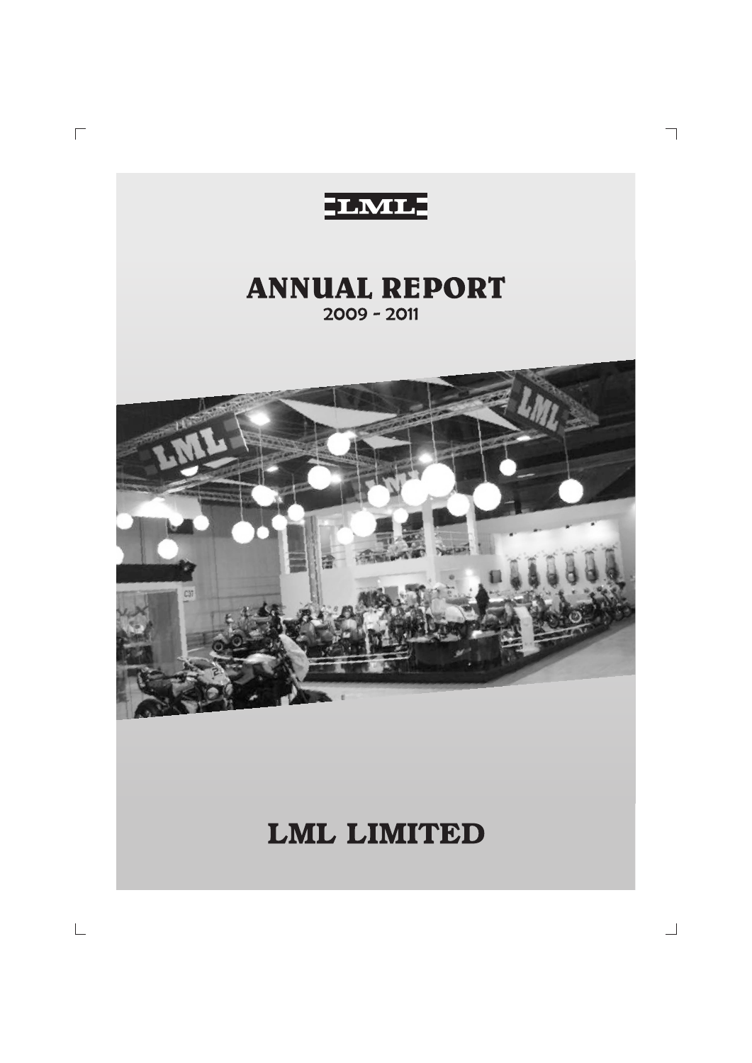LML

# ANNUAL REPORT

2009 - 2011

# LML LIMITED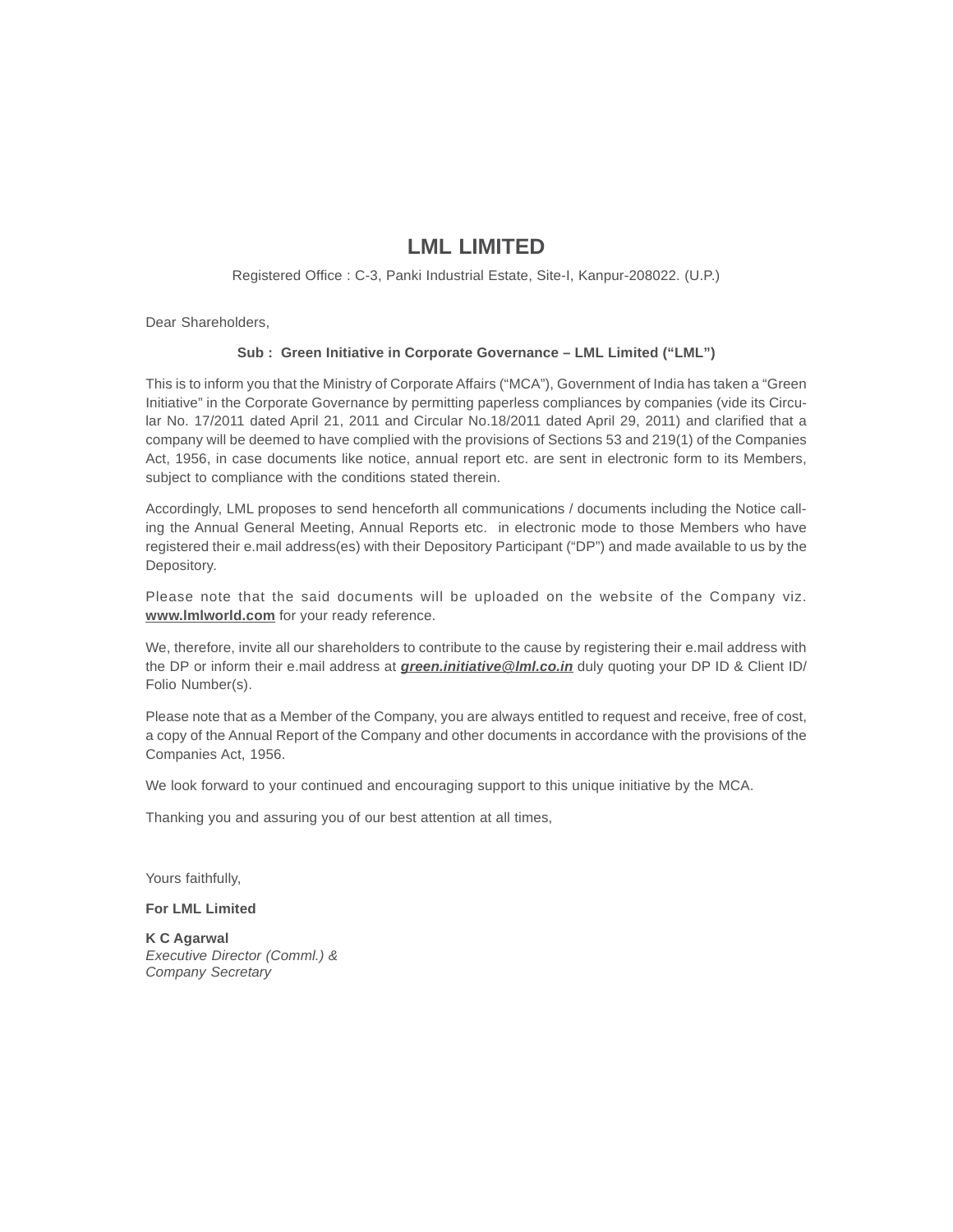# LML LIMITED

Registered Office : C-3, Panki Industrial Estate, Site-I, Kanpur-208022. (U.P.)

Dear Shareholders,

**Sub : Green Initiative in Corporate Governance – LML Limited ("LML")**

This is to inform you that the Ministry of Corporate Affairs ("MCA"), Government of India has taken a "Green Initiative" in the Corporate Governance by permitting paperless compliances by companies (vide its Circular No. 17/2011 dated April 21, 2011 and Circular No.18/2011 dated April 29, 2011) and clarified that a company will be deemed to have complied with the provisions of Sections 53 and 219(1) of the Companies Act, 1956, in case documents like notice, annual report etc. are sent in electronic form to its Members, subject to compliance with the conditions stated therein.

Accordingly, LML proposes to send henceforth all communications / documents including the Notice calling the Annual General Meeting, Annual Reports etc. in electronic mode to those Members who have registered their e.mail address(es) with their Depository Participant ("DP") and made available to us by the Depository.

Please note that the said documents will be uploaded on the website of the Company viz. **www.lmlworld.com** for your ready reference.

We, therefore, invite all our shareholders to contribute to the cause by registering their e.mail address with the DP or inform their e.mail address at ***green.initiative@lml.co.in*** duly quoting your DP ID & Client ID/ Folio Number(s).

Please note that as a Member of the Company, you are always entitled to request and receive, free of cost, a copy of the Annual Report of the Company and other documents in accordance with the provisions of the Companies Act, 1956.

We look forward to your continued and encouraging support to this unique initiative by the MCA.

Thanking you and assuring you of our best attention at all times,

Yours faithfully,

**For LML Limited**

**K C Agarwal**
*Executive Director (Comml.) &*
*Company Secretary*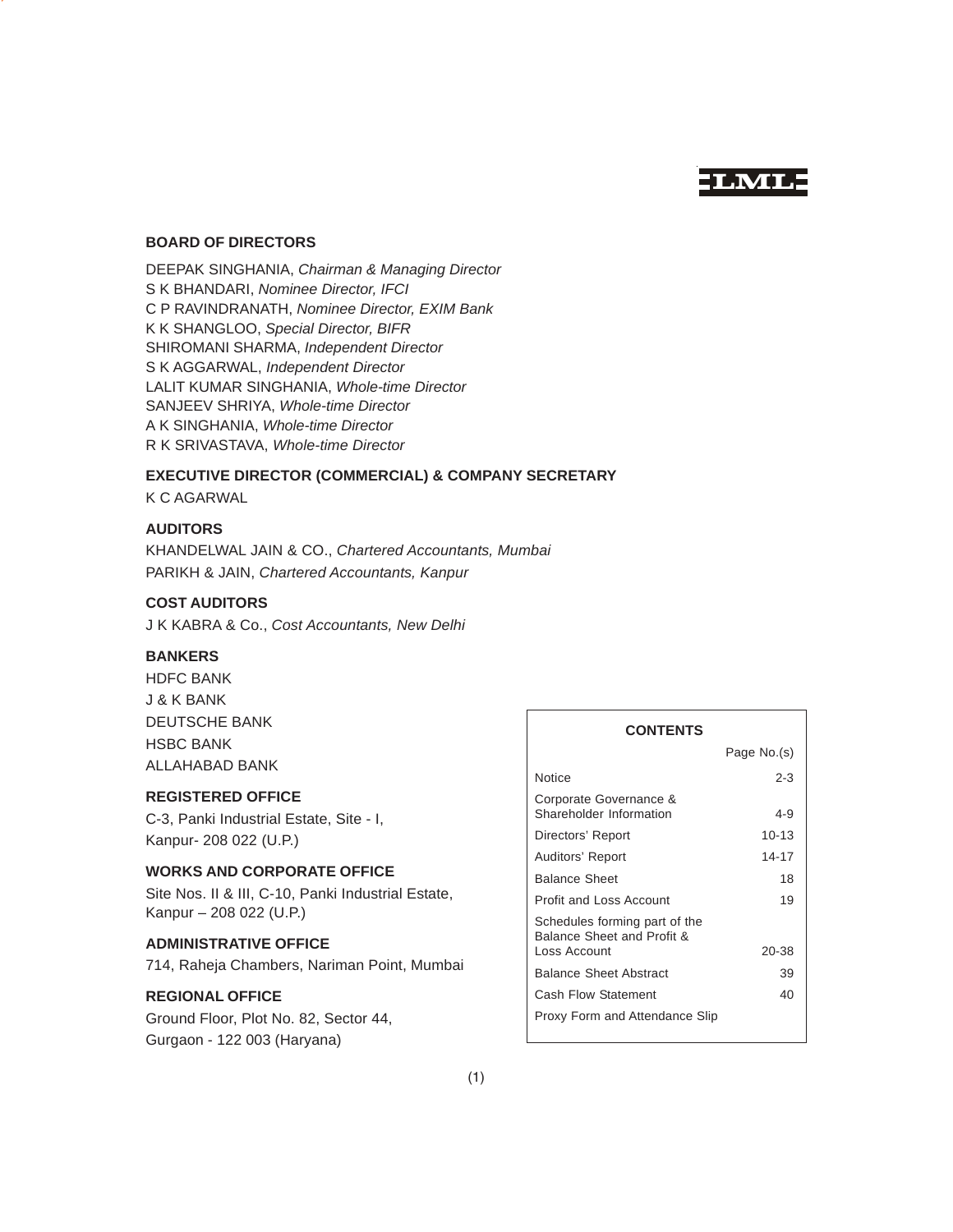LML

## BOARD OF DIRECTORS

DEEPAK SINGHANIA, *Chairman & Managing Director*
S K BHANDARI, *Nominee Director, IFCI*
C P RAVINDRANATH, *Nominee Director, EXIM Bank*
K K SHANGLOO, *Special Director, BIFR*
SHIROMANI SHARMA, *Independent Director*
S K AGGARWAL, *Independent Director*
LALIT KUMAR SINGHANIA, *Whole-time Director*
SANJEEV SHRIYA, *Whole-time Director*
A K SINGHANIA, *Whole-time Director*
R K SRIVASTAVA, *Whole-time Director*

## EXECUTIVE DIRECTOR (COMMERCIAL) & COMPANY SECRETARY

K C AGARWAL

## AUDITORS

KHANDELWAL JAIN & CO., *Chartered Accountants, Mumbai*
PARIKH & JAIN, *Chartered Accountants, Kanpur*

## COST AUDITORS

J K KABRA & Co., *Cost Accountants, New Delhi*

## BANKERS

HDFC BANK
J & K BANK
DEUTSCHE BANK
HSBC BANK
ALLAHABAD BANK

## REGISTERED OFFICE

C-3, Panki Industrial Estate, Site - I,
Kanpur- 208 022 (U.P.)

## WORKS AND CORPORATE OFFICE

Site Nos. II & III, C-10, Panki Industrial Estate,
Kanpur – 208 022 (U.P.)

## ADMINISTRATIVE OFFICE

714, Raheja Chambers, Nariman Point, Mumbai

## REGIONAL OFFICE

Ground Floor, Plot No. 82, Sector 44,
Gurgaon - 122 003 (Haryana)

## CONTENTS

| | Page No.(s) |
|---|---|
| Notice | 2-3 |
| Corporate Governance & Shareholder Information | 4-9 |
| Directors' Report | 10-13 |
| Auditors' Report | 14-17 |
| Balance Sheet | 18 |
| Profit and Loss Account | 19 |
| Schedules forming part of the Balance Sheet and Profit & Loss Account | 20-38 |
| Balance Sheet Abstract | 39 |
| Cash Flow Statement | 40 |
| Proxy Form and Attendance Slip | |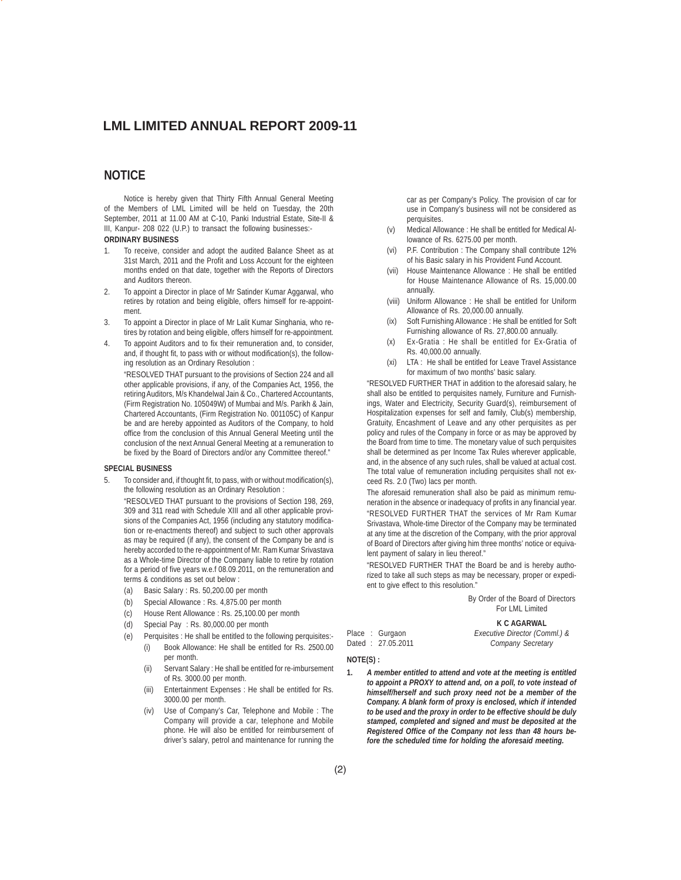# LML LIMITED ANNUAL REPORT 2009-11

## NOTICE

Notice is hereby given that Thirty Fifth Annual General Meeting of the Members of LML Limited will be held on Tuesday, the 20th September, 2011 at 11.00 AM at C-10, Panki Industrial Estate, Site-II & III, Kanpur- 208 022 (U.P.) to transact the following businesses:-

**ORDINARY BUSINESS**

1. To receive, consider and adopt the audited Balance Sheet as at 31st March, 2011 and the Profit and Loss Account for the eighteen months ended on that date, together with the Reports of Directors and Auditors thereon.
2. To appoint a Director in place of Mr Satinder Kumar Aggarwal, who retires by rotation and being eligible, offers himself for re-appointment.
3. To appoint a Director in place of Mr Lalit Kumar Singhania, who retires by rotation and being eligible, offers himself for re-appointment.
4. To appoint Auditors and to fix their remuneration and, to consider, and, if thought fit, to pass with or without modification(s), the following resolution as an Ordinary Resolution :

   "RESOLVED THAT pursuant to the provisions of Section 224 and all other applicable provisions, if any, of the Companies Act, 1956, the retiring Auditors, M/s Khandelwal Jain & Co., Chartered Accountants, (Firm Registration No. 105049W) of Mumbai and M/s. Parikh & Jain, Chartered Accountants, (Firm Registration No. 001105C) of Kanpur be and are hereby appointed as Auditors of the Company, to hold office from the conclusion of this Annual General Meeting until the conclusion of the next Annual General Meeting at a remuneration to be fixed by the Board of Directors and/or any Committee thereof."

**SPECIAL BUSINESS**

5. To consider and, if thought fit, to pass, with or without modification(s), the following resolution as an Ordinary Resolution :

   "RESOLVED THAT pursuant to the provisions of Section 198, 269, 309 and 311 read with Schedule XIII and all other applicable provisions of the Companies Act, 1956 (including any statutory modification or re-enactments thereof) and subject to such other approvals as may be required (if any), the consent of the Company be and is hereby accorded to the re-appointment of Mr. Ram Kumar Srivastava as a Whole-time Director of the Company liable to retire by rotation for a period of five years w.e.f 08.09.2011, on the remuneration and terms & conditions as set out below :

   (a) Basic Salary : Rs. 50,200.00 per month
   (b) Special Allowance : Rs. 4,875.00 per month
   (c) House Rent Allowance : Rs. 25,100.00 per month
   (d) Special Pay : Rs. 80,000.00 per month
   (e) Perquisites : He shall be entitled to the following perquisites:-
      (i) Book Allowance: He shall be entitled for Rs. 2500.00 per month.
      (ii) Servant Salary : He shall be entitled for re-imbursement of Rs. 3000.00 per month.
      (iii) Entertainment Expenses : He shall be entitled for Rs. 3000.00 per month.
      (iv) Use of Company's Car, Telephone and Mobile : The Company will provide a car, telephone and Mobile phone. He will also be entitled for reimbursement of driver's salary, petrol and maintenance for running the car as per Company's Policy. The provision of car for use in Company's business will not be considered as perquisites.
      (v) Medical Allowance : He shall be entitled for Medical Allowance of Rs. 6275.00 per month.
      (vi) P.F. Contribution : The Company shall contribute 12% of his Basic salary in his Provident Fund Account.
      (vii) House Maintenance Allowance : He shall be entitled for House Maintenance Allowance of Rs. 15,000.00 annually.
      (viii) Uniform Allowance : He shall be entitled for Uniform Allowance of Rs. 20,000.00 annually.
      (ix) Soft Furnishing Allowance : He shall be entitled for Soft Furnishing allowance of Rs. 27,800.00 annually.
      (x) Ex-Gratia : He shall be entitled for Ex-Gratia of Rs. 40,000.00 annually.
      (xi) LTA : He shall be entitled for Leave Travel Assistance for maximum of two months' basic salary.

   "RESOLVED FURTHER THAT in addition to the aforesaid salary, he shall also be entitled to perquisites namely, Furniture and Furnishings, Water and Electricity, Security Guard(s), reimbursement of Hospitalization expenses for self and family, Club(s) membership, Gratuity, Encashment of Leave and any other perquisites as per policy and rules of the Company in force or as may be approved by the Board from time to time. The monetary value of such perquisites shall be determined as per Income Tax Rules wherever applicable, and, in the absence of any such rules, shall be valued at actual cost. The total value of remuneration including perquisites shall not exceed Rs. 2.0 (Two) lacs per month.

   The aforesaid remuneration shall also be paid as minimum remuneration in the absence or inadequacy of profits in any financial year.

   "RESOLVED FURTHER THAT the services of Mr Ram Kumar Srivastava, Whole-time Director of the Company may be terminated at any time at the discretion of the Company, with the prior approval of Board of Directors after giving him three months' notice or equivalent payment of salary in lieu thereof."

   "RESOLVED FURTHER THAT the Board be and is hereby authorized to take all such steps as may be necessary, proper or expedient to give effect to this resolution."

By Order of the Board of Directors
For LML Limited

**K C AGARWAL**
*Executive Director (Comml.) &*
*Company Secretary*

Place : Gurgaon
Dated : 27.05.2011

**NOTE(S) :**

1. ***A member entitled to attend and vote at the meeting is entitled to appoint a PROXY to attend and, on a poll, to vote instead of himself/herself and such proxy need not be a member of the Company. A blank form of proxy is enclosed, which if intended to be used and the proxy in order to be effective should be duly stamped, completed and signed and must be deposited at the Registered Office of the Company not less than 48 hours before the scheduled time for holding the aforesaid meeting.***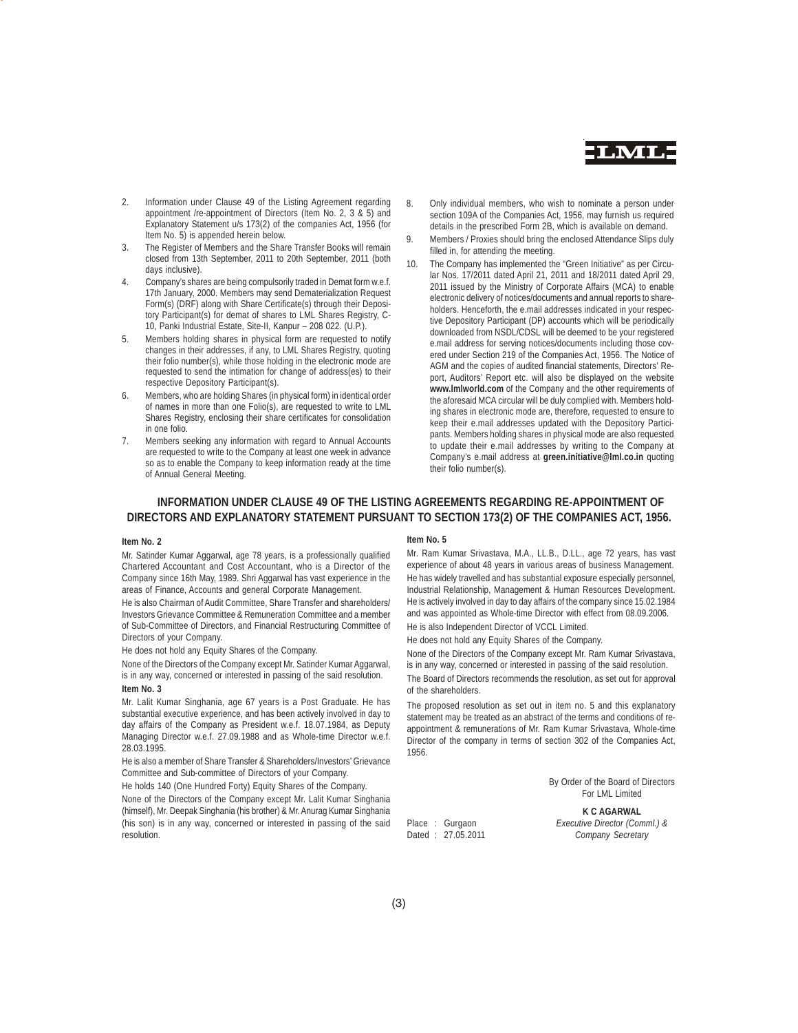2. Information under Clause 49 of the Listing Agreement regarding appointment /re-appointment of Directors (Item No. 2, 3 & 5) and Explanatory Statement u/s 173(2) of the companies Act, 1956 (for Item No. 5) is appended herein below.
3. The Register of Members and the Share Transfer Books will remain closed from 13th September, 2011 to 20th September, 2011 (both days inclusive).
4. Company's shares are being compulsorily traded in Demat form w.e.f. 17th January, 2000. Members may send Dematerialization Request Form(s) (DRF) along with Share Certificate(s) through their Depository Participant(s) for demat of shares to LML Shares Registry, C-10, Panki Industrial Estate, Site-II, Kanpur – 208 022. (U.P.).
5. Members holding shares in physical form are requested to notify changes in their addresses, if any, to LML Shares Registry, quoting their folio number(s), while those holding in the electronic mode are requested to send the intimation for change of address(es) to their respective Depository Participant(s).
6. Members, who are holding Shares (in physical form) in identical order of names in more than one Folio(s), are requested to write to LML Shares Registry, enclosing their share certificates for consolidation in one folio.
7. Members seeking any information with regard to Annual Accounts are requested to write to the Company at least one week in advance so as to enable the Company to keep information ready at the time of Annual General Meeting.
8. Only individual members, who wish to nominate a person under section 109A of the Companies Act, 1956, may furnish us required details in the prescribed Form 2B, which is available on demand.
9. Members / Proxies should bring the enclosed Attendance Slips duly filled in, for attending the meeting.
10. The Company has implemented the "Green Initiative" as per Circular Nos. 17/2011 dated April 21, 2011 and 18/2011 dated April 29, 2011 issued by the Ministry of Corporate Affairs (MCA) to enable electronic delivery of notices/documents and annual reports to shareholders. Henceforth, the e.mail addresses indicated in your respective Depository Participant (DP) accounts which will be periodically downloaded from NSDL/CDSL will be deemed to be your registered e.mail address for serving notices/documents including those covered under Section 219 of the Companies Act, 1956. The Notice of AGM and the copies of audited financial statements, Directors' Report, Auditors' Report etc. will also be displayed on the website **www.lmlworld.com** of the Company and the other requirements of the aforesaid MCA circular will be duly complied with. Members holding shares in electronic mode are, therefore, requested to ensure to keep their e.mail addresses updated with the Depository Participants. Members holding shares in physical mode are also requested to update their e.mail addresses by writing to the Company at Company's e.mail address at **green.initiative@lml.co.in** quoting their folio number(s).

## INFORMATION UNDER CLAUSE 49 OF THE LISTING AGREEMENTS REGARDING RE-APPOINTMENT OF DIRECTORS AND EXPLANATORY STATEMENT PURSUANT TO SECTION 173(2) OF THE COMPANIES ACT, 1956.

**Item No. 2**

Mr. Satinder Kumar Aggarwal, age 78 years, is a professionally qualified Chartered Accountant and Cost Accountant, who is a Director of the Company since 16th May, 1989. Shri Aggarwal has vast experience in the areas of Finance, Accounts and general Corporate Management.

He is also Chairman of Audit Committee, Share Transfer and shareholders/ Investors Grievance Committee & Remuneration Committee and a member of Sub-Committee of Directors, and Financial Restructuring Committee of Directors of your Company.

He does not hold any Equity Shares of the Company.

None of the Directors of the Company except Mr. Satinder Kumar Aggarwal, is in any way, concerned or interested in passing of the said resolution.

**Item No. 3**

Mr. Lalit Kumar Singhania, age 67 years is a Post Graduate. He has substantial executive experience, and has been actively involved in day to day affairs of the Company as President w.e.f. 18.07.1984, as Deputy Managing Director w.e.f. 27.09.1988 and as Whole-time Director w.e.f. 28.03.1995.

He is also a member of Share Transfer & Shareholders/Investors' Grievance Committee and Sub-committee of Directors of your Company.

He holds 140 (One Hundred Forty) Equity Shares of the Company.

None of the Directors of the Company except Mr. Lalit Kumar Singhania (himself), Mr. Deepak Singhania (his brother) & Mr. Anurag Kumar Singhania (his son) is in any way, concerned or interested in passing of the said resolution.

**Item No. 5**

Mr. Ram Kumar Srivastava, M.A., LL.B., D.LL., age 72 years, has vast experience of about 48 years in various areas of business Management. He has widely travelled and has substantial exposure especially personnel, Industrial Relationship, Management & Human Resources Development. He is actively involved in day to day affairs of the company since 15.02.1984 and was appointed as Whole-time Director with effect from 08.09.2006.

He is also Independent Director of VCCL Limited.

He does not hold any Equity Shares of the Company.

None of the Directors of the Company except Mr. Ram Kumar Srivastava, is in any way, concerned or interested in passing of the said resolution.

The Board of Directors recommends the resolution, as set out for approval of the shareholders.

The proposed resolution as set out in item no. 5 and this explanatory statement may be treated as an abstract of the terms and conditions of re-appointment & remunerations of Mr. Ram Kumar Srivastava, Whole-time Director of the company in terms of section 302 of the Companies Act, 1956.

By Order of the Board of Directors
For LML Limited

**K C AGARWAL**
*Executive Director (Comml.) &*
*Company Secretary*

Place : Gurgaon
Dated : 27.05.2011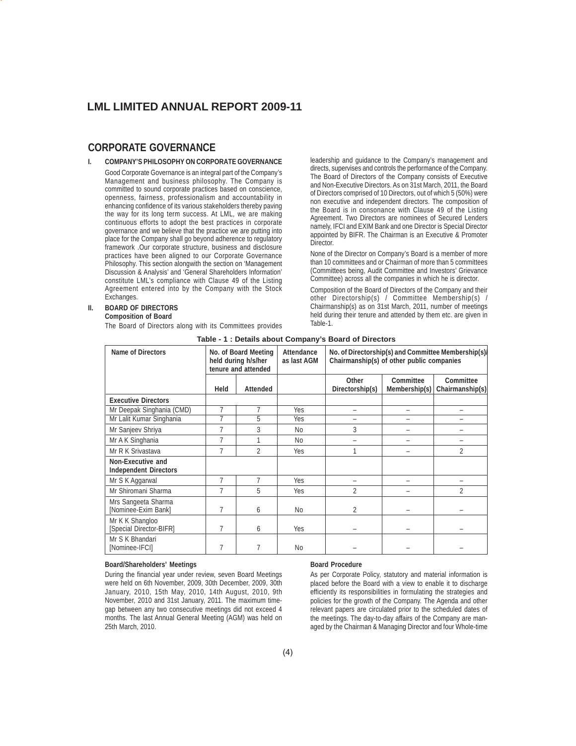# LML LIMITED ANNUAL REPORT 2009-11

## CORPORATE GOVERNANCE

### I. COMPANY'S PHILOSOPHY ON CORPORATE GOVERNANCE

Good Corporate Governance is an integral part of the Company's Management and business philosophy. The Company is committed to sound corporate practices based on conscience, openness, fairness, professionalism and accountability in enhancing confidence of its various stakeholders thereby paving the way for its long term success. At LML, we are making continuous efforts to adopt the best practices in corporate governance and we believe that the practice we are putting into place for the Company shall go beyond adherence to regulatory framework .Our corporate structure, business and disclosure practices have been aligned to our Corporate Governance Philosophy. This section alongwith the section on 'Management Discussion & Analysis' and 'General Shareholders Information' constitute LML's compliance with Clause 49 of the Listing Agreement entered into by the Company with the Stock Exchanges.

### II. BOARD OF DIRECTORS

**Composition of Board**

The Board of Directors along with its Committees provides leadership and guidance to the Company's management and directs, supervises and controls the performance of the Company. The Board of Directors of the Company consists of Executive and Non-Executive Directors. As on 31st March, 2011, the Board of Directors comprised of 10 Directors, out of which 5 (50%) were non executive and independent directors. The composition of the Board is in consonance with Clause 49 of the Listing Agreement. Two Directors are nominees of Secured Lenders namely, IFCI and EXIM Bank and one Director is Special Director appointed by BIFR. The Chairman is an Executive & Promoter Director.

None of the Director on Company's Board is a member of more than 10 committees and or Chairman of more than 5 committees (Committees being, Audit Committee and Investors' Grievance Committee) across all the companies in which he is director.

Composition of the Board of Directors of the Company and their other Directorship(s) / Committee Membership(s) / Chairmanship(s) as on 31st March, 2011, number of meetings held during their tenure and attended by them etc. are given in Table-1.

**Table - 1 : Details about Company's Board of Directors**

| Name of Directors | No. of Board Meeting held during h/s/her tenure and attended | | Attendance as last AGM | No. of Directorship(s) and Committee Membership(s)/ Chairmanship(s) of other public companies | | |
|---|---|---|---|---|---|---|
| | Held | Attended | | Other Directorship(s) | Committee Membership(s) | Committee Chairmanship(s) |
| **Executive Directors** | | | | | | |
| Mr Deepak Singhania (CMD) | 7 | 7 | Yes | – | – | – |
| Mr Lalit Kumar Singhania | 7 | 5 | Yes | – | – | – |
| Mr Sanjeev Shriya | 7 | 3 | No | 3 | – | – |
| Mr A K Singhania | 7 | 1 | No | – | – | – |
| Mr R K Srivastava | 7 | 2 | Yes | 1 | – | 2 |
| **Non-Executive and Independent Directors** | | | | | | |
| Mr S K Aggarwal | 7 | 7 | Yes | – | – | – |
| Mr Shiromani Sharma | 7 | 5 | Yes | 2 | – | 2 |
| Mrs Sangeeta Sharma [Nominee-Exim Bank] | 7 | 6 | No | 2 | – | – |
| Mr K K Shangloo [Special Director-BIFR] | 7 | 6 | Yes | – | – | – |
| Mr S K Bhandari [Nominee-IFCI] | 7 | 7 | No | – | – | – |

**Board/Shareholders' Meetings**

During the financial year under review, seven Board Meetings were held on 6th November, 2009, 30th December, 2009, 30th January, 2010, 15th May, 2010, 14th August, 2010, 9th November, 2010 and 31st January, 2011. The maximum time-gap between any two consecutive meetings did not exceed 4 months. The last Annual General Meeting (AGM) was held on 25th March, 2010.

**Board Procedure**

As per Corporate Policy, statutory and material information is placed before the Board with a view to enable it to discharge efficiently its responsibilities in formulating the strategies and policies for the growth of the Company. The Agenda and other relevant papers are circulated prior to the scheduled dates of the meetings. The day-to-day affairs of the Company are managed by the Chairman & Managing Director and four Whole-time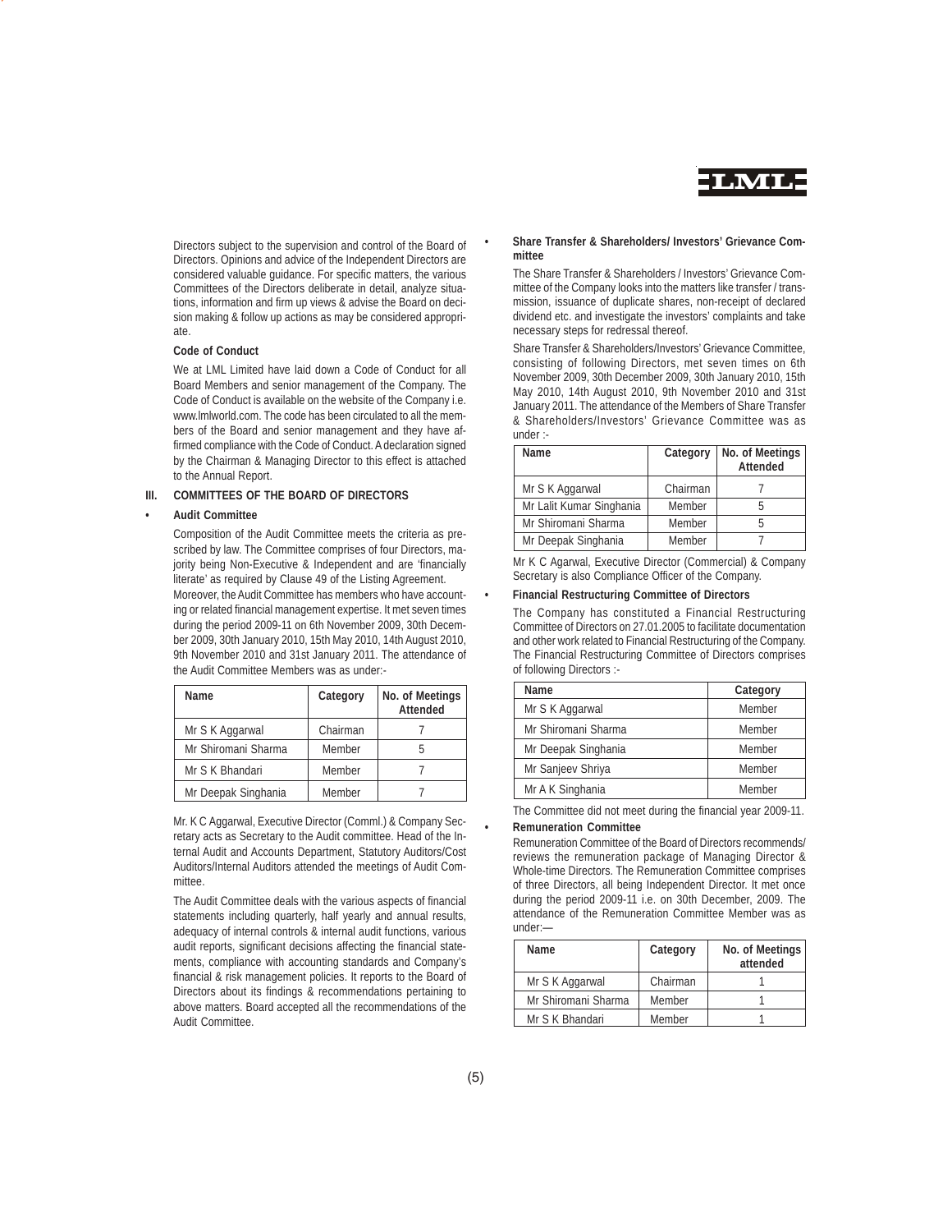Directors subject to the supervision and control of the Board of Directors. Opinions and advice of the Independent Directors are considered valuable guidance. For specific matters, the various Committees of the Directors deliberate in detail, analyze situations, information and firm up views & advise the Board on decision making & follow up actions as may be considered appropriate.

**Code of Conduct**

We at LML Limited have laid down a Code of Conduct for all Board Members and senior management of the Company. The Code of Conduct is available on the website of the Company i.e. www.lmlworld.com. The code has been circulated to all the members of the Board and senior management and they have affirmed compliance with the Code of Conduct. A declaration signed by the Chairman & Managing Director to this effect is attached to the Annual Report.

## III. COMMITTEES OF THE BOARD OF DIRECTORS

- **Audit Committee**

Composition of the Audit Committee meets the criteria as prescribed by law. The Committee comprises of four Directors, majority being Non-Executive & Independent and are 'financially literate' as required by Clause 49 of the Listing Agreement.

Moreover, the Audit Committee has members who have accounting or related financial management expertise. It met seven times during the period 2009-11 on 6th November 2009, 30th December 2009, 30th January 2010, 15th May 2010, 14th August 2010, 9th November 2010 and 31st January 2011. The attendance of the Audit Committee Members was as under:-

| Name | Category | No. of Meetings Attended |
|---|---|---|
| Mr S K Aggarwal | Chairman | 7 |
| Mr Shiromani Sharma | Member | 5 |
| Mr S K Bhandari | Member | 7 |
| Mr Deepak Singhania | Member | 7 |

Mr. K C Aggarwal, Executive Director (Comml.) & Company Secretary acts as Secretary to the Audit committee. Head of the Internal Audit and Accounts Department, Statutory Auditors/Cost Auditors/Internal Auditors attended the meetings of Audit Committee.

The Audit Committee deals with the various aspects of financial statements including quarterly, half yearly and annual results, adequacy of internal controls & internal audit functions, various audit reports, significant decisions affecting the financial statements, compliance with accounting standards and Company's financial & risk management policies. It reports to the Board of Directors about its findings & recommendations pertaining to above matters. Board accepted all the recommendations of the Audit Committee.

- **Share Transfer & Shareholders/ Investors' Grievance Committee**

The Share Transfer & Shareholders / Investors' Grievance Committee of the Company looks into the matters like transfer / transmission, issuance of duplicate shares, non-receipt of declared dividend etc. and investigate the investors' complaints and take necessary steps for redressal thereof.

Share Transfer & Shareholders/Investors' Grievance Committee, consisting of following Directors, met seven times on 6th November 2009, 30th December 2009, 30th January 2010, 15th May 2010, 14th August 2010, 9th November 2010 and 31st January 2011. The attendance of the Members of Share Transfer & Shareholders/Investors' Grievance Committee was as under :-

| Name | Category | No. of Meetings Attended |
|---|---|---|
| Mr S K Aggarwal | Chairman | 7 |
| Mr Lalit Kumar Singhania | Member | 5 |
| Mr Shiromani Sharma | Member | 5 |
| Mr Deepak Singhania | Member | 7 |

Mr K C Agarwal, Executive Director (Commercial) & Company Secretary is also Compliance Officer of the Company.

- **Financial Restructuring Committee of Directors**

The Company has constituted a Financial Restructuring Committee of Directors on 27.01.2005 to facilitate documentation and other work related to Financial Restructuring of the Company. The Financial Restructuring Committee of Directors comprises of following Directors :-

| Name | Category |
|---|---|
| Mr S K Aggarwal | Member |
| Mr Shiromani Sharma | Member |
| Mr Deepak Singhania | Member |
| Mr Sanjeev Shriya | Member |
| Mr A K Singhania | Member |

The Committee did not meet during the financial year 2009-11.

- **Remuneration Committee**

Remuneration Committee of the Board of Directors recommends/ reviews the remuneration package of Managing Director & Whole-time Directors. The Remuneration Committee comprises of three Directors, all being Independent Director. It met once during the period 2009-11 i.e. on 30th December, 2009. The attendance of the Remuneration Committee Member was as under:—

| Name | Category | No. of Meetings attended |
|---|---|---|
| Mr S K Aggarwal | Chairman | 1 |
| Mr Shiromani Sharma | Member | 1 |
| Mr S K Bhandari | Member | 1 |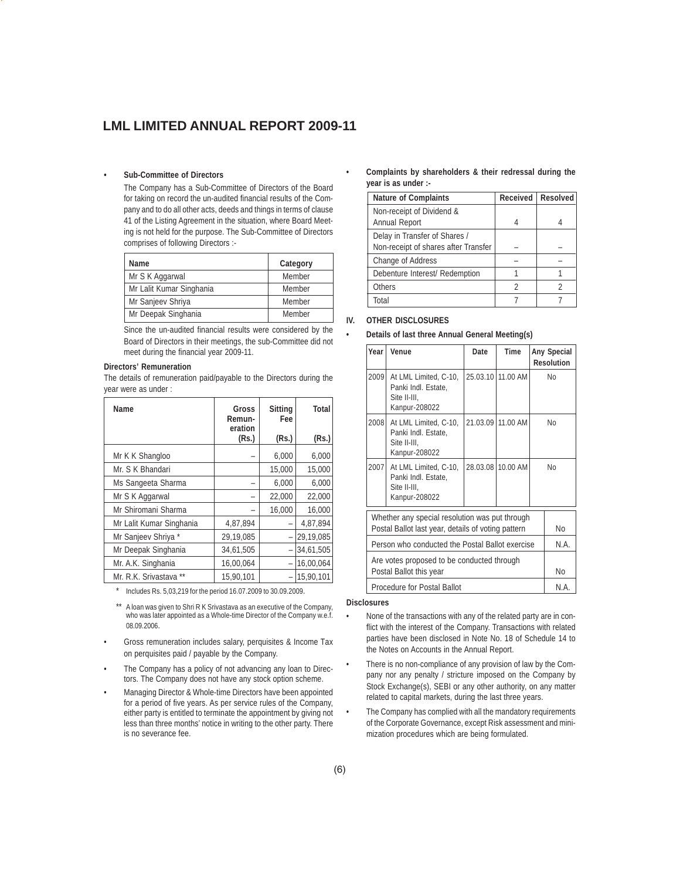- **Sub-Committee of Directors**

  The Company has a Sub-Committee of Directors of the Board for taking on record the un-audited financial results of the Company and to do all other acts, deeds and things in terms of clause 41 of the Listing Agreement in the situation, where Board Meeting is not held for the purpose. The Sub-Committee of Directors comprises of following Directors :-

| Name | Category |
|---|---|
| Mr S K Aggarwal | Member |
| Mr Lalit Kumar Singhania | Member |
| Mr Sanjeev Shriya | Member |
| Mr Deepak Singhania | Member |

  Since the un-audited financial results were considered by the Board of Directors in their meetings, the sub-Committee did not meet during the financial year 2009-11.

**Directors' Remuneration**

The details of remuneration paid/payable to the Directors during the year were as under :

| Name | Gross Remuneration (Rs.) | Sitting Fee (Rs.) | Total (Rs.) |
|---|---|---|---|
| Mr K K Shangloo | – | 6,000 | 6,000 |
| Mr. S K Bhandari | | 15,000 | 15,000 |
| Ms Sangeeta Sharma | – | 6,000 | 6,000 |
| Mr S K Aggarwal | – | 22,000 | 22,000 |
| Mr Shiromani Sharma | – | 16,000 | 16,000 |
| Mr Lalit Kumar Singhania | 4,87,894 | – | 4,87,894 |
| Mr Sanjeev Shriya * | 29,19,085 | – | 29,19,085 |
| Mr Deepak Singhania | 34,61,505 | – | 34,61,505 |
| Mr. A.K. Singhania | 16,00,064 | – | 16,00,064 |
| Mr. R.K. Srivastava ** | 15,90,101 | – | 15,90,101 |

\* Includes Rs. 5,03,219 for the period 16.07.2009 to 30.09.2009.

** A loan was given to Shri R K Srivastava as an executive of the Company, who was later appointed as a Whole-time Director of the Company w.e.f. 08.09.2006.

- Gross remuneration includes salary, perquisites & Income Tax on perquisites paid / payable by the Company.
- The Company has a policy of not advancing any loan to Directors. The Company does not have any stock option scheme.
- Managing Director & Whole-time Directors have been appointed for a period of five years. As per service rules of the Company, either party is entitled to terminate the appointment by giving not less than three months' notice in writing to the other party. There is no severance fee.

- **Complaints by shareholders & their redressal during the year is as under :-**

| Nature of Complaints | Received | Resolved |
|---|---|---|
| Non-receipt of Dividend & Annual Report | 4 | 4 |
| Delay in Transfer of Shares / Non-receipt of shares after Transfer | – | – |
| Change of Address | – | – |
| Debenture Interest/ Redemption | 1 | 1 |
| Others | 2 | 2 |
| Total | 7 | 7 |

## IV. OTHER DISCLOSURES

- **Details of last three Annual General Meeting(s)**

| Year | Venue | Date | Time | Any Special Resolution |
|---|---|---|---|---|
| 2009 | At LML Limited, C-10, Panki Indl. Estate, Site II-III, Kanpur-208022 | 25.03.10 | 11.00 AM | No |
| 2008 | At LML Limited, C-10, Panki Indl. Estate, Site II-III, Kanpur-208022 | 21.03.09 | 11.00 AM | No |
| 2007 | At LML Limited, C-10, Panki Indl. Estate, Site II-III, Kanpur-208022 | 28.03.08 | 10.00 AM | No |

| | |
|---|---|
| Whether any special resolution was put through Postal Ballot last year, details of voting pattern | No |
| Person who conducted the Postal Ballot exercise | N.A. |
| Are votes proposed to be conducted through Postal Ballot this year | No |
| Procedure for Postal Ballot | N.A. |

**Disclosures**

- None of the transactions with any of the related party are in conflict with the interest of the Company. Transactions with related parties have been disclosed in Note No. 18 of Schedule 14 to the Notes on Accounts in the Annual Report.
- There is no non-compliance of any provision of law by the Company nor any penalty / stricture imposed on the Company by Stock Exchange(s), SEBI or any other authority, on any matter related to capital markets, during the last three years.
- The Company has complied with all the mandatory requirements of the Corporate Governance, except Risk assessment and minimization procedures which are being formulated.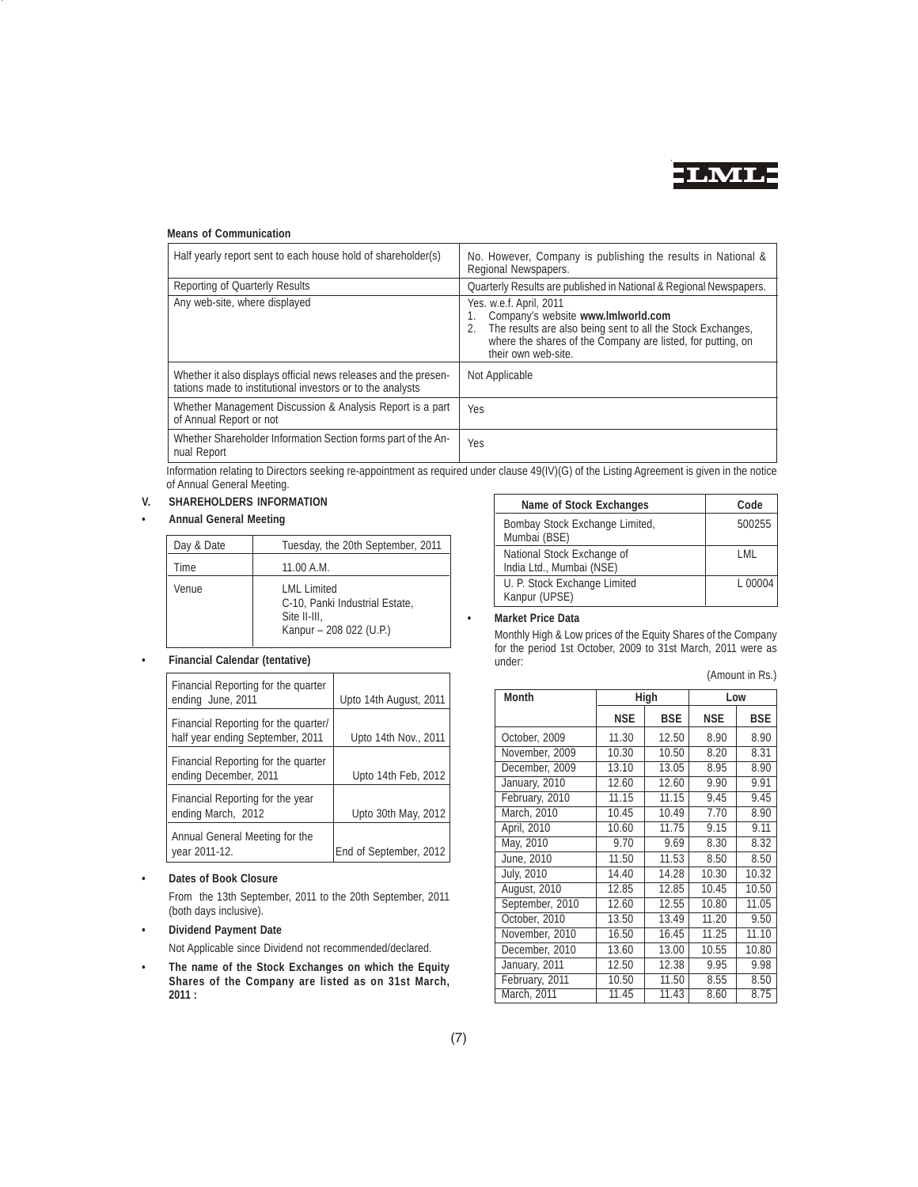**Means of Communication**

| Half yearly report sent to each house hold of shareholder(s) | No. However, Company is publishing the results in National & Regional Newspapers. |
|---|---|
| Reporting of Quarterly Results | Quarterly Results are published in National & Regional Newspapers. |
| Any web-site, where displayed | Yes. w.e.f. April, 2011<br>1. Company's website **www.lmlworld.com**<br>2. The results are also being sent to all the Stock Exchanges, where the shares of the Company are listed, for putting, on their own web-site. |
| Whether it also displays official news releases and the presentations made to institutional investors or to the analysts | Not Applicable |
| Whether Management Discussion & Analysis Report is a part of Annual Report or not | Yes |
| Whether Shareholder Information Section forms part of the Annual Report | Yes |

Information relating to Directors seeking re-appointment as required under clause 49(IV)(G) of the Listing Agreement is given in the notice of Annual General Meeting.

## V. SHAREHOLDERS INFORMATION

- **Annual General Meeting**

| Day & Date | Tuesday, the 20th September, 2011 |
|---|---|
| Time | 11.00 A.M. |
| Venue | LML Limited<br>C-10, Panki Industrial Estate,<br>Site II-III,<br>Kanpur – 208 022 (U.P.) |

- **Financial Calendar (tentative)**

| Financial Reporting for the quarter ending June, 2011 | Upto 14th August, 2011 |
|---|---|
| Financial Reporting for the quarter/ half year ending September, 2011 | Upto 14th Nov., 2011 |
| Financial Reporting for the quarter ending December, 2011 | Upto 14th Feb, 2012 |
| Financial Reporting for the year ending March, 2012 | Upto 30th May, 2012 |
| Annual General Meeting for the year 2011-12. | End of September, 2012 |

- **Dates of Book Closure**

  From the 13th September, 2011 to the 20th September, 2011 (both days inclusive).

- **Dividend Payment Date**

  Not Applicable since Dividend not recommended/declared.

- **The name of the Stock Exchanges on which the Equity Shares of the Company are listed as on 31st March, 2011 :**

| Name of Stock Exchanges | Code |
|---|---|
| Bombay Stock Exchange Limited, Mumbai (BSE) | 500255 |
| National Stock Exchange of India Ltd., Mumbai (NSE) | LML |
| U. P. Stock Exchange Limited Kanpur (UPSE) | L 00004 |

- **Market Price Data**

  Monthly High & Low prices of the Equity Shares of the Company for the period 1st October, 2009 to 31st March, 2011 were as under:

(Amount in Rs.)

| Month | High | | Low | |
|---|---|---|---|---|
| | NSE | BSE | NSE | BSE |
| October, 2009 | 11.30 | 12.50 | 8.90 | 8.90 |
| November, 2009 | 10.30 | 10.50 | 8.20 | 8.31 |
| December, 2009 | 13.10 | 13.05 | 8.95 | 8.90 |
| January, 2010 | 12.60 | 12.60 | 9.90 | 9.91 |
| February, 2010 | 11.15 | 11.15 | 9.45 | 9.45 |
| March, 2010 | 10.45 | 10.49 | 7.70 | 8.90 |
| April, 2010 | 10.60 | 11.75 | 9.15 | 9.11 |
| May, 2010 | 9.70 | 9.69 | 8.30 | 8.32 |
| June, 2010 | 11.50 | 11.53 | 8.50 | 8.50 |
| July, 2010 | 14.40 | 14.28 | 10.30 | 10.32 |
| August, 2010 | 12.85 | 12.85 | 10.45 | 10.50 |
| September, 2010 | 12.60 | 12.55 | 10.80 | 11.05 |
| October, 2010 | 13.50 | 13.49 | 11.20 | 9.50 |
| November, 2010 | 16.50 | 16.45 | 11.25 | 11.10 |
| December, 2010 | 13.60 | 13.00 | 10.55 | 10.80 |
| January, 2011 | 12.50 | 12.38 | 9.95 | 9.98 |
| February, 2011 | 10.50 | 11.50 | 8.55 | 8.50 |
| March, 2011 | 11.45 | 11.43 | 8.60 | 8.75 |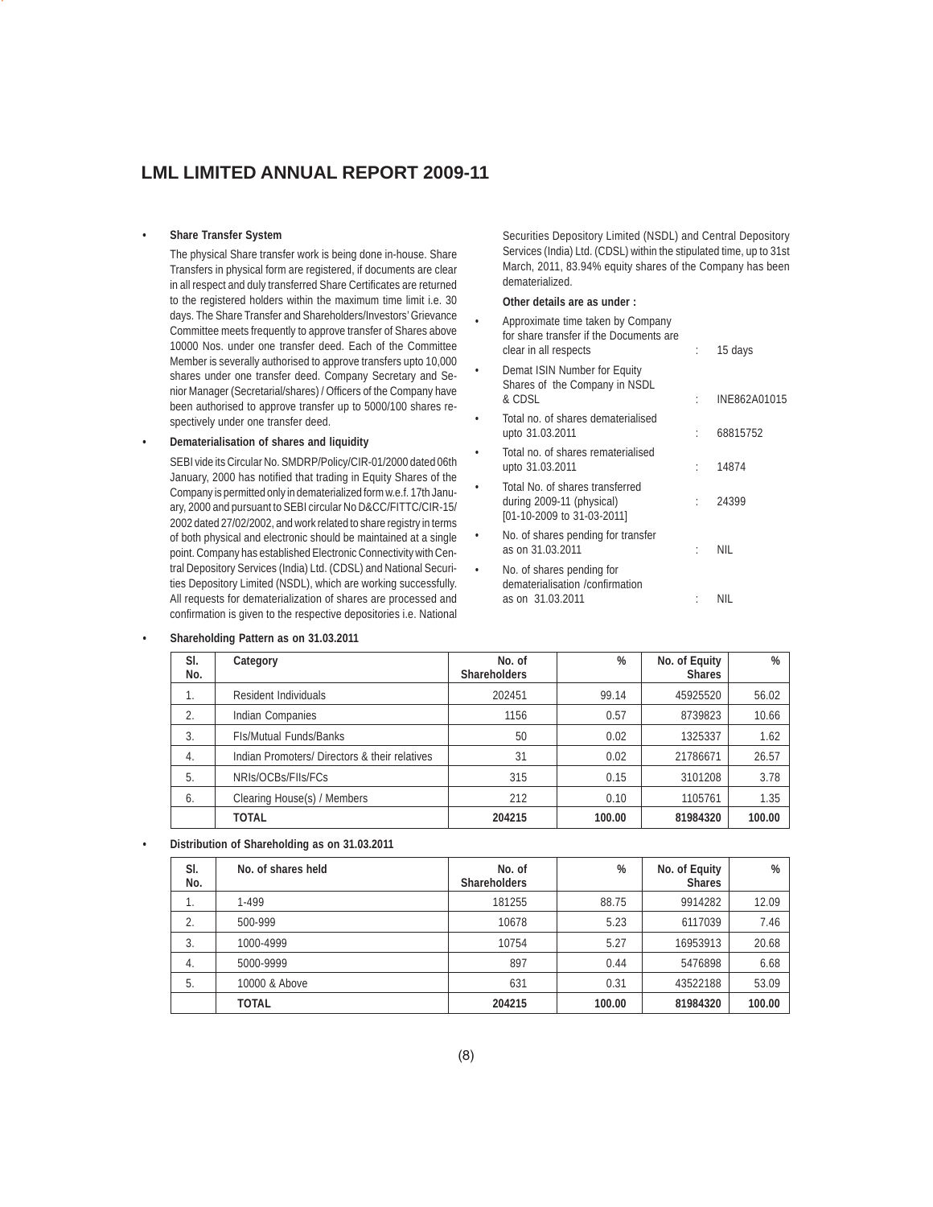- **Share Transfer System**

  The physical Share transfer work is being done in-house. Share Transfers in physical form are registered, if documents are clear in all respect and duly transferred Share Certificates are returned to the registered holders within the maximum time limit i.e. 30 days. The Share Transfer and Shareholders/Investors' Grievance Committee meets frequently to approve transfer of Shares above 10000 Nos. under one transfer deed. Each of the Committee Member is severally authorised to approve transfers upto 10,000 shares under one transfer deed. Company Secretary and Senior Manager (Secretarial/shares) / Officers of the Company have been authorised to approve transfer up to 5000/100 shares respectively under one transfer deed.

- **Dematerialisation of shares and liquidity**

  SEBI vide its Circular No. SMDRP/Policy/CIR-01/2000 dated 06th January, 2000 has notified that trading in Equity Shares of the Company is permitted only in dematerialized form w.e.f. 17th January, 2000 and pursuant to SEBI circular No D&CC/FITTC/CIR-15/2002 dated 27/02/2002, and work related to share registry in terms of both physical and electronic should be maintained at a single point. Company has established Electronic Connectivity with Central Depository Services (India) Ltd. (CDSL) and National Securities Depository Limited (NSDL), which are working successfully. All requests for dematerialization of shares are processed and confirmation is given to the respective depositories i.e. National Securities Depository Limited (NSDL) and Central Depository Services (India) Ltd. (CDSL) within the stipulated time, up to 31st March, 2011, 83.94% equity shares of the Company has been dematerialized.

  **Other details are as under :**

- Approximate time taken by Company for share transfer if the Documents are clear in all respects : 15 days
- Demat ISIN Number for Equity Shares of the Company in NSDL & CDSL : INE862A01015
- Total no. of shares dematerialised upto 31.03.2011 : 68815752
- Total no. of shares rematerialised upto 31.03.2011 : 14874
- Total No. of shares transferred during 2009-11 (physical) [01-10-2009 to 31-03-2011] : 24399
- No. of shares pending for transfer as on 31.03.2011 : NIL
- No. of shares pending for dematerialisation /confirmation as on 31.03.2011 : NIL

- **Shareholding Pattern as on 31.03.2011**

| Sl. No. | Category | No. of Shareholders | % | No. of Equity Shares | % |
|---|---|---|---|---|---|
| 1. | Resident Individuals | 202451 | 99.14 | 45925520 | 56.02 |
| 2. | Indian Companies | 1156 | 0.57 | 8739823 | 10.66 |
| 3. | FIs/Mutual Funds/Banks | 50 | 0.02 | 1325337 | 1.62 |
| 4. | Indian Promoters/ Directors & their relatives | 31 | 0.02 | 21786671 | 26.57 |
| 5. | NRIs/OCBs/FIIs/FCs | 315 | 0.15 | 3101208 | 3.78 |
| 6. | Clearing House(s) / Members | 212 | 0.10 | 1105761 | 1.35 |
| | **TOTAL** | **204215** | **100.00** | **81984320** | **100.00** |

- **Distribution of Shareholding as on 31.03.2011**

| Sl. No. | No. of shares held | No. of Shareholders | % | No. of Equity Shares | % |
|---|---|---|---|---|---|
| 1. | 1-499 | 181255 | 88.75 | 9914282 | 12.09 |
| 2. | 500-999 | 10678 | 5.23 | 6117039 | 7.46 |
| 3. | 1000-4999 | 10754 | 5.27 | 16953913 | 20.68 |
| 4. | 5000-9999 | 897 | 0.44 | 5476898 | 6.68 |
| 5. | 10000 & Above | 631 | 0.31 | 43522188 | 53.09 |
| | **TOTAL** | **204215** | **100.00** | **81984320** | **100.00** |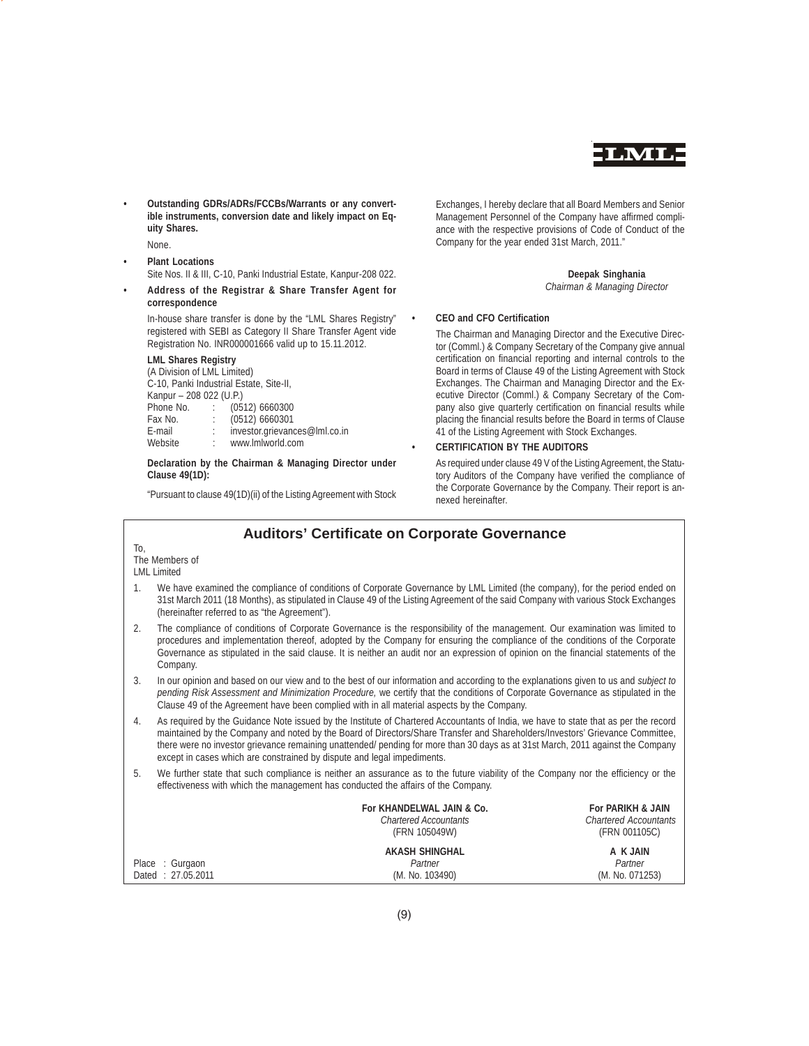- **Outstanding GDRs/ADRs/FCCBs/Warrants or any convertible instruments, conversion date and likely impact on Equity Shares.**

  None.

- **Plant Locations**

  Site Nos. II & III, C-10, Panki Industrial Estate, Kanpur-208 022.

- **Address of the Registrar & Share Transfer Agent for correspondence**

  In-house share transfer is done by the "LML Shares Registry" registered with SEBI as Category II Share Transfer Agent vide Registration No. INR000001666 valid up to 15.11.2012.

  **LML Shares Registry**
  (A Division of LML Limited)
  C-10, Panki Industrial Estate, Site-II,
  Kanpur – 208 022 (U.P.)
  Phone No. : (0512) 6660300
  Fax No. : (0512) 6660301
  E-mail : investor.grievances@lml.co.in
  Website : www.lmlworld.com

  **Declaration by the Chairman & Managing Director under Clause 49(1D):**

  "Pursuant to clause 49(1D)(ii) of the Listing Agreement with Stock Exchanges, I hereby declare that all Board Members and Senior Management Personnel of the Company have affirmed compliance with the respective provisions of Code of Conduct of the Company for the year ended 31st March, 2011."

  **Deepak Singhania**
  *Chairman & Managing Director*

- **CEO and CFO Certification**

  The Chairman and Managing Director and the Executive Director (Comml.) & Company Secretary of the Company give annual certification on financial reporting and internal controls to the Board in terms of Clause 49 of the Listing Agreement with Stock Exchanges. The Chairman and Managing Director and the Executive Director (Comml.) & Company Secretary of the Company also give quarterly certification on financial results while placing the financial results before the Board in terms of Clause 41 of the Listing Agreement with Stock Exchanges.

- **CERTIFICATION BY THE AUDITORS**

  As required under clause 49 V of the Listing Agreement, the Statutory Auditors of the Company have verified the compliance of the Corporate Governance by the Company. Their report is annexed hereinafter.

## Auditors' Certificate on Corporate Governance

To,
The Members of
LML Limited

1. We have examined the compliance of conditions of Corporate Governance by LML Limited (the company), for the period ended on 31st March 2011 (18 Months), as stipulated in Clause 49 of the Listing Agreement of the said Company with various Stock Exchanges (hereinafter referred to as "the Agreement").
2. The compliance of conditions of Corporate Governance is the responsibility of the management. Our examination was limited to procedures and implementation thereof, adopted by the Company for ensuring the compliance of the conditions of the Corporate Governance as stipulated in the said clause. It is neither an audit nor an expression of opinion on the financial statements of the Company.
3. In our opinion and based on our view and to the best of our information and according to the explanations given to us and *subject to pending Risk Assessment and Minimization Procedure,* we certify that the conditions of Corporate Governance as stipulated in the Clause 49 of the Agreement have been complied with in all material aspects by the Company.
4. As required by the Guidance Note issued by the Institute of Chartered Accountants of India, we have to state that as per the record maintained by the Company and noted by the Board of Directors/Share Transfer and Shareholders/Investors' Grievance Committee, there were no investor grievance remaining unattended/ pending for more than 30 days as at 31st March, 2011 against the Company except in cases which are constrained by dispute and legal impediments.
5. We further state that such compliance is neither an assurance as to the future viability of the Company nor the efficiency or the effectiveness with which the management has conducted the affairs of the Company.

| | For KHANDELWAL JAIN & Co. | For PARIKH & JAIN |
|---|---|---|
| | *Chartered Accountants* | *Chartered Accountants* |
| | (FRN 105049W) | (FRN 001105C) |
| | **AKASH SHINGHAL** | **A K JAIN** |
| Place : Gurgaon | *Partner* | *Partner* |
| Dated : 27.05.2011 | (M. No. 103490) | (M. No. 071253) |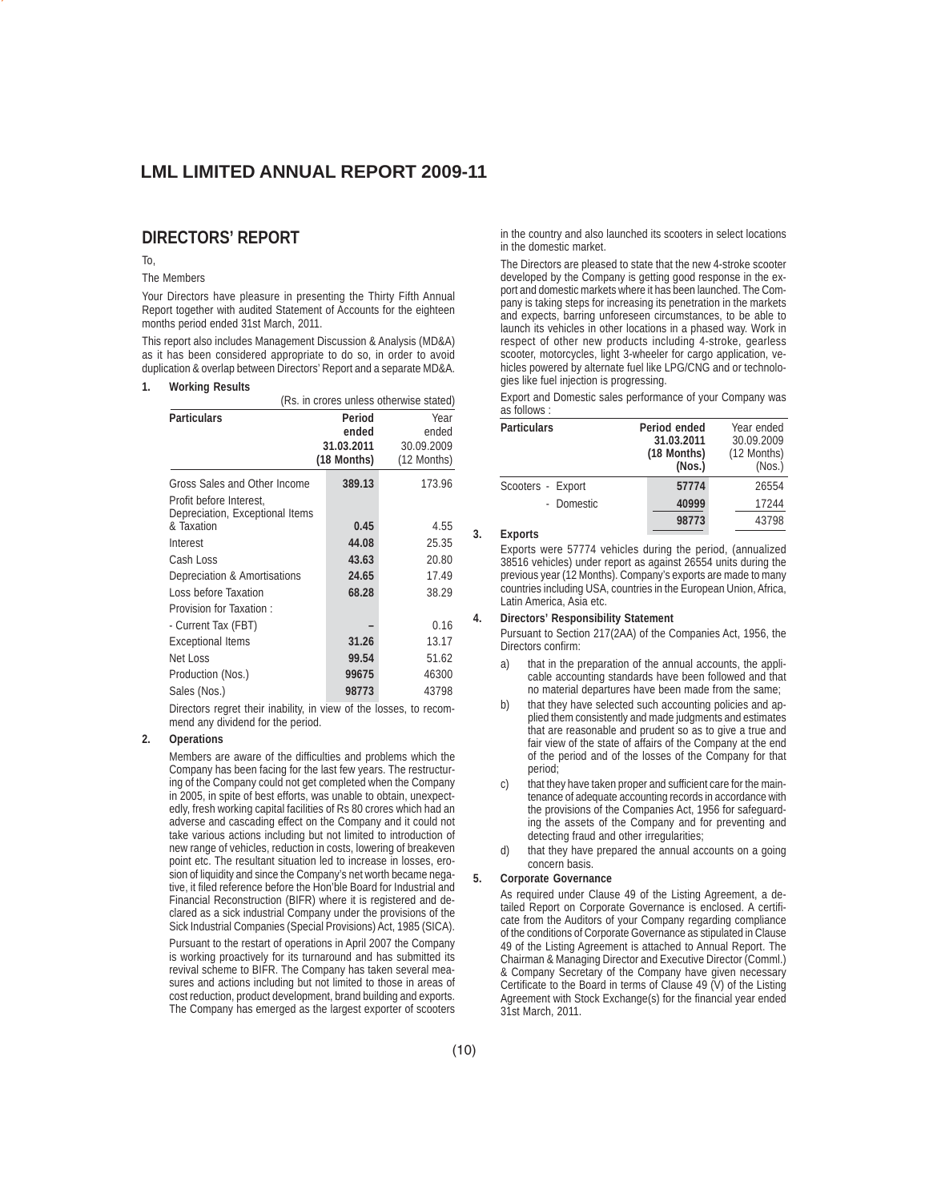## DIRECTORS' REPORT

To,

The Members

Your Directors have pleasure in presenting the Thirty Fifth Annual Report together with audited Statement of Accounts for the eighteen months period ended 31st March, 2011.

This report also includes Management Discussion & Analysis (MD&A) as it has been considered appropriate to do so, in order to avoid duplication & overlap between Directors' Report and a separate MD&A.

**1. Working Results**

(Rs. in crores unless otherwise stated)

| Particulars | Period ended 31.03.2011 (18 Months) | Year ended 30.09.2009 (12 Months) |
|---|---|---|
| Gross Sales and Other Income | 389.13 | 173.96 |
| Profit before Interest, Depreciation, Exceptional Items & Taxation | 0.45 | 4.55 |
| Interest | 44.08 | 25.35 |
| Cash Loss | 43.63 | 20.80 |
| Depreciation & Amortisations | 24.65 | 17.49 |
| Loss before Taxation | 68.28 | 38.29 |
| Provision for Taxation : | | |
| - Current Tax (FBT) | – | 0.16 |
| Exceptional Items | 31.26 | 13.17 |
| Net Loss | 99.54 | 51.62 |
| Production (Nos.) | 99675 | 46300 |
| Sales (Nos.) | 98773 | 43798 |

Directors regret their inability, in view of the losses, to recommend any dividend for the period.

**2. Operations**

Members are aware of the difficulties and problems which the Company has been facing for the last few years. The restructuring of the Company could not get completed when the Company in 2005, in spite of best efforts, was unable to obtain, unexpectedly, fresh working capital facilities of Rs 80 crores which had an adverse and cascading effect on the Company and it could not take various actions including but not limited to introduction of new range of vehicles, reduction in costs, lowering of breakeven point etc. The resultant situation led to increase in losses, erosion of liquidity and since the Company's net worth became negative, it filed reference before the Hon'ble Board for Industrial and Financial Reconstruction (BIFR) where it is registered and declared as a sick industrial Company under the provisions of the Sick Industrial Companies (Special Provisions) Act, 1985 (SICA).

Pursuant to the restart of operations in April 2007 the Company is working proactively for its turnaround and has submitted its revival scheme to BIFR. The Company has taken several measures and actions including but not limited to those in areas of cost reduction, product development, brand building and exports. The Company has emerged as the largest exporter of scooters in the country and also launched its scooters in select locations in the domestic market.

The Directors are pleased to state that the new 4-stroke scooter developed by the Company is getting good response in the export and domestic markets where it has been launched. The Company is taking steps for increasing its penetration in the markets and expects, barring unforeseen circumstances, to be able to launch its vehicles in other locations in a phased way. Work in respect of other new products including 4-stroke, gearless scooter, motorcycles, light 3-wheeler for cargo application, vehicles powered by alternate fuel like LPG/CNG and or technologies like fuel injection is progressing.

Export and Domestic sales performance of your Company was as follows :

| Particulars | Period ended 31.03.2011 (18 Months) (Nos.) | Year ended 30.09.2009 (12 Months) (Nos.) |
|---|---|---|
| Scooters - Export | 57774 | 26554 |
| - Domestic | 40999 | 17244 |
| | 98773 | 43798 |

**3. Exports**

Exports were 57774 vehicles during the period, (annualized 38516 vehicles) under report as against 26554 units during the previous year (12 Months). Company's exports are made to many countries including USA, countries in the European Union, Africa, Latin America, Asia etc.

**4. Directors' Responsibility Statement**

Pursuant to Section 217(2AA) of the Companies Act, 1956, the Directors confirm:

a) that in the preparation of the annual accounts, the applicable accounting standards have been followed and that no material departures have been made from the same;

b) that they have selected such accounting policies and applied them consistently and made judgments and estimates that are reasonable and prudent so as to give a true and fair view of the state of affairs of the Company at the end of the period and of the losses of the Company for that period;

c) that they have taken proper and sufficient care for the maintenance of adequate accounting records in accordance with the provisions of the Companies Act, 1956 for safeguarding the assets of the Company and for preventing and detecting fraud and other irregularities;

d) that they have prepared the annual accounts on a going concern basis.

**5. Corporate Governance**

As required under Clause 49 of the Listing Agreement, a detailed Report on Corporate Governance is enclosed. A certificate from the Auditors of your Company regarding compliance of the conditions of Corporate Governance as stipulated in Clause 49 of the Listing Agreement is attached to Annual Report. The Chairman & Managing Director and Executive Director (Comml.) & Company Secretary of the Company have given necessary Certificate to the Board in terms of Clause 49 (V) of the Listing Agreement with Stock Exchange(s) for the financial year ended 31st March, 2011.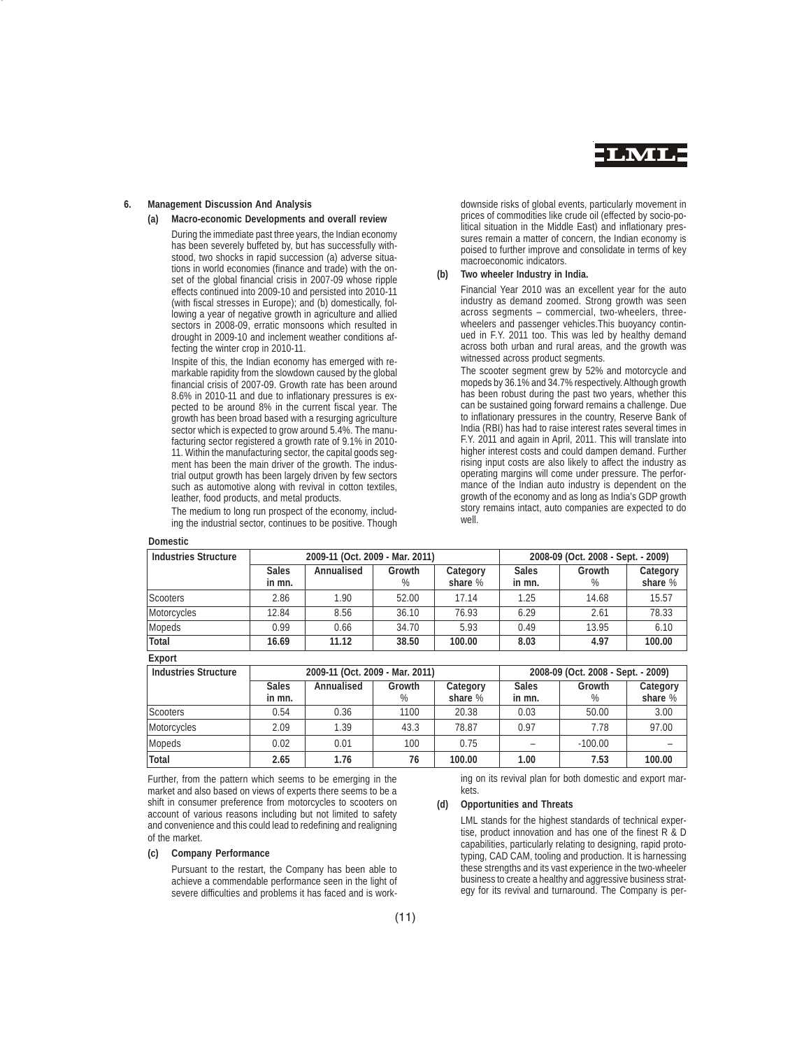## 6. Management Discussion And Analysis

### (a) Macro-economic Developments and overall review

During the immediate past three years, the Indian economy has been severely buffeted by, but has successfully withstood, two shocks in rapid succession (a) adverse situations in world economies (finance and trade) with the onset of the global financial crisis in 2007-09 whose ripple effects continued into 2009-10 and persisted into 2010-11 (with fiscal stresses in Europe); and (b) domestically, following a year of negative growth in agriculture and allied sectors in 2008-09, erratic monsoons which resulted in drought in 2009-10 and inclement weather conditions affecting the winter crop in 2010-11.

Inspite of this, the Indian economy has emerged with remarkable rapidity from the slowdown caused by the global financial crisis of 2007-09. Growth rate has been around 8.6% in 2010-11 and due to inflationary pressures is expected to be around 8% in the current fiscal year. The growth has been broad based with a resurging agriculture sector which is expected to grow around 5.4%. The manufacturing sector registered a growth rate of 9.1% in 2010-11. Within the manufacturing sector, the capital goods segment has been the main driver of the growth. The industrial output growth has been largely driven by few sectors such as automotive along with revival in cotton textiles, leather, food products, and metal products.

The medium to long run prospect of the economy, including the industrial sector, continues to be positive. Though downside risks of global events, particularly movement in prices of commodities like crude oil (effected by socio-political situation in the Middle East) and inflationary pressures remain a matter of concern, the Indian economy is poised to further improve and consolidate in terms of key macroeconomic indicators.

### (b) Two wheeler Industry in India.

Financial Year 2010 was an excellent year for the auto industry as demand zoomed. Strong growth was seen across segments – commercial, two-wheelers, three-wheelers and passenger vehicles.This buoyancy continued in F.Y. 2011 too. This was led by healthy demand across both urban and rural areas, and the growth was witnessed across product segments.

The scooter segment grew by 52% and motorcycle and mopeds by 36.1% and 34.7% respectively. Although growth has been robust during the past two years, whether this can be sustained going forward remains a challenge. Due to inflationary pressures in the country, Reserve Bank of India (RBI) has had to raise interest rates several times in F.Y. 2011 and again in April, 2011. This will translate into higher interest costs and could dampen demand. Further rising input costs are also likely to affect the industry as operating margins will come under pressure. The performance of the Indian auto industry is dependent on the growth of the economy and as long as India's GDP growth story remains intact, auto companies are expected to do well.

**Domestic**

| Industries Structure | 2009-11 (Oct. 2009 - Mar. 2011) | | | | 2008-09 (Oct. 2008 - Sept. - 2009) | | |
|---|---|---|---|---|---|---|---|
| | Sales in mn. | Annualised | Growth % | Category share % | Sales in mn. | Growth % | Category share % |
| Scooters | 2.86 | 1.90 | 52.00 | 17.14 | 1.25 | 14.68 | 15.57 |
| Motorcycles | 12.84 | 8.56 | 36.10 | 76.93 | 6.29 | 2.61 | 78.33 |
| Mopeds | 0.99 | 0.66 | 34.70 | 5.93 | 0.49 | 13.95 | 6.10 |
| **Total** | **16.69** | **11.12** | **38.50** | **100.00** | **8.03** | **4.97** | **100.00** |

**Export**

| Industries Structure | 2009-11 (Oct. 2009 - Mar. 2011) | | | | 2008-09 (Oct. 2008 - Sept. - 2009) | | |
|---|---|---|---|---|---|---|---|
| | Sales in mn. | Annualised | Growth % | Category share % | Sales in mn. | Growth % | Category share % |
| Scooters | 0.54 | 0.36 | 1100 | 20.38 | 0.03 | 50.00 | 3.00 |
| Motorcycles | 2.09 | 1.39 | 43.3 | 78.87 | 0.97 | 7.78 | 97.00 |
| Mopeds | 0.02 | 0.01 | 100 | 0.75 | – | -100.00 | – |
| **Total** | **2.65** | **1.76** | **76** | **100.00** | **1.00** | **7.53** | **100.00** |

Further, from the pattern which seems to be emerging in the market and also based on views of experts there seems to be a shift in consumer preference from motorcycles to scooters on account of various reasons including but not limited to safety and convenience and this could lead to redefining and realigning of the market.

### (c) Company Performance

Pursuant to the restart, the Company has been able to achieve a commendable performance seen in the light of severe difficulties and problems it has faced and is working on its revival plan for both domestic and export markets.

### (d) Opportunities and Threats

LML stands for the highest standards of technical expertise, product innovation and has one of the finest R & D capabilities, particularly relating to designing, rapid prototyping, CAD CAM, tooling and production. It is harnessing these strengths and its vast experience in the two-wheeler business to create a healthy and aggressive business strategy for its revival and turnaround. The Company is per-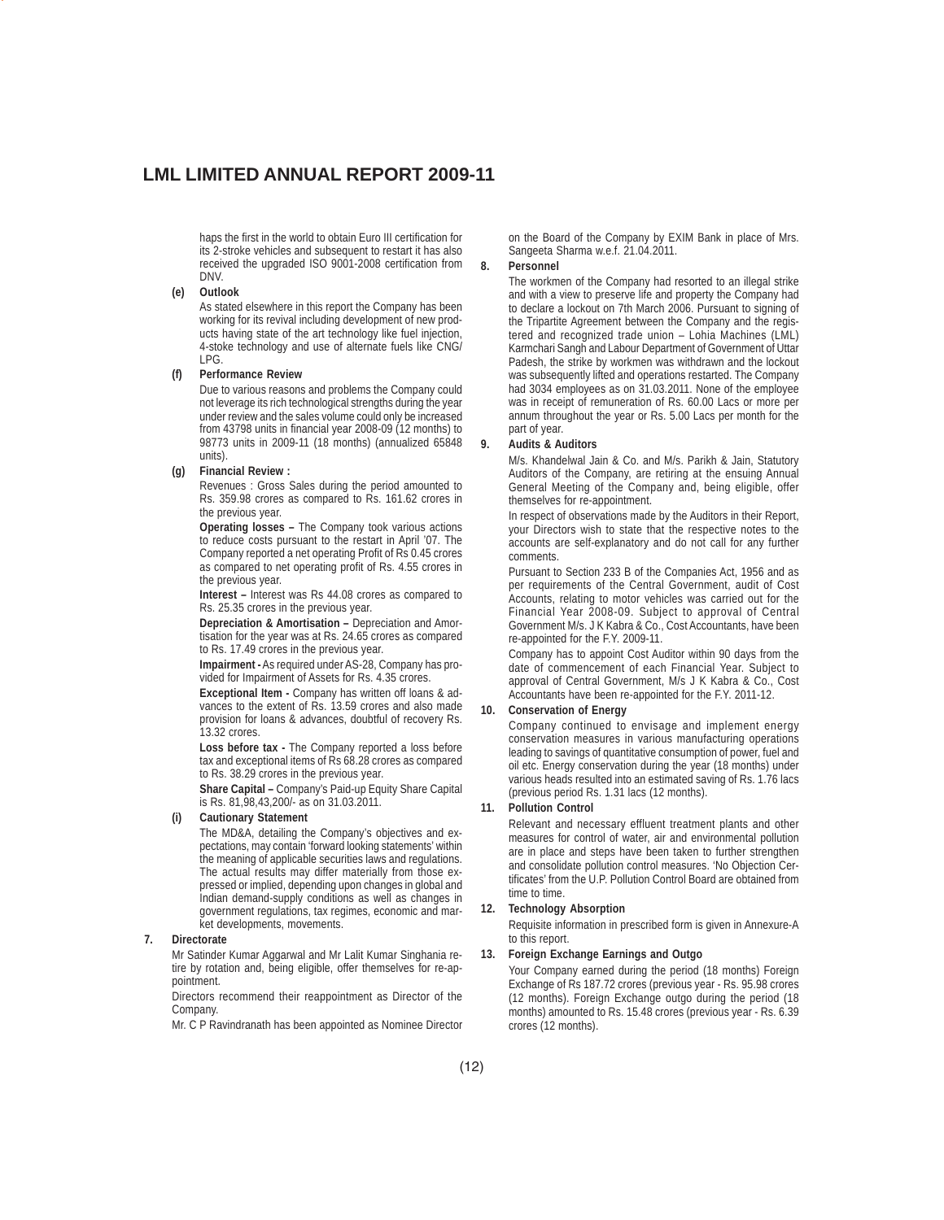haps the first in the world to obtain Euro III certification for its 2-stroke vehicles and subsequent to restart it has also received the upgraded ISO 9001-2008 certification from DNV.

**(e) Outlook**

As stated elsewhere in this report the Company has been working for its revival including development of new products having state of the art technology like fuel injection, 4-stoke technology and use of alternate fuels like CNG/ LPG.

**(f) Performance Review**

Due to various reasons and problems the Company could not leverage its rich technological strengths during the year under review and the sales volume could only be increased from 43798 units in financial year 2008-09 (12 months) to 98773 units in 2009-11 (18 months) (annualized 65848 units).

**(g) Financial Review :**

Revenues : Gross Sales during the period amounted to Rs. 359.98 crores as compared to Rs. 161.62 crores in the previous year.

**Operating losses –** The Company took various actions to reduce costs pursuant to the restart in April '07. The Company reported a net operating Profit of Rs 0.45 crores as compared to net operating profit of Rs. 4.55 crores in the previous year.

**Interest –** Interest was Rs 44.08 crores as compared to Rs. 25.35 crores in the previous year.

**Depreciation & Amortisation –** Depreciation and Amortisation for the year was at Rs. 24.65 crores as compared to Rs. 17.49 crores in the previous year.

**Impairment -** As required under AS-28, Company has provided for Impairment of Assets for Rs. 4.35 crores.

**Exceptional Item -** Company has written off loans & advances to the extent of Rs. 13.59 crores and also made provision for loans & advances, doubtful of recovery Rs. 13.32 crores.

**Loss before tax -** The Company reported a loss before tax and exceptional items of Rs 68.28 crores as compared to Rs. 38.29 crores in the previous year.

**Share Capital –** Company's Paid-up Equity Share Capital is Rs. 81,98,43,200/- as on 31.03.2011.

**(i) Cautionary Statement**

The MD&A, detailing the Company's objectives and expectations, may contain 'forward looking statements' within the meaning of applicable securities laws and regulations. The actual results may differ materially from those expressed or implied, depending upon changes in global and Indian demand-supply conditions as well as changes in government regulations, tax regimes, economic and market developments, movements.

**7. Directorate**

Mr Satinder Kumar Aggarwal and Mr Lalit Kumar Singhania retire by rotation and, being eligible, offer themselves for re-appointment.

Directors recommend their reappointment as Director of the Company.

Mr. C P Ravindranath has been appointed as Nominee Director on the Board of the Company by EXIM Bank in place of Mrs. Sangeeta Sharma w.e.f. 21.04.2011.

**8. Personnel**

The workmen of the Company had resorted to an illegal strike and with a view to preserve life and property the Company had to declare a lockout on 7th March 2006. Pursuant to signing of the Tripartite Agreement between the Company and the registered and recognized trade union – Lohia Machines (LML) Karmchari Sangh and Labour Department of Government of Uttar Padesh, the strike by workmen was withdrawn and the lockout was subsequently lifted and operations restarted. The Company had 3034 employees as on 31.03.2011. None of the employee was in receipt of remuneration of Rs. 60.00 Lacs or more per annum throughout the year or Rs. 5.00 Lacs per month for the part of year.

**9. Audits & Auditors**

M/s. Khandelwal Jain & Co. and M/s. Parikh & Jain, Statutory Auditors of the Company, are retiring at the ensuing Annual General Meeting of the Company and, being eligible, offer themselves for re-appointment.

In respect of observations made by the Auditors in their Report, your Directors wish to state that the respective notes to the accounts are self-explanatory and do not call for any further comments.

Pursuant to Section 233 B of the Companies Act, 1956 and as per requirements of the Central Government, audit of Cost Accounts, relating to motor vehicles was carried out for the Financial Year 2008-09. Subject to approval of Central Government M/s. J K Kabra & Co., Cost Accountants, have been re-appointed for the F.Y. 2009-11.

Company has to appoint Cost Auditor within 90 days from the date of commencement of each Financial Year. Subject to approval of Central Government, M/s J K Kabra & Co., Cost Accountants have been re-appointed for the F.Y. 2011-12.

**10. Conservation of Energy**

Company continued to envisage and implement energy conservation measures in various manufacturing operations leading to savings of quantitative consumption of power, fuel and oil etc. Energy conservation during the year (18 months) under various heads resulted into an estimated saving of Rs. 1.76 lacs (previous period Rs. 1.31 lacs (12 months).

**11. Pollution Control**

Relevant and necessary effluent treatment plants and other measures for control of water, air and environmental pollution are in place and steps have been taken to further strengthen and consolidate pollution control measures. 'No Objection Certificates' from the U.P. Pollution Control Board are obtained from time to time.

**12. Technology Absorption**

Requisite information in prescribed form is given in Annexure-A to this report.

**13. Foreign Exchange Earnings and Outgo**

Your Company earned during the period (18 months) Foreign Exchange of Rs 187.72 crores (previous year - Rs. 95.98 crores (12 months). Foreign Exchange outgo during the period (18 months) amounted to Rs. 15.48 crores (previous year - Rs. 6.39 crores (12 months).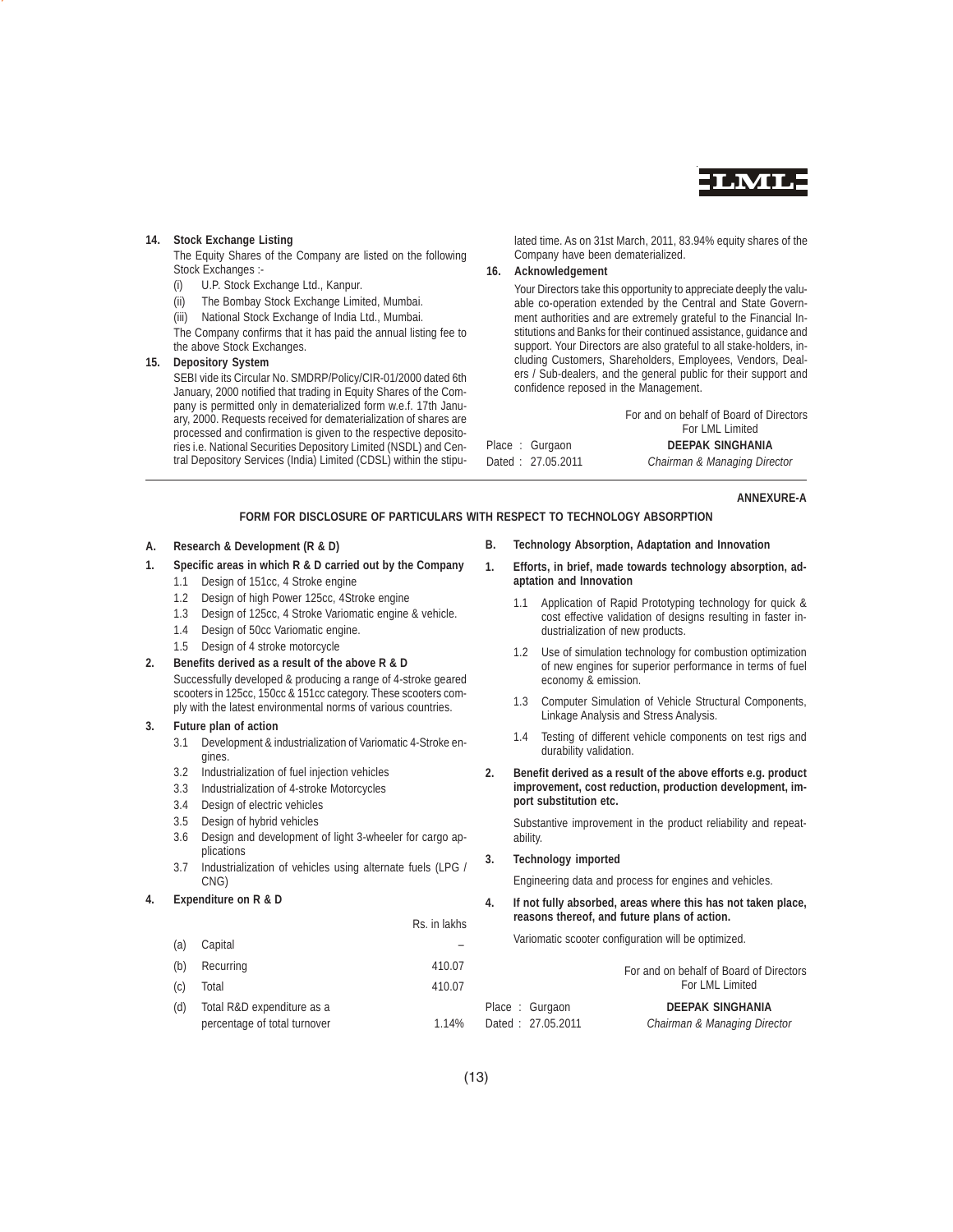**14. Stock Exchange Listing**

The Equity Shares of the Company are listed on the following Stock Exchanges :-

(i) U.P. Stock Exchange Ltd., Kanpur.

(ii) The Bombay Stock Exchange Limited, Mumbai.

(iii) National Stock Exchange of India Ltd., Mumbai.

The Company confirms that it has paid the annual listing fee to the above Stock Exchanges.

**15. Depository System**

SEBI vide its Circular No. SMDRP/Policy/CIR-01/2000 dated 6th January, 2000 notified that trading in Equity Shares of the Company is permitted only in dematerialized form w.e.f. 17th January, 2000. Requests received for dematerialization of shares are processed and confirmation is given to the respective depositories i.e. National Securities Depository Limited (NSDL) and Central Depository Services (India) Limited (CDSL) within the stipulated time. As on 31st March, 2011, 83.94% equity shares of the Company have been dematerialized.

**16. Acknowledgement**

Your Directors take this opportunity to appreciate deeply the valuable co-operation extended by the Central and State Government authorities and are extremely grateful to the Financial Institutions and Banks for their continued assistance, guidance and support. Your Directors are also grateful to all stake-holders, including Customers, Shareholders, Employees, Vendors, Dealers / Sub-dealers, and the general public for their support and confidence reposed in the Management.

For and on behalf of Board of Directors
For LML Limited

Place : Gurgaon
Dated : 27.05.2011

**DEEPAK SINGHANIA**
*Chairman & Managing Director*

---

**ANNEXURE-A**

## FORM FOR DISCLOSURE OF PARTICULARS WITH RESPECT TO TECHNOLOGY ABSORPTION

### A. Research & Development (R & D)

**1. Specific areas in which R & D carried out by the Company**

1.1 Design of 151cc, 4 Stroke engine

1.2 Design of high Power 125cc, 4Stroke engine

1.3 Design of 125cc, 4 Stroke Variomatic engine & vehicle.

1.4 Design of 50cc Variomatic engine.

1.5 Design of 4 stroke motorcycle

**2. Benefits derived as a result of the above R & D**

Successfully developed & producing a range of 4-stroke geared scooters in 125cc, 150cc & 151cc category. These scooters comply with the latest environmental norms of various countries.

**3. Future plan of action**

3.1 Development & industrialization of Variomatic 4-Stroke engines.

3.2 Industrialization of fuel injection vehicles

3.3 Industrialization of 4-stroke Motorcycles

3.4 Design of electric vehicles

3.5 Design of hybrid vehicles

3.6 Design and development of light 3-wheeler for cargo applications

3.7 Industrialization of vehicles using alternate fuels (LPG / CNG)

**4. Expenditure on R & D**

| | | Rs. in lakhs |
|---|---|---|
| (a) | Capital | – |
| (b) | Recurring | 410.07 |
| (c) | Total | 410.07 |
| (d) | Total R&D expenditure as a percentage of total turnover | 1.14% |

### B. Technology Absorption, Adaptation and Innovation

**1. Efforts, in brief, made towards technology absorption, adaptation and Innovation**

1.1 Application of Rapid Prototyping technology for quick & cost effective validation of designs resulting in faster industrialization of new products.

1.2 Use of simulation technology for combustion optimization of new engines for superior performance in terms of fuel economy & emission.

1.3 Computer Simulation of Vehicle Structural Components, Linkage Analysis and Stress Analysis.

1.4 Testing of different vehicle components on test rigs and durability validation.

**2. Benefit derived as a result of the above efforts e.g. product improvement, cost reduction, production development, import substitution etc.**

Substantive improvement in the product reliability and repeatability.

**3. Technology imported**

Engineering data and process for engines and vehicles.

**4. If not fully absorbed, areas where this has not taken place, reasons thereof, and future plans of action.**

Variomatic scooter configuration will be optimized.

For and on behalf of Board of Directors
For LML Limited

Place : Gurgaon
Dated : 27.05.2011

**DEEPAK SINGHANIA**
*Chairman & Managing Director*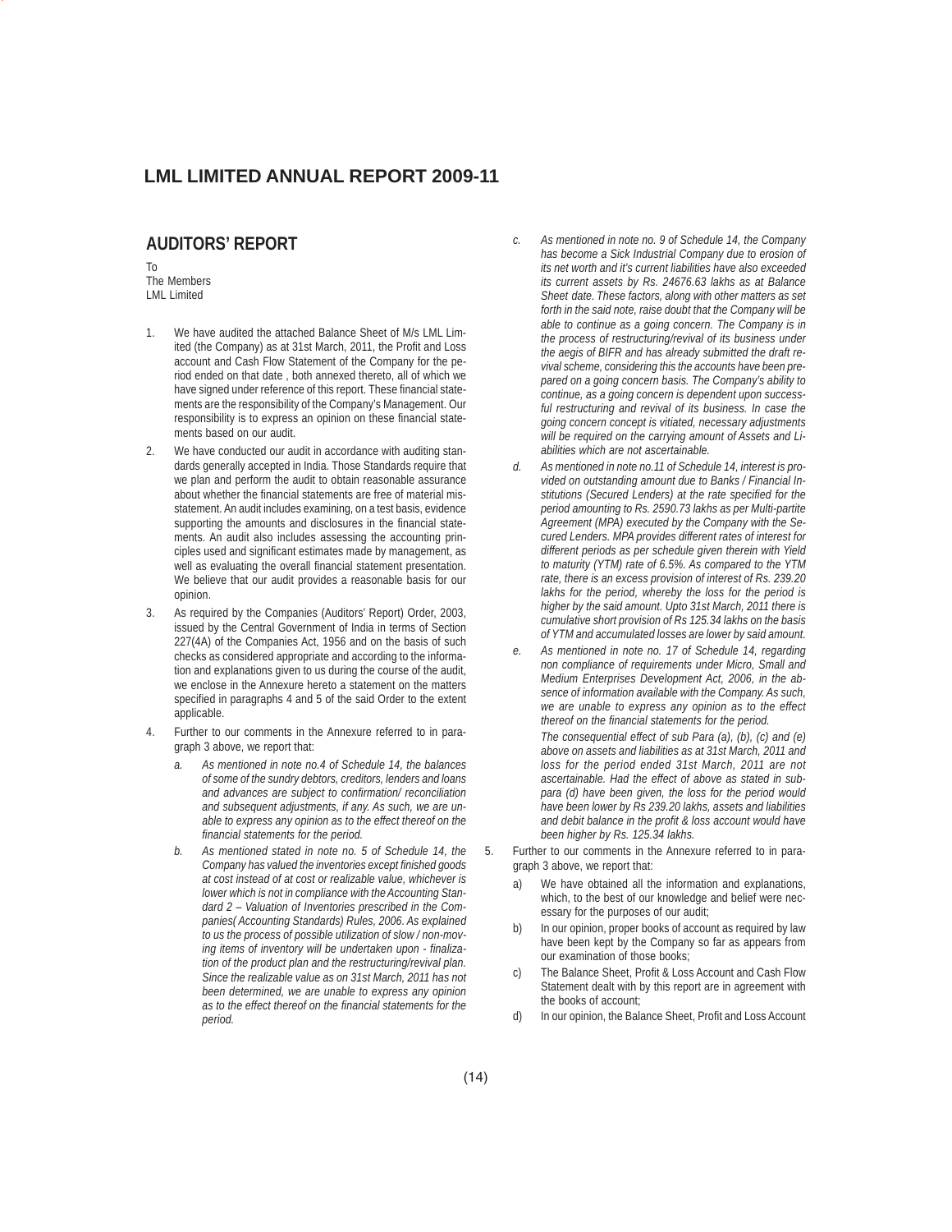# LML LIMITED ANNUAL REPORT 2009-11

## AUDITORS' REPORT

To
The Members
LML Limited

1. We have audited the attached Balance Sheet of M/s LML Limited (the Company) as at 31st March, 2011, the Profit and Loss account and Cash Flow Statement of the Company for the period ended on that date , both annexed thereto, all of which we have signed under reference of this report. These financial statements are the responsibility of the Company's Management. Our responsibility is to express an opinion on these financial statements based on our audit.

2. We have conducted our audit in accordance with auditing standards generally accepted in India. Those Standards require that we plan and perform the audit to obtain reasonable assurance about whether the financial statements are free of material misstatement. An audit includes examining, on a test basis, evidence supporting the amounts and disclosures in the financial statements. An audit also includes assessing the accounting principles used and significant estimates made by management, as well as evaluating the overall financial statement presentation. We believe that our audit provides a reasonable basis for our opinion.

3. As required by the Companies (Auditors' Report) Order, 2003, issued by the Central Government of India in terms of Section 227(4A) of the Companies Act, 1956 and on the basis of such checks as considered appropriate and according to the information and explanations given to us during the course of the audit, we enclose in the Annexure hereto a statement on the matters specified in paragraphs 4 and 5 of the said Order to the extent applicable.

4. Further to our comments in the Annexure referred to in paragraph 3 above, we report that:

   a. *As mentioned in note no.4 of Schedule 14, the balances of some of the sundry debtors, creditors, lenders and loans and advances are subject to confirmation/ reconciliation and subsequent adjustments, if any. As such, we are unable to express any opinion as to the effect thereof on the financial statements for the period.*

   b. *As mentioned stated in note no. 5 of Schedule 14, the Company has valued the inventories except finished goods at cost instead of at cost or realizable value, whichever is lower which is not in compliance with the Accounting Standard 2 – Valuation of Inventories prescribed in the Companies( Accounting Standards) Rules, 2006. As explained to us the process of possible utilization of slow / non-moving items of inventory will be undertaken upon - finalization of the product plan and the restructuring/revival plan. Since the realizable value as on 31st March, 2011 has not been determined, we are unable to express any opinion as to the effect thereof on the financial statements for the period.*

   c. *As mentioned in note no. 9 of Schedule 14, the Company has become a Sick Industrial Company due to erosion of its net worth and it's current liabilities have also exceeded its current assets by Rs. 24676.63 lakhs as at Balance Sheet date. These factors, along with other matters as set forth in the said note, raise doubt that the Company will be able to continue as a going concern. The Company is in the process of restructuring/revival of its business under the aegis of BIFR and has already submitted the draft revival scheme, considering this the accounts have been prepared on a going concern basis. The Company's ability to continue, as a going concern is dependent upon successful restructuring and revival of its business. In case the going concern concept is vitiated, necessary adjustments will be required on the carrying amount of Assets and Liabilities which are not ascertainable.*

   d. *As mentioned in note no.11 of Schedule 14, interest is provided on outstanding amount due to Banks / Financial Institutions (Secured Lenders) at the rate specified for the period amounting to Rs. 2590.73 lakhs as per Multi-partite Agreement (MPA) executed by the Company with the Secured Lenders. MPA provides different rates of interest for different periods as per schedule given therein with Yield to maturity (YTM) rate of 6.5%. As compared to the YTM rate, there is an excess provision of interest of Rs. 239.20 lakhs for the period, whereby the loss for the period is higher by the said amount. Upto 31st March, 2011 there is cumulative short provision of Rs 125.34 lakhs on the basis of YTM and accumulated losses are lower by said amount.*

   e. *As mentioned in note no. 17 of Schedule 14, regarding non compliance of requirements under Micro, Small and Medium Enterprises Development Act, 2006, in the absence of information available with the Company. As such, we are unable to express any opinion as to the effect thereof on the financial statements for the period.*

   *The consequential effect of sub Para (a), (b), (c) and (e) above on assets and liabilities as at 31st March, 2011 and loss for the period ended 31st March, 2011 are not ascertainable. Had the effect of above as stated in sub-para (d) have been given, the loss for the period would have been lower by Rs 239.20 lakhs, assets and liabilities and debit balance in the profit & loss account would have been higher by Rs. 125.34 lakhs.*

5. Further to our comments in the Annexure referred to in paragraph 3 above, we report that:

   a) We have obtained all the information and explanations, which, to the best of our knowledge and belief were necessary for the purposes of our audit;

   b) In our opinion, proper books of account as required by law have been kept by the Company so far as appears from our examination of those books;

   c) The Balance Sheet, Profit & Loss Account and Cash Flow Statement dealt with by this report are in agreement with the books of account;

   d) In our opinion, the Balance Sheet, Profit and Loss Account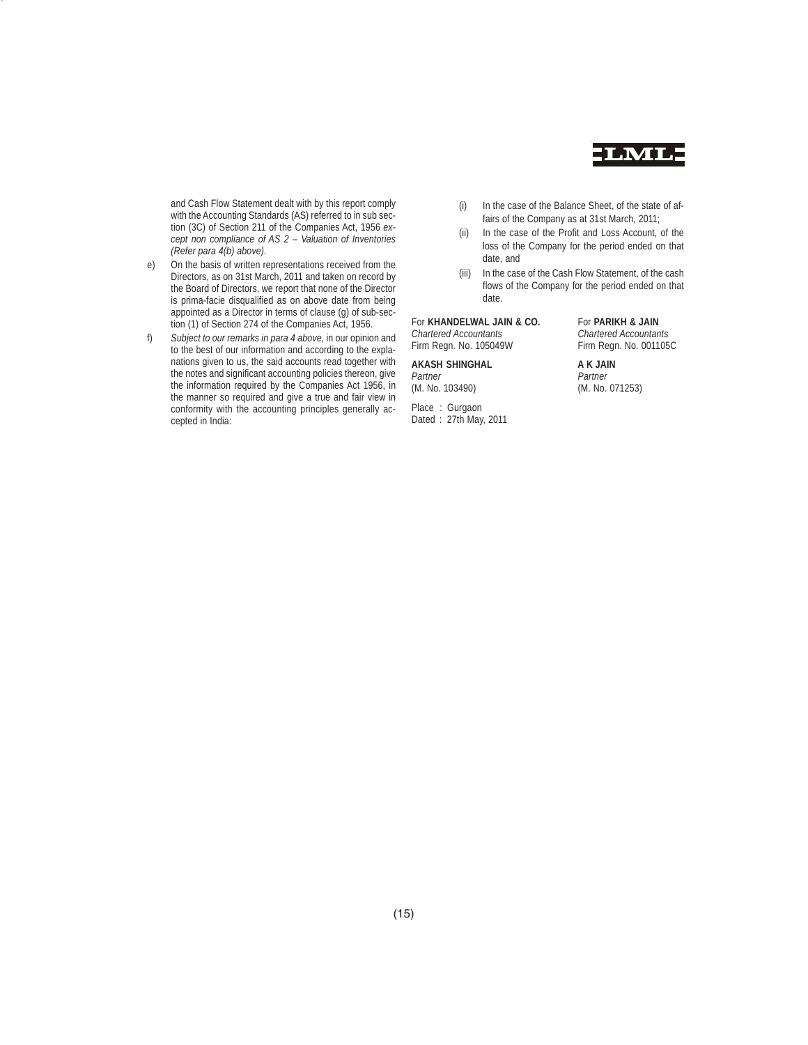and Cash Flow Statement dealt with by this report comply with the Accounting Standards (AS) referred to in sub section (3C) of Section 211 of the Companies Act, 1956 *except non compliance of AS 2 – Valuation of Inventories (Refer para 4(b) above).*

e) On the basis of written representations received from the Directors, as on 31st March, 2011 and taken on record by the Board of Directors, we report that none of the Director is prima-facie disqualified as on above date from being appointed as a Director in terms of clause (g) of sub-section (1) of Section 274 of the Companies Act, 1956.

f) *Subject to our remarks in para 4 above*, in our opinion and to the best of our information and according to the explanations given to us, the said accounts read together with the notes and significant accounting policies thereon, give the information required by the Companies Act 1956, in the manner so required and give a true and fair view in conformity with the accounting principles generally accepted in India:

   (i) In the case of the Balance Sheet, of the state of affairs of the Company as at 31st March, 2011;

   (ii) In the case of the Profit and Loss Account, of the loss of the Company for the period ended on that date, and

   (iii) In the case of the Cash Flow Statement, of the cash flows of the Company for the period ended on that date.

For **KHANDELWAL JAIN & CO.**
*Chartered Accountants*
Firm Regn. No. 105049W

**AKASH SHINGHAL**
*Partner*
(M. No. 103490)

For **PARIKH & JAIN**
*Chartered Accountants*
Firm Regn. No. 001105C

**A K JAIN**
*Partner*
(M. No. 071253)

Place : Gurgaon
Dated : 27th May, 2011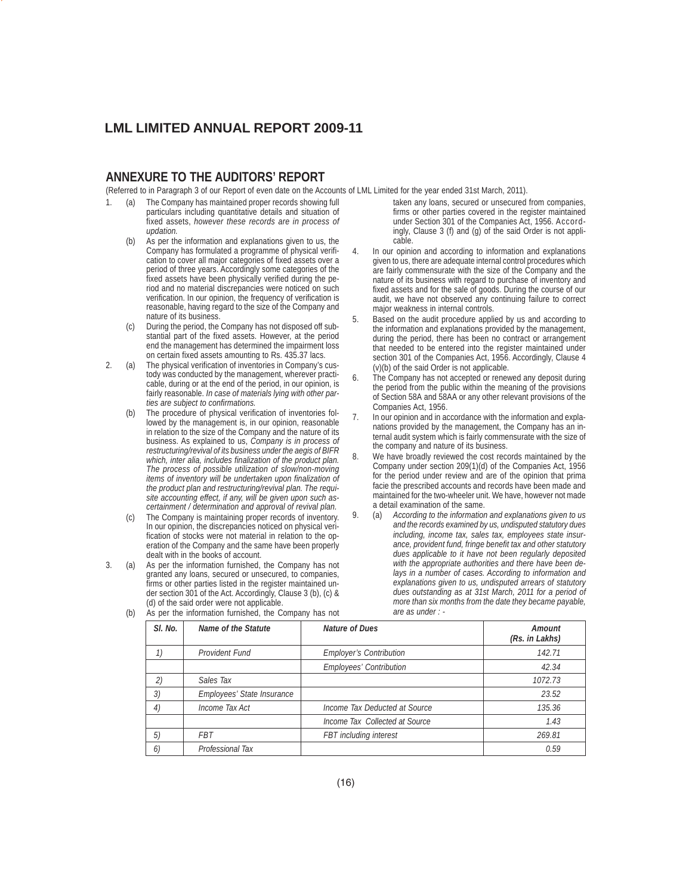## ANNEXURE TO THE AUDITORS' REPORT

(Referred to in Paragraph 3 of our Report of even date on the Accounts of LML Limited for the year ended 31st March, 2011).

1. (a) The Company has maintained proper records showing full particulars including quantitative details and situation of fixed assets, *however these records are in process of updation.*

   (b) As per the information and explanations given to us, the Company has formulated a programme of physical verification to cover all major categories of fixed assets over a period of three years. Accordingly some categories of the fixed assets have been physically verified during the period and no material discrepancies were noticed on such verification. In our opinion, the frequency of verification is reasonable, having regard to the size of the Company and nature of its business.

   (c) During the period, the Company has not disposed off substantial part of the fixed assets. However, at the period end the management has determined the impairment loss on certain fixed assets amounting to Rs. 435.37 lacs.

2. (a) The physical verification of inventories in Company's custody was conducted by the management, wherever practicable, during or at the end of the period, in our opinion, is fairly reasonable. *In case of materials lying with other parties are subject to confirmations.*

   (b) The procedure of physical verification of inventories followed by the management is, in our opinion, reasonable in relation to the size of the Company and the nature of its business. As explained to us, *Company is in process of restructuring/revival of its business under the aegis of BIFR which, inter alia, includes finalization of the product plan. The process of possible utilization of slow/non-moving items of inventory will be undertaken upon finalization of the product plan and restructuring/revival plan. The requisite accounting effect, if any, will be given upon such ascertainment / determination and approval of revival plan.*

   (c) The Company is maintaining proper records of inventory. In our opinion, the discrepancies noticed on physical verification of stocks were not material in relation to the operation of the Company and the same have been properly dealt with in the books of account.

3. (a) As per the information furnished, the Company has not granted any loans, secured or unsecured, to companies, firms or other parties listed in the register maintained under section 301 of the Act. Accordingly, Clause 3 (b), (c) & (d) of the said order were not applicable.

   (b) As per the information furnished, the Company has not taken any loans, secured or unsecured from companies, firms or other parties covered in the register maintained under Section 301 of the Companies Act, 1956. Accordingly, Clause 3 (f) and (g) of the said Order is not applicable.

4. In our opinion and according to information and explanations given to us, there are adequate internal control procedures which are fairly commensurate with the size of the Company and the nature of its business with regard to purchase of inventory and fixed assets and for the sale of goods. During the course of our audit, we have not observed any continuing failure to correct major weakness in internal controls.

5. Based on the audit procedure applied by us and according to the information and explanations provided by the management, during the period, there has been no contract or arrangement that needed to be entered into the register maintained under section 301 of the Companies Act, 1956. Accordingly, Clause 4 (v)(b) of the said Order is not applicable.

6. The Company has not accepted or renewed any deposit during the period from the public within the meaning of the provisions of Section 58A and 58AA or any other relevant provisions of the Companies Act, 1956.

7. In our opinion and in accordance with the information and explanations provided by the management, the Company has an internal audit system which is fairly commensurate with the size of the company and nature of its business.

8. We have broadly reviewed the cost records maintained by the Company under section 209(1)(d) of the Companies Act, 1956 for the period under review and are of the opinion that prima facie the prescribed accounts and records have been made and maintained for the two-wheeler unit. We have, however not made a detail examination of the same.

9. (a) *According to the information and explanations given to us and the records examined by us, undisputed statutory dues including, income tax, sales tax, employees state insurance, provident fund, fringe benefit tax and other statutory dues applicable to it have not been regularly deposited with the appropriate authorities and there have been delays in a number of cases. According to information and explanations given to us, undisputed arrears of statutory dues outstanding as at 31st March, 2011 for a period of more than six months from the date they became payable, are as under : -*

| *Sl. No.* | *Name of the Statute* | *Nature of Dues* | *Amount (Rs. in Lakhs)* |
|---|---|---|---|
| *1)* | *Provident Fund* | *Employer's Contribution* | *142.71* |
| | | *Employees' Contribution* | *42.34* |
| *2)* | *Sales Tax* | | *1072.73* |
| *3)* | *Employees' State Insurance* | | *23.52* |
| *4)* | *Income Tax Act* | *Income Tax Deducted at Source* | *135.36* |
| | | *Income Tax Collected at Source* | *1.43* |
| *5)* | *FBT* | *FBT including interest* | *269.81* |
| *6)* | *Professional Tax* | | *0.59* |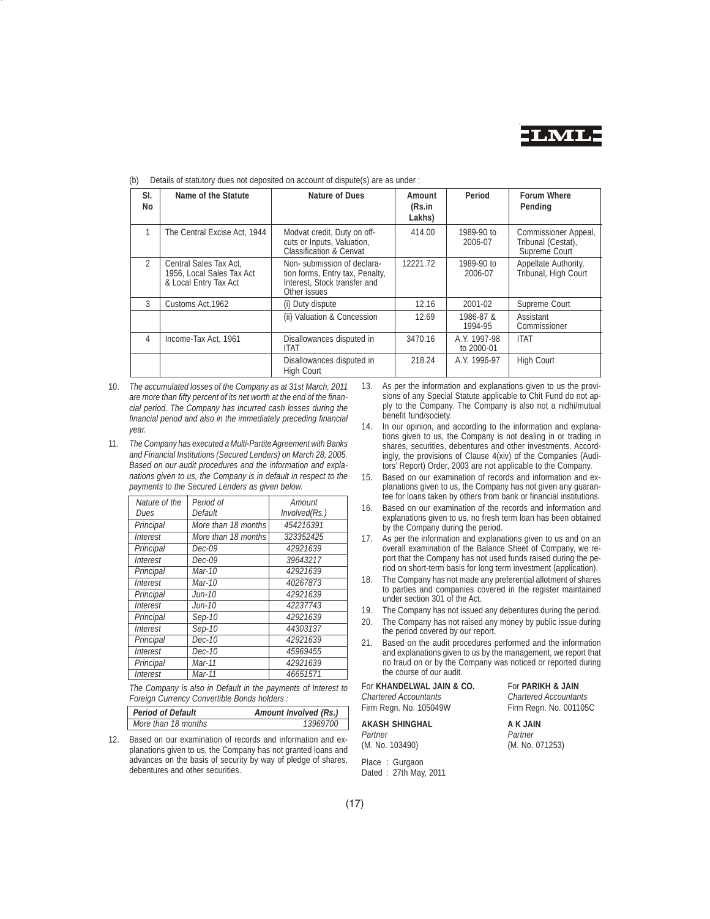(b) Details of statutory dues not deposited on account of dispute(s) are as under :

| Sl. No | Name of the Statute | Nature of Dues | Amount (Rs.in Lakhs) | Period | Forum Where Pending |
|---|---|---|---|---|---|
| 1 | The Central Excise Act, 1944 | Modvat credit, Duty on off-cuts or Inputs, Valuation, Classification & Cenvat | 414.00 | 1989-90 to 2006-07 | Commissioner Appeal, Tribunal (Cestat), Supreme Court |
| 2 | Central Sales Tax Act, 1956, Local Sales Tax Act & Local Entry Tax Act | Non- submission of declaration forms, Entry tax, Penalty, Interest, Stock transfer and Other issues | 12221.72 | 1989-90 to 2006-07 | Appellate Authority, Tribunal, High Court |
| 3 | Customs Act,1962 | (i) Duty dispute | 12.16 | 2001-02 | Supreme Court |
| | | (ii) Valuation & Concession | 12.69 | 1986-87 & 1994-95 | Assistant Commissioner |
| 4 | Income-Tax Act, 1961 | Disallowances disputed in ITAT | 3470.16 | A.Y. 1997-98 to 2000-01 | ITAT |
| | | Disallowances disputed in High Court | 218.24 | A.Y. 1996-97 | High Court |

10. *The accumulated losses of the Company as at 31st March, 2011 are more than fifty percent of its net worth at the end of the financial period. The Company has incurred cash losses during the financial period and also in the immediately preceding financial year.*

11. *The Company has executed a Multi-Partite Agreement with Banks and Financial Institutions (Secured Lenders) on March 28, 2005. Based on our audit procedures and the information and explanations given to us, the Company is in default in respect to the payments to the Secured Lenders as given below.*

| *Nature of the Dues* | *Period of Default* | *Amount Involved(Rs.)* |
|---|---|---|
| *Principal* | *More than 18 months* | *454216391* |
| *Interest* | *More than 18 months* | *323352425* |
| *Principal* | *Dec-09* | *42921639* |
| *Interest* | *Dec-09* | *39643217* |
| *Principal* | *Mar-10* | *42921639* |
| *Interest* | *Mar-10* | *40267873* |
| *Principal* | *Jun-10* | *42921639* |
| *Interest* | *Jun-10* | *42237743* |
| *Principal* | *Sep-10* | *42921639* |
| *Interest* | *Sep-10* | *44303137* |
| *Principal* | *Dec-10* | *42921639* |
| *Interest* | *Dec-10* | *45969455* |
| *Principal* | *Mar-11* | *42921639* |
| *Interest* | *Mar-11* | *46651571* |

*The Company is also in Default in the payments of Interest to Foreign Currency Convertible Bonds holders :*

| *Period of Default* | *Amount Involved (Rs.)* |
|---|---|
| *More than 18 months* | *13969700* |

12. Based on our examination of records and information and explanations given to us, the Company has not granted loans and advances on the basis of security by way of pledge of shares, debentures and other securities.

13. As per the information and explanations given to us the provisions of any Special Statute applicable to Chit Fund do not apply to the Company. The Company is also not a nidhi/mutual benefit fund/society.

14. In our opinion, and according to the information and explanations given to us, the Company is not dealing in or trading in shares, securities, debentures and other investments. Accordingly, the provisions of Clause 4(xiv) of the Companies (Auditors' Report) Order, 2003 are not applicable to the Company.

15. Based on our examination of records and information and explanations given to us, the Company has not given any guarantee for loans taken by others from bank or financial institutions.

16. Based on our examination of the records and information and explanations given to us, no fresh term loan has been obtained by the Company during the period.

17. As per the information and explanations given to us and on an overall examination of the Balance Sheet of Company, we report that the Company has not used funds raised during the period on short-term basis for long term investment (application).

18. The Company has not made any preferential allotment of shares to parties and companies covered in the register maintained under section 301 of the Act.

19. The Company has not issued any debentures during the period.

20. The Company has not raised any money by public issue during the period covered by our report.

21. Based on the audit procedures performed and the information and explanations given to us by the management, we report that no fraud on or by the Company was noticed or reported during the course of our audit.

For **KHANDELWAL JAIN & CO.**
*Chartered Accountants*
Firm Regn. No. 105049W

**AKASH SHINGHAL**
*Partner*
(M. No. 103490)

For **PARIKH & JAIN**
*Chartered Accountants*
Firm Regn. No. 001105C

**A K JAIN**
*Partner*
(M. No. 071253)

Place : Gurgaon
Dated : 27th May, 2011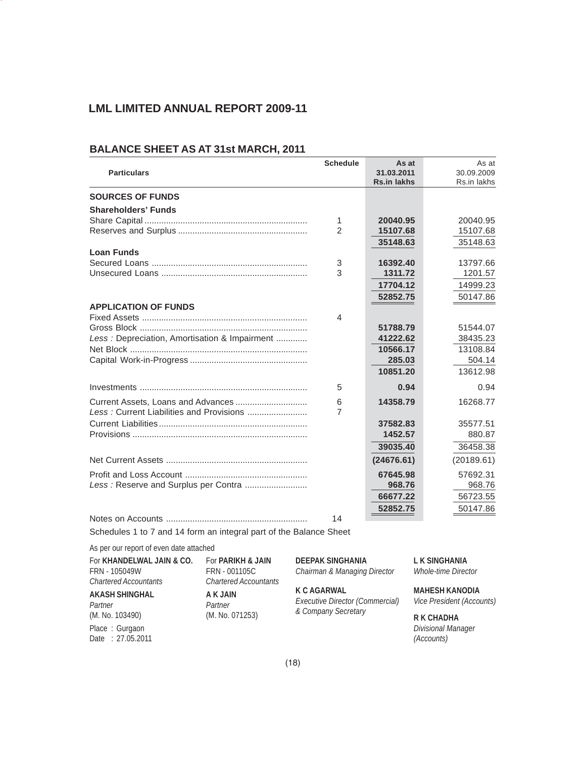## LML LIMITED ANNUAL REPORT 2009-11

### BALANCE SHEET AS AT 31st MARCH, 2011

| Particulars | Schedule | As at 31.03.2011 Rs.in lakhs | | As at 30.09.2009 Rs.in lakhs | |
|---|---|---|---|---|---|
| **SOURCES OF FUNDS** | | | | | |
| **Shareholders' Funds** | | | | | |
| Share Capital | 1 | **20040.95** | | 20040.95 | |
| Reserves and Surplus | 2 | **15107.68** | | 15107.68 | |
| | | | **35148.63** | | 35148.63 |
| **Loan Funds** | | | | | |
| Secured Loans | 3 | **16392.40** | | 13797.66 | |
| Unsecured Loans | 3 | **1311.72** | | 1201.57 | |
| | | | **17704.12** | | 14999.23 |
| | | | **52852.75** | | 50147.86 |
| **APPLICATION OF FUNDS** | | | | | |
| Fixed Assets | 4 | | | | |
| Gross Block | | **51788.79** | | 51544.07 | |
| *Less :* Depreciation, Amortisation & Impairment | | **41222.62** | | 38435.23 | |
| Net Block | | **10566.17** | | 13108.84 | |
| Capital Work-in-Progress | | **285.03** | | 504.14 | |
| | | | **10851.20** | | 13612.98 |
| Investments | 5 | | **0.94** | | 0.94 |
| Current Assets, Loans and Advances | 6 | **14358.79** | | 16268.77 | |
| *Less :* Current Liabilities and Provisions | 7 | | | | |
| Current Liabilities | | **37582.83** | | 35577.51 | |
| Provisions | | **1452.57** | | 880.87 | |
| | | **39035.40** | | 36458.38 | |
| Net Current Assets | | | **(24676.61)** | | (20189.61) |
| Profit and Loss Account | | **67645.98** | | 57692.31 | |
| *Less :* Reserve and Surplus per Contra | | **968.76** | | 968.76 | |
| | | | **66677.22** | | 56723.55 |
| | | | **52852.75** | | 50147.86 |
| Notes on Accounts | 14 | | | | |

Schedules 1 to 7 and 14 form an integral part of the Balance Sheet

As per our report of even date attached

For **KHANDELWAL JAIN & CO.**
FRN - 105049W
*Chartered Accountants*
**AKASH SHINGHAL**
*Partner*
(M. No. 103490)

For **PARIKH & JAIN**
FRN - 001105C
*Chartered Accountants*
**A K JAIN**
*Partner*
(M. No. 071253)

Place : Gurgaon
Date : 27.05.2011

**DEEPAK SINGHANIA**
*Chairman & Managing Director*

**K C AGARWAL**
*Executive Director (Commercial) & Company Secretary*

**L K SINGHANIA**
*Whole-time Director*

**MAHESH KANODIA**
*Vice President (Accounts)*

**R K CHADHA**
*Divisional Manager (Accounts)*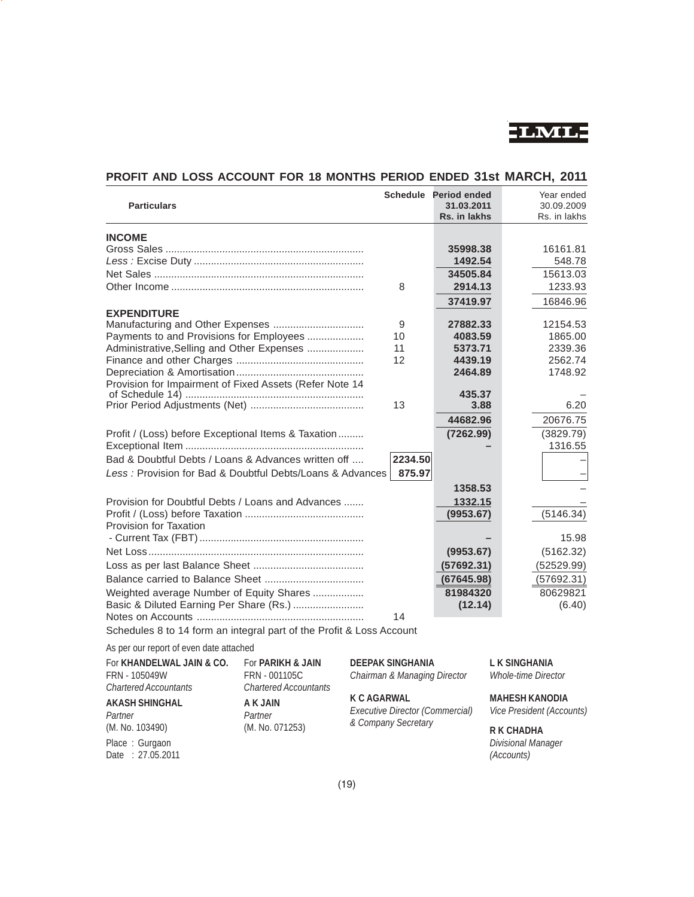## PROFIT AND LOSS ACCOUNT FOR 18 MONTHS PERIOD ENDED 31st MARCH, 2011

| Particulars | Schedule | | Period ended 31.03.2011 Rs. in lakhs | Year ended 30.09.2009 Rs. in lakhs |
|---|---|---|---|---|
| **INCOME** | | | | |
| Gross Sales | | | 35998.38 | 16161.81 |
| *Less :* Excise Duty | | | 1492.54 | 548.78 |
| Net Sales | | | 34505.84 | 15613.03 |
| Other Income | 8 | | 2914.13 | 1233.93 |
| | | | 37419.97 | 16846.96 |
| **EXPENDITURE** | | | | |
| Manufacturing and Other Expenses | 9 | | 27882.33 | 12154.53 |
| Payments to and Provisions for Employees | 10 | | 4083.59 | 1865.00 |
| Administrative,Selling and Other Expenses | 11 | | 5373.71 | 2339.36 |
| Finance and other Charges | 12 | | 4439.19 | 2562.74 |
| Depreciation & Amortisation | | | 2464.89 | 1748.92 |
| Provision for Impairment of Fixed Assets (Refer Note 14 of Schedule 14) | | | 435.37 | – |
| Prior Period Adjustments (Net) | 13 | | 3.88 | 6.20 |
| | | | 44682.96 | 20676.75 |
| Profit / (Loss) before Exceptional Items & Taxation | | | (7262.99) | (3829.79) |
| Exceptional Item | | | – | 1316.55 |
| Bad & Doubtful Debts / Loans & Advances written off | | 2234.50 | | – |
| *Less :* Provision for Bad & Doubtful Debts/Loans & Advances | | 875.97 | | – |
| | | | 1358.53 | – |
| Provision for Doubtful Debts / Loans and Advances | | | 1332.15 | – |
| Profit / (Loss) before Taxation | | | (9953.67) | (5146.34) |
| Provision for Taxation | | | | |
| - Current Tax (FBT) | | | – | 15.98 |
| Net Loss | | | (9953.67) | (5162.32) |
| Loss as per last Balance Sheet | | | (57692.31) | (52529.99) |
| Balance carried to Balance Sheet | | | (67645.98) | (57692.31) |
| Weighted average Number of Equity Shares | | | 81984320 | 80629821 |
| Basic & Diluted Earning Per Share (Rs.) | | | (12.14) | (6.40) |
| Notes on Accounts | 14 | | | |

Schedules 8 to 14 form an integral part of the Profit & Loss Account

As per our report of even date attached

For **KHANDELWAL JAIN & CO.**
FRN - 105049W
*Chartered Accountants*

**AKASH SHINGHAL**
*Partner*
(M. No. 103490)

For **PARIKH & JAIN**
FRN - 001105C
*Chartered Accountants*

**A K JAIN**
*Partner*
(M. No. 071253)

Place : Gurgaon
Date : 27.05.2011

**DEEPAK SINGHANIA**
*Chairman & Managing Director*

**K C AGARWAL**
*Executive Director (Commercial) & Company Secretary*

**L K SINGHANIA**
*Whole-time Director*

**MAHESH KANODIA**
*Vice President (Accounts)*

**R K CHADHA**
*Divisional Manager (Accounts)*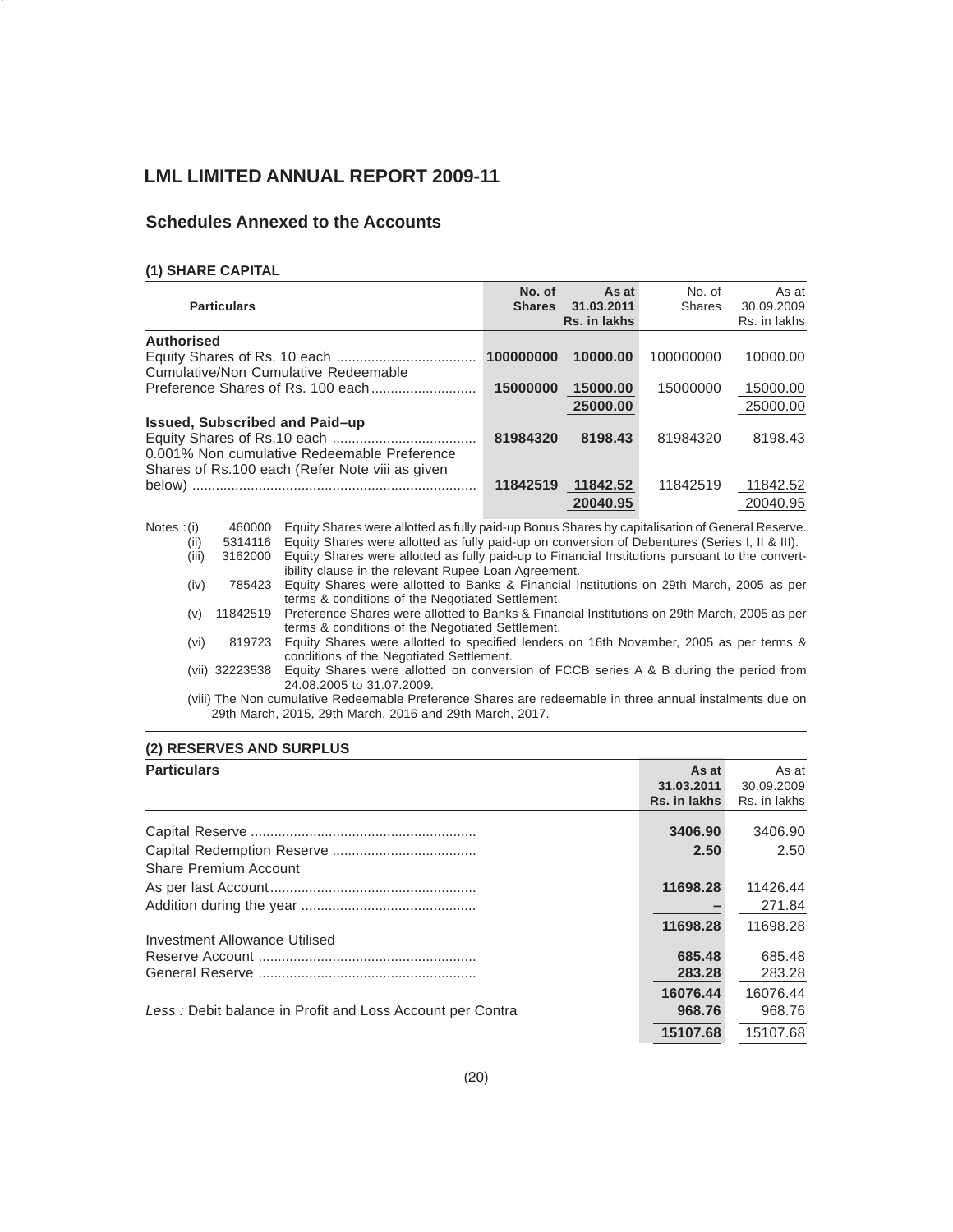# LML LIMITED ANNUAL REPORT 2009-11

## Schedules Annexed to the Accounts

### (1) SHARE CAPITAL

| Particulars | No. of Shares | As at 31.03.2011 Rs. in lakhs | No. of Shares | As at 30.09.2009 Rs. in lakhs |
|---|---|---|---|---|
| **Authorised** | | | | |
| Equity Shares of Rs. 10 each | **100000000** | **10000.00** | 100000000 | 10000.00 |
| Cumulative/Non Cumulative Redeemable Preference Shares of Rs. 100 each | **15000000** | **15000.00** | 15000000 | 15000.00 |
| | | **25000.00** | | 25000.00 |
| **Issued, Subscribed and Paid–up** | | | | |
| Equity Shares of Rs.10 each | **81984320** | **8198.43** | 81984320 | 8198.43 |
| 0.001% Non cumulative Redeemable Preference Shares of Rs.100 each (Refer Note viii as given below) | **11842519** | **11842.52** | 11842519 | 11842.52 |
| | | **20040.95** | | 20040.95 |

Notes :

(i) 460000 Equity Shares were allotted as fully paid-up Bonus Shares by capitalisation of General Reserve.

(ii) 5314116 Equity Shares were allotted as fully paid-up on conversion of Debentures (Series I, II & III).

(iii) 3162000 Equity Shares were allotted as fully paid-up to Financial Institutions pursuant to the convertibility clause in the relevant Rupee Loan Agreement.

(iv) 785423 Equity Shares were allotted to Banks & Financial Institutions on 29th March, 2005 as per terms & conditions of the Negotiated Settlement.

(v) 11842519 Preference Shares were allotted to Banks & Financial Institutions on 29th March, 2005 as per terms & conditions of the Negotiated Settlement.

(vi) 819723 Equity Shares were allotted to specified lenders on 16th November, 2005 as per terms & conditions of the Negotiated Settlement.

(vii) 32223538 Equity Shares were allotted on conversion of FCCB series A & B during the period from 24.08.2005 to 31.07.2009.

(viii) The Non cumulative Redeemable Preference Shares are redeemable in three annual instalments due on 29th March, 2015, 29th March, 2016 and 29th March, 2017.

### (2) RESERVES AND SURPLUS

| Particulars | As at 31.03.2011 Rs. in lakhs | As at 30.09.2009 Rs. in lakhs |
|---|---|---|
| Capital Reserve | **3406.90** | 3406.90 |
| Capital Redemption Reserve | **2.50** | 2.50 |
| Share Premium Account | | |
| As per last Account | **11698.28** | 11426.44 |
| Addition during the year | **–** | 271.84 |
| | **11698.28** | 11698.28 |
| Investment Allowance Utilised Reserve Account | **685.48** | 685.48 |
| General Reserve | **283.28** | 283.28 |
| | **16076.44** | 16076.44 |
| *Less :* Debit balance in Profit and Loss Account per Contra | **968.76** | 968.76 |
| | **15107.68** | 15107.68 |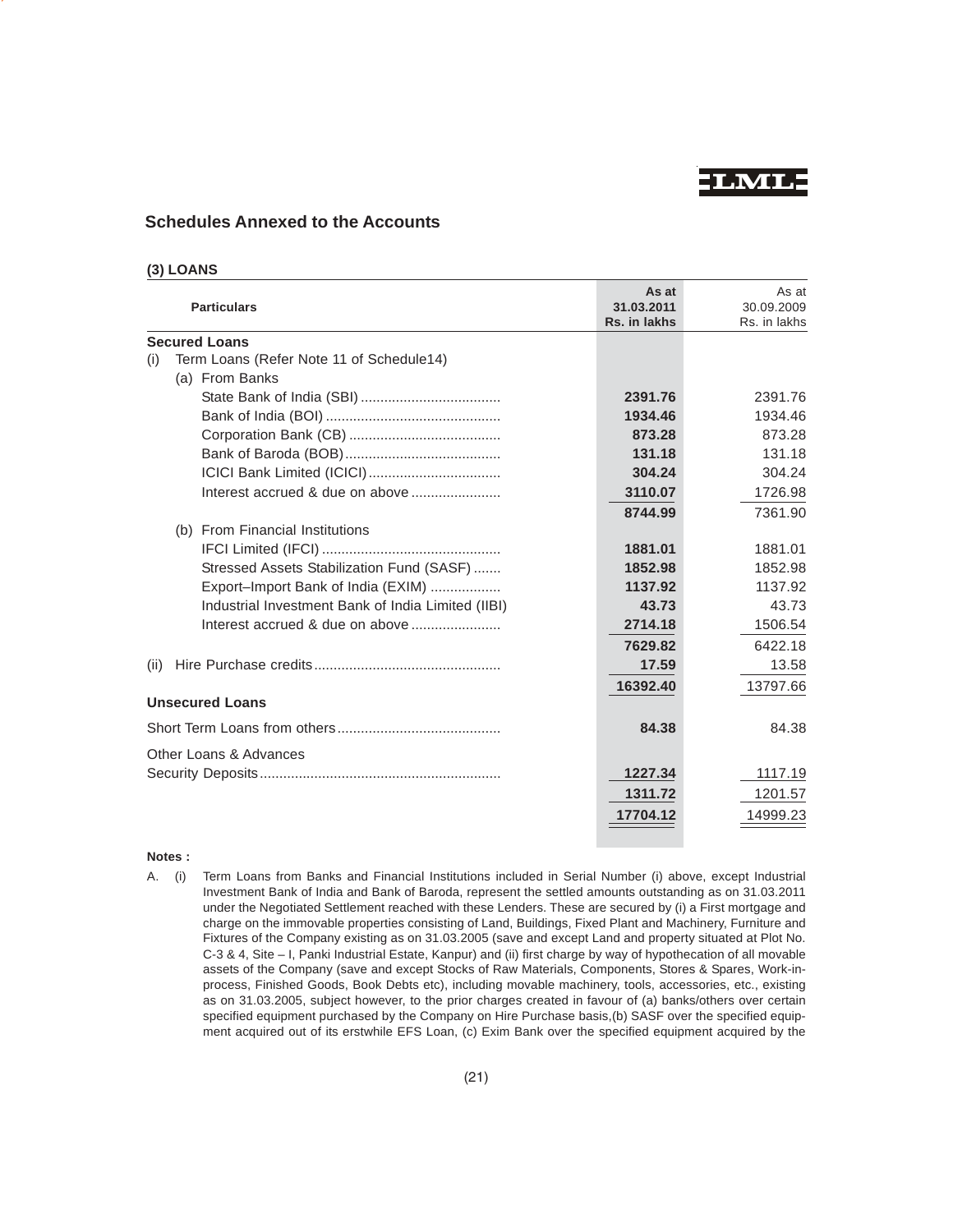## Schedules Annexed to the Accounts

### (3) LOANS

| Particulars | As at 31.03.2011 Rs. in lakhs | As at 30.09.2009 Rs. in lakhs |
|---|---|---|
| **Secured Loans** | | |
| (i) Term Loans (Refer Note 11 of Schedule14) | | |
| (a) From Banks | | |
| State Bank of India (SBI) | **2391.76** | 2391.76 |
| Bank of India (BOI) | **1934.46** | 1934.46 |
| Corporation Bank (CB) | **873.28** | 873.28 |
| Bank of Baroda (BOB) | **131.18** | 131.18 |
| ICICI Bank Limited (ICICI) | **304.24** | 304.24 |
| Interest accrued & due on above | **3110.07** | 1726.98 |
| | **8744.99** | 7361.90 |
| (b) From Financial Institutions | | |
| IFCI Limited (IFCI) | **1881.01** | 1881.01 |
| Stressed Assets Stabilization Fund (SASF) | **1852.98** | 1852.98 |
| Export–Import Bank of India (EXIM) | **1137.92** | 1137.92 |
| Industrial Investment Bank of India Limited (IIBI) | **43.73** | 43.73 |
| Interest accrued & due on above | **2714.18** | 1506.54 |
| | **7629.82** | 6422.18 |
| (ii) Hire Purchase credits | **17.59** | 13.58 |
| | **16392.40** | 13797.66 |
| **Unsecured Loans** | | |
| Short Term Loans from others | **84.38** | 84.38 |
| Other Loans & Advances | | |
| Security Deposits | **1227.34** | 1117.19 |
| | **1311.72** | 1201.57 |
| | **17704.12** | 14999.23 |

**Notes :**

A. (i) Term Loans from Banks and Financial Institutions included in Serial Number (i) above, except Industrial Investment Bank of India and Bank of Baroda, represent the settled amounts outstanding as on 31.03.2011 under the Negotiated Settlement reached with these Lenders. These are secured by (i) a First mortgage and charge on the immovable properties consisting of Land, Buildings, Fixed Plant and Machinery, Furniture and Fixtures of the Company existing as on 31.03.2005 (save and except Land and property situated at Plot No. C-3 & 4, Site – I, Panki Industrial Estate, Kanpur) and (ii) first charge by way of hypothecation of all movable assets of the Company (save and except Stocks of Raw Materials, Components, Stores & Spares, Work-in-process, Finished Goods, Book Debts etc), including movable machinery, tools, accessories, etc., existing as on 31.03.2005, subject however, to the prior charges created in favour of (a) banks/others over certain specified equipment purchased by the Company on Hire Purchase basis,(b) SASF over the specified equipment acquired out of its erstwhile EFS Loan, (c) Exim Bank over the specified equipment acquired by the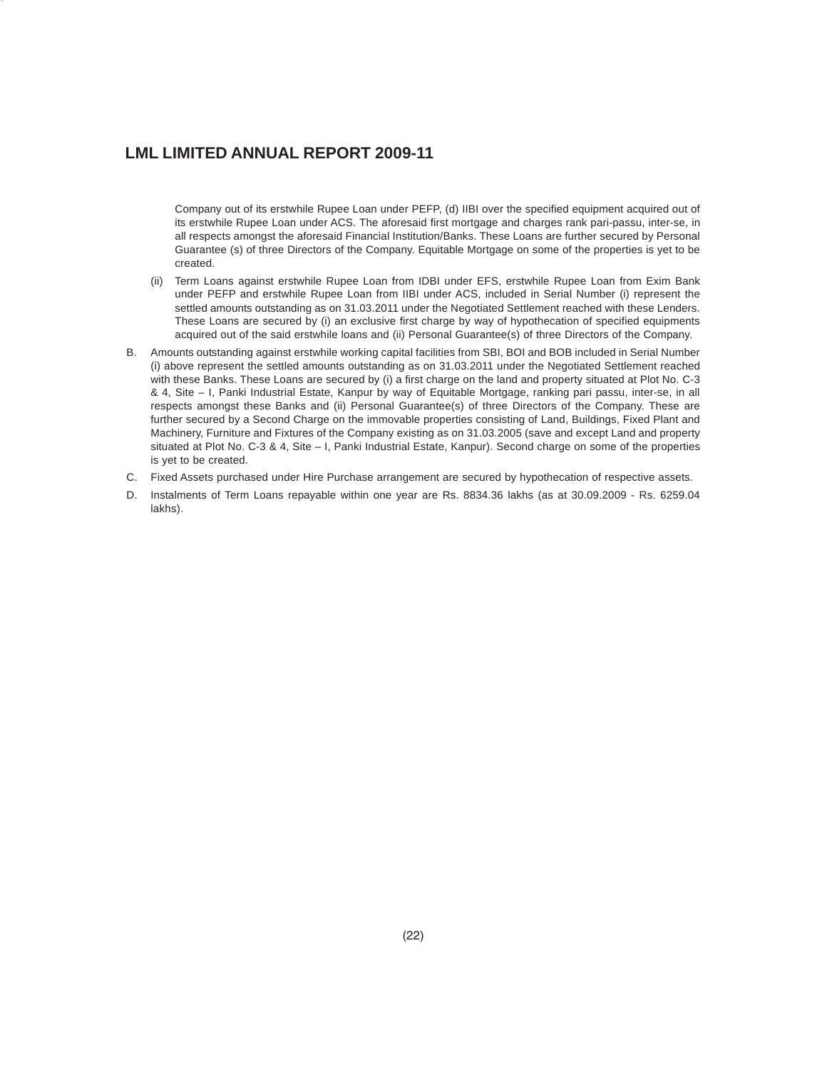Company out of its erstwhile Rupee Loan under PEFP, (d) IIBI over the specified equipment acquired out of its erstwhile Rupee Loan under ACS. The aforesaid first mortgage and charges rank pari-passu, inter-se, in all respects amongst the aforesaid Financial Institution/Banks. These Loans are further secured by Personal Guarantee (s) of three Directors of the Company. Equitable Mortgage on some of the properties is yet to be created.

(ii) Term Loans against erstwhile Rupee Loan from IDBI under EFS, erstwhile Rupee Loan from Exim Bank under PEFP and erstwhile Rupee Loan from IIBI under ACS, included in Serial Number (i) represent the settled amounts outstanding as on 31.03.2011 under the Negotiated Settlement reached with these Lenders. These Loans are secured by (i) an exclusive first charge by way of hypothecation of specified equipments acquired out of the said erstwhile loans and (ii) Personal Guarantee(s) of three Directors of the Company.

B. Amounts outstanding against erstwhile working capital facilities from SBI, BOI and BOB included in Serial Number (i) above represent the settled amounts outstanding as on 31.03.2011 under the Negotiated Settlement reached with these Banks. These Loans are secured by (i) a first charge on the land and property situated at Plot No. C-3 & 4, Site – I, Panki Industrial Estate, Kanpur by way of Equitable Mortgage, ranking pari passu, inter-se, in all respects amongst these Banks and (ii) Personal Guarantee(s) of three Directors of the Company. These are further secured by a Second Charge on the immovable properties consisting of Land, Buildings, Fixed Plant and Machinery, Furniture and Fixtures of the Company existing as on 31.03.2005 (save and except Land and property situated at Plot No. C-3 & 4, Site – I, Panki Industrial Estate, Kanpur). Second charge on some of the properties is yet to be created.

C. Fixed Assets purchased under Hire Purchase arrangement are secured by hypothecation of respective assets.

D. Instalments of Term Loans repayable within one year are Rs. 8834.36 lakhs (as at 30.09.2009 - Rs. 6259.04 lakhs).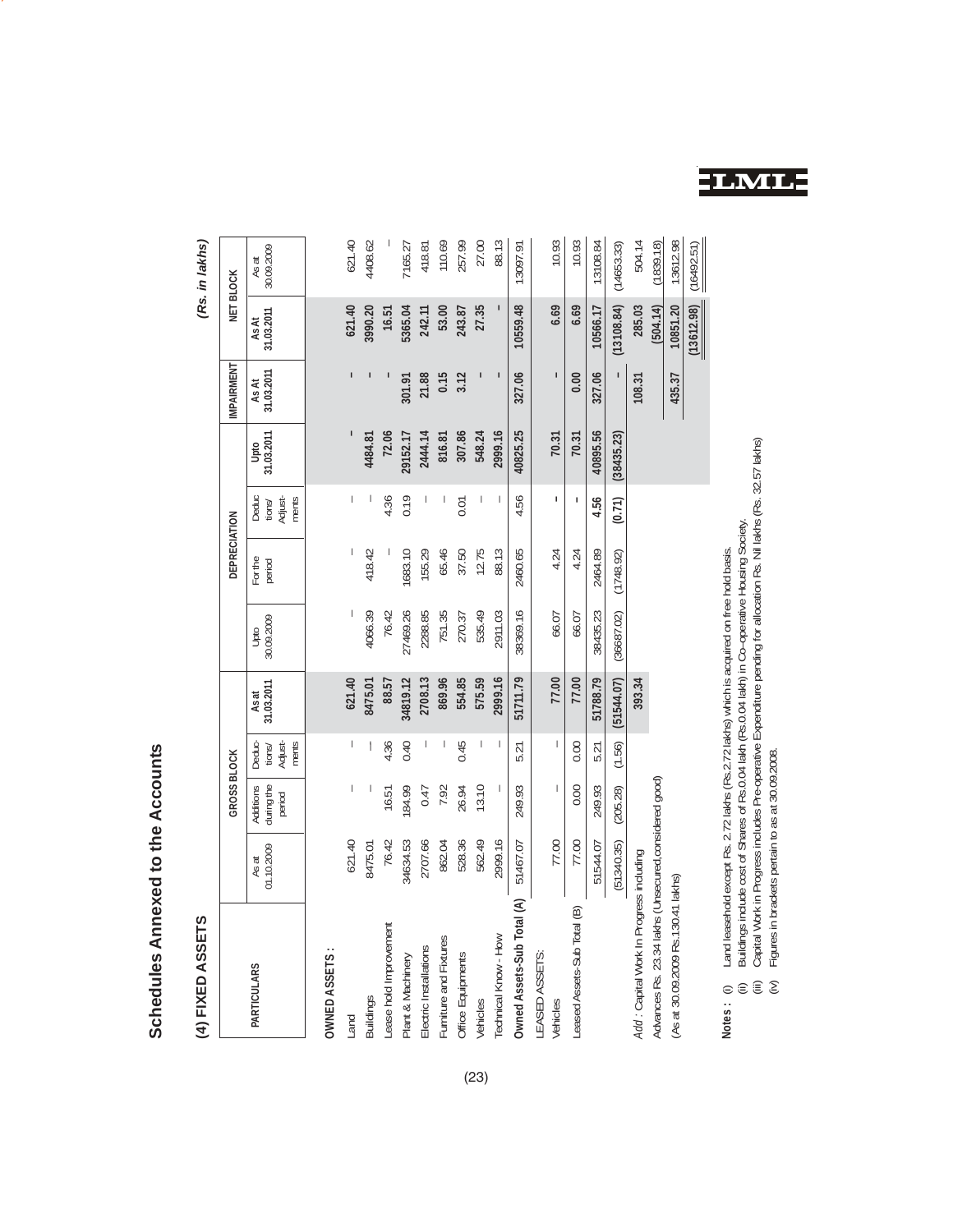## Schedules Annexed to the Accounts

### (4) FIXED ASSETS

*(Rs. in lakhs)*

| PARTICULARS | GROSS BLOCK | | | | DEPRECIATION | | | | IMPAIRMENT | NET BLOCK | |
|---|---|---|---|---|---|---|---|---|---|---|---|
| | As at 01.10.2009 | Additions during the period | Deductions/ Adjustments | As at 31.03.2011 | Upto 30.09.2009 | For the period | Deductions/ Adjustments | Upto 31.03.2011 | As At 31.03.2011 | As At 31.03.2011 | As at 30.09.2009 |
| **OWNED ASSETS :** | | | | | | | | | | | |
| Land | 621.40 | – | – | 621.40 | – | – | – | – | – | 621.40 | 621.40 |
| Buildings | 8475.01 | – | – | 8475.01 | 4066.39 | 418.42 | – | 4484.81 | – | 3990.20 | 4408.62 |
| Lease hold Improvement | 76.42 | 16.51 | 4.36 | 88.57 | 76.42 | – | 4.36 | 72.06 | – | 16.51 | – |
| Plant & Machinery | 34634.53 | 184.99 | 0.40 | 34819.12 | 27469.26 | 1683.10 | 0.19 | 29152.17 | 301.91 | 5365.04 | 7165.27 |
| Electric Installations | 2707.66 | 0.47 | – | 2708.13 | 2288.85 | 155.29 | – | 2444.14 | 21.88 | 242.11 | 418.81 |
| Furniture and Fixtures | 862.04 | 7.92 | – | 869.96 | 751.35 | 65.46 | – | 816.81 | 0.15 | 53.00 | 110.69 |
| Office Equipments | 528.36 | 26.94 | 0.45 | 554.85 | 270.37 | 37.50 | 0.01 | 307.86 | 3.12 | 243.87 | 257.99 |
| Vehicles | 562.49 | 13.10 | – | 575.59 | 535.49 | 12.75 | – | 548.24 | – | 27.35 | 27.00 |
| Technical Know - How | 2999.16 | – | – | 2999.16 | 2911.03 | 88.13 | – | 2999.16 | – | – | 88.13 |
| **Owned Assets-Sub Total (A)** | 51467.07 | 249.93 | 5.21 | 51711.79 | 38369.16 | 2460.65 | 4.56 | 40825.25 | 327.06 | 10559.48 | 13097.91 |
| LEASED ASSETS: | | | | | | | | | | | |
| Vehicles | 77.00 | – | – | 77.00 | 66.07 | 4.24 | – | 70.31 | – | 6.69 | 10.93 |
| Leased Assets-Sub Total (B) | 77.00 | 0.00 | 0.00 | 77.00 | 66.07 | 4.24 | – | 70.31 | 0.00 | 6.69 | 10.93 |
| | 51544.07 | 249.93 | 5.21 | 51788.79 | 38435.23 | 2464.89 | 4.56 | 40895.56 | 327.06 | 10566.17 | 13108.84 |
| | (51340.35) | (205.28) | (1.56) | (51544.07) | (36687.02) | (1748.92) | (0.71) | (38435.23) | – | (13108.84) | (14653.33) |
| *Add* : Capital Work In Progress including | | | | 393.34 | | | | | 108.31 | 285.03 | 504.14 |
| Advances Rs. 23.34 lakhs (Unsecured,considered good) | | | | | | | | | | (504.14) | (1839.18) |
| (As at 30.09.2009 Rs.130.41 lakhs) | | | | | | | | | 435.37 | 10851.20 | 13612.98 |
| | | | | | | | | | | (13612.98) | (16492.51) |

**Notes :**
(i) Land leasehold except Rs. 2.72 lakhs (Rs.2.72 lakhs) which is acquired on free hold basis.
(ii) Buildings include cost of Shares of Rs.0.04 lakh (Rs.0.04 lakh) in Co-operative Housing Society.
(iii) Capital Work in Progress includes Pre-operative Expenditure pending for allocation Rs. Nil lakhs (Rs. 32.57 lakhs)
(iv) Figures in brackets pertain to as at 30.09.2008.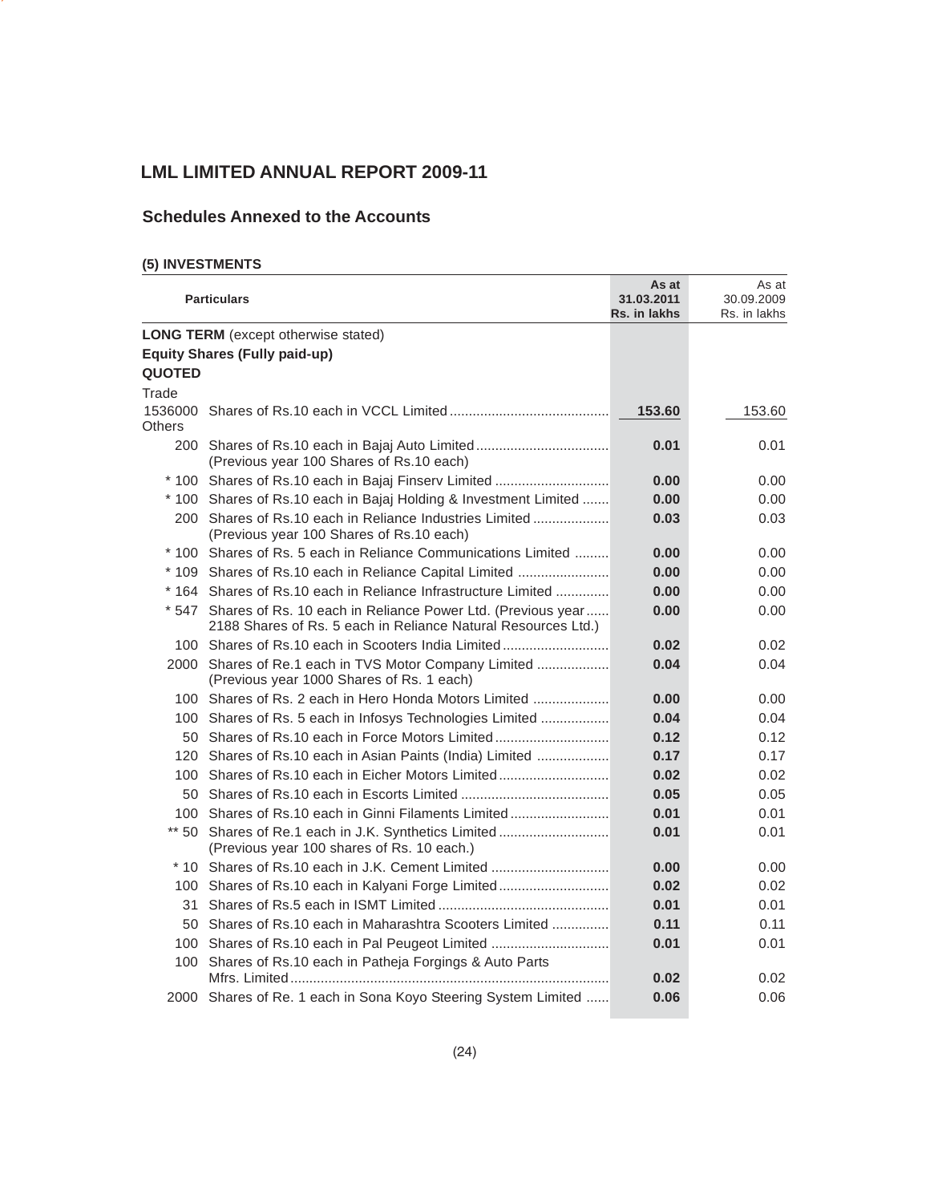## Schedules Annexed to the Accounts

### (5) INVESTMENTS

| | Particulars | As at 31.03.2011 Rs. in lakhs | As at 30.09.2009 Rs. in lakhs |
|---|---|---|---|
| | **LONG TERM** (except otherwise stated) | | |
| | **Equity Shares (Fully paid-up)** | | |
| **QUOTED** | | | |
| Trade | | | |
| 1536000 | Shares of Rs.10 each in VCCL Limited | **153.60** | 153.60 |
| Others | | | |
| 200 | Shares of Rs.10 each in Bajaj Auto Limited (Previous year 100 Shares of Rs.10 each) | **0.01** | 0.01 |
| * 100 | Shares of Rs.10 each in Bajaj Finserv Limited | **0.00** | 0.00 |
| * 100 | Shares of Rs.10 each in Bajaj Holding & Investment Limited | **0.00** | 0.00 |
| 200 | Shares of Rs.10 each in Reliance Industries Limited (Previous year 100 Shares of Rs.10 each) | **0.03** | 0.03 |
| * 100 | Shares of Rs. 5 each in Reliance Communications Limited | **0.00** | 0.00 |
| * 109 | Shares of Rs.10 each in Reliance Capital Limited | **0.00** | 0.00 |
| * 164 | Shares of Rs.10 each in Reliance Infrastructure Limited | **0.00** | 0.00 |
| * 547 | Shares of Rs. 10 each in Reliance Power Ltd. (Previous year 2188 Shares of Rs. 5 each in Reliance Natural Resources Ltd.) | **0.00** | 0.00 |
| 100 | Shares of Rs.10 each in Scooters India Limited | **0.02** | 0.02 |
| 2000 | Shares of Re.1 each in TVS Motor Company Limited (Previous year 1000 Shares of Rs. 1 each) | **0.04** | 0.04 |
| 100 | Shares of Rs. 2 each in Hero Honda Motors Limited | **0.00** | 0.00 |
| 100 | Shares of Rs. 5 each in Infosys Technologies Limited | **0.04** | 0.04 |
| 50 | Shares of Rs.10 each in Force Motors Limited | **0.12** | 0.12 |
| 120 | Shares of Rs.10 each in Asian Paints (India) Limited | **0.17** | 0.17 |
| 100 | Shares of Rs.10 each in Eicher Motors Limited | **0.02** | 0.02 |
| 50 | Shares of Rs.10 each in Escorts Limited | **0.05** | 0.05 |
| 100 | Shares of Rs.10 each in Ginni Filaments Limited | **0.01** | 0.01 |
| ** 50 | Shares of Re.1 each in J.K. Synthetics Limited (Previous year 100 shares of Rs. 10 each.) | **0.01** | 0.01 |
| * 10 | Shares of Rs.10 each in J.K. Cement Limited | **0.00** | 0.00 |
| 100 | Shares of Rs.10 each in Kalyani Forge Limited | **0.02** | 0.02 |
| 31 | Shares of Rs.5 each in ISMT Limited | **0.01** | 0.01 |
| 50 | Shares of Rs.10 each in Maharashtra Scooters Limited | **0.11** | 0.11 |
| 100 | Shares of Rs.10 each in Pal Peugeot Limited | **0.01** | 0.01 |
| 100 | Shares of Rs.10 each in Patheja Forgings & Auto Parts Mfrs. Limited | **0.02** | 0.02 |
| 2000 | Shares of Re. 1 each in Sona Koyo Steering System Limited | **0.06** | 0.06 |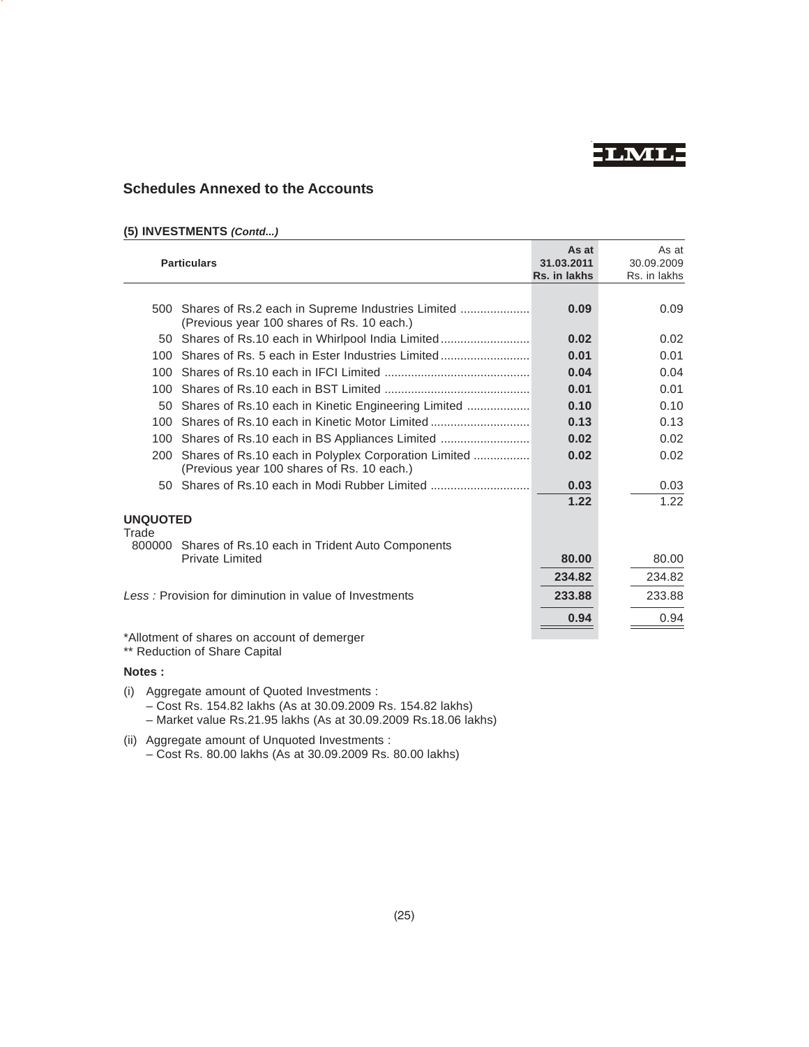## Schedules Annexed to the Accounts

**(5) INVESTMENTS *(Contd...)***

| | Particulars | As at 31.03.2011 Rs. in lakhs | As at 30.09.2009 Rs. in lakhs |
|---|---|---|---|
| 500 | Shares of Rs.2 each in Supreme Industries Limited (Previous year 100 shares of Rs. 10 each.) | **0.09** | 0.09 |
| 50 | Shares of Rs.10 each in Whirlpool India Limited | **0.02** | 0.02 |
| 100 | Shares of Rs. 5 each in Ester Industries Limited | **0.01** | 0.01 |
| 100 | Shares of Rs.10 each in IFCI Limited | **0.04** | 0.04 |
| 100 | Shares of Rs.10 each in BST Limited | **0.01** | 0.01 |
| 50 | Shares of Rs.10 each in Kinetic Engineering Limited | **0.10** | 0.10 |
| 100 | Shares of Rs.10 each in Kinetic Motor Limited | **0.13** | 0.13 |
| 100 | Shares of Rs.10 each in BS Appliances Limited | **0.02** | 0.02 |
| 200 | Shares of Rs.10 each in Polyplex Corporation Limited (Previous year 100 shares of Rs. 10 each.) | **0.02** | 0.02 |
| 50 | Shares of Rs.10 each in Modi Rubber Limited | **0.03** | 0.03 |
| | | **1.22** | 1.22 |
| **UNQUOTED** | | | |
| Trade | | | |
| 800000 | Shares of Rs.10 each in Trident Auto Components Private Limited | **80.00** | 80.00 |
| | | **234.82** | 234.82 |
| *Less :* Provision for diminution in value of Investments | | **233.88** | 233.88 |
| | | **0.94** | 0.94 |

*Allotment of shares on account of demerger

** Reduction of Share Capital

**Notes :**

(i) Aggregate amount of Quoted Investments :
- Cost Rs. 154.82 lakhs (As at 30.09.2009 Rs. 154.82 lakhs)
- Market value Rs.21.95 lakhs (As at 30.09.2009 Rs.18.06 lakhs)

(ii) Aggregate amount of Unquoted Investments :
- Cost Rs. 80.00 lakhs (As at 30.09.2009 Rs. 80.00 lakhs)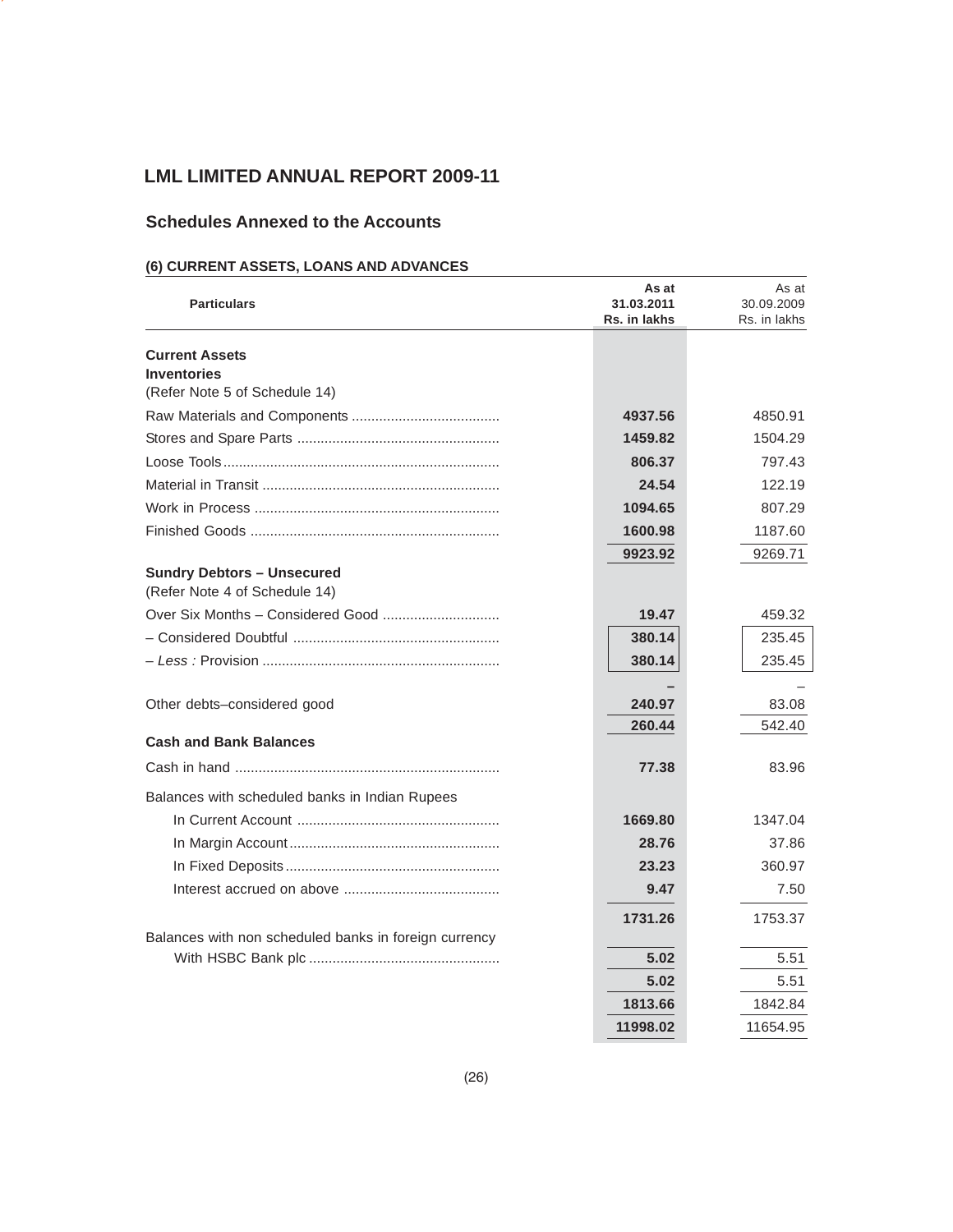# LML LIMITED ANNUAL REPORT 2009-11

## Schedules Annexed to the Accounts

### (6) CURRENT ASSETS, LOANS AND ADVANCES

| Particulars | As at 31.03.2011 Rs. in lakhs | As at 30.09.2009 Rs. in lakhs |
|---|---|---|
| **Current Assets** | | |
| **Inventories** | | |
| (Refer Note 5 of Schedule 14) | | |
| Raw Materials and Components | **4937.56** | 4850.91 |
| Stores and Spare Parts | **1459.82** | 1504.29 |
| Loose Tools | **806.37** | 797.43 |
| Material in Transit | **24.54** | 122.19 |
| Work in Process | **1094.65** | 807.29 |
| Finished Goods | **1600.98** | 1187.60 |
| | **9923.92** | 9269.71 |
| **Sundry Debtors – Unsecured** | | |
| (Refer Note 4 of Schedule 14) | | |
| Over Six Months – Considered Good | **19.47** | 459.32 |
| – Considered Doubtful | **380.14** | 235.45 |
| – *Less :* Provision | **380.14** | 235.45 |
| | **–** | – |
| Other debts–considered good | **240.97** | 83.08 |
| | **260.44** | 542.40 |
| **Cash and Bank Balances** | | |
| Cash in hand | **77.38** | 83.96 |
| Balances with scheduled banks in Indian Rupees | | |
| In Current Account | **1669.80** | 1347.04 |
| In Margin Account | **28.76** | 37.86 |
| In Fixed Deposits | **23.23** | 360.97 |
| Interest accrued on above | **9.47** | 7.50 |
| | **1731.26** | 1753.37 |
| Balances with non scheduled banks in foreign currency | | |
| With HSBC Bank plc | **5.02** | 5.51 |
| | **5.02** | 5.51 |
| | **1813.66** | 1842.84 |
| | **11998.02** | 11654.95 |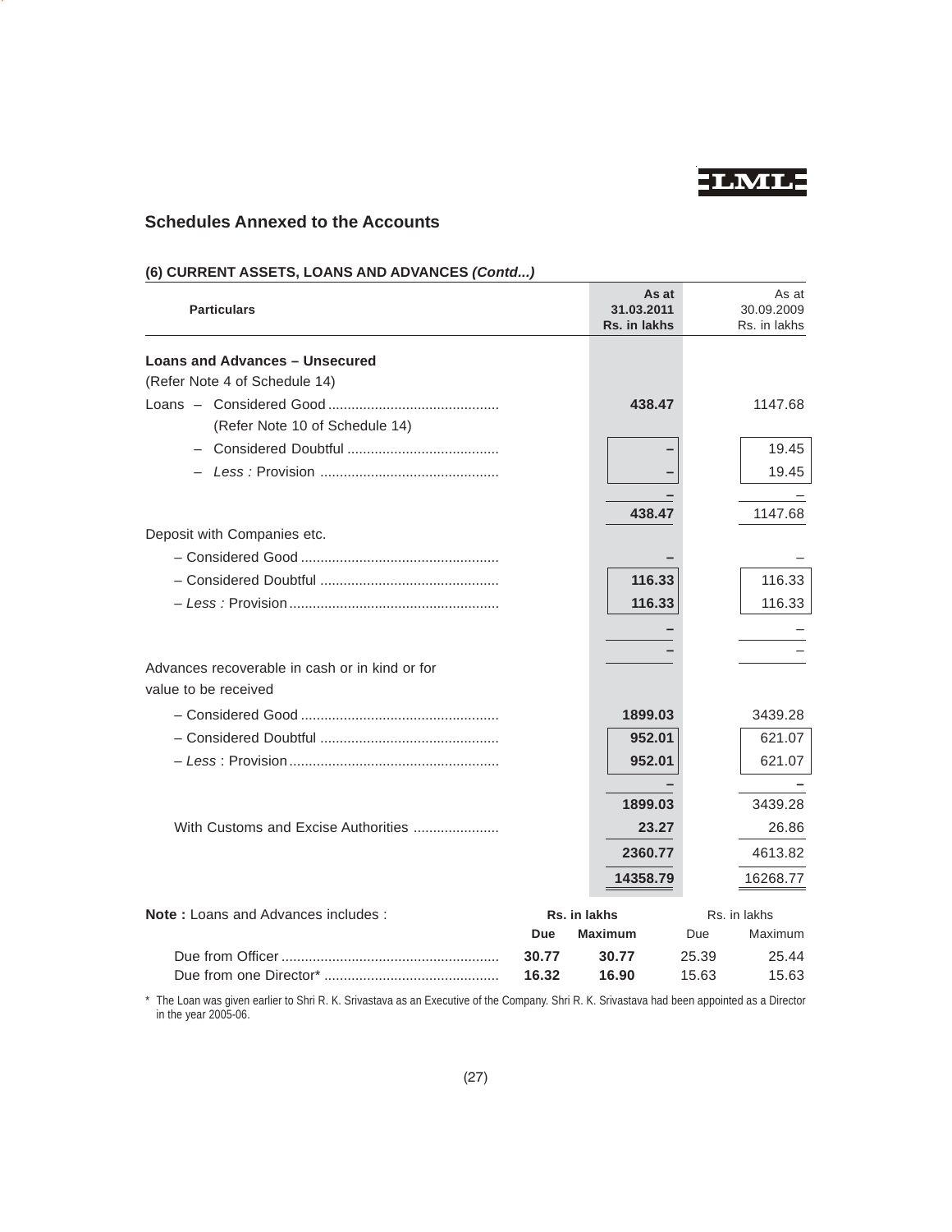## Schedules Annexed to the Accounts

### (6) CURRENT ASSETS, LOANS AND ADVANCES *(Contd...)*

| Particulars | As at 31.03.2011 Rs. in lakhs | As at 30.09.2009 Rs. in lakhs |
|---|---|---|
| **Loans and Advances – Unsecured** | | |
| (Refer Note 4 of Schedule 14) | | |
| Loans – Considered Good | 438.47 | 1147.68 |
| (Refer Note 10 of Schedule 14) | | |
| – Considered Doubtful | – | 19.45 |
| – *Less :* Provision | – | 19.45 |
| | – | – |
| | 438.47 | 1147.68 |
| Deposit with Companies etc. | | |
| – Considered Good | – | – |
| – Considered Doubtful | 116.33 | 116.33 |
| – *Less :* Provision | 116.33 | 116.33 |
| | – | – |
| | – | – |
| Advances recoverable in cash or in kind or for value to be received | | |
| – Considered Good | 1899.03 | 3439.28 |
| – Considered Doubtful | 952.01 | 621.07 |
| – *Less* : Provision | 952.01 | 621.07 |
| | – | – |
| | 1899.03 | 3439.28 |
| With Customs and Excise Authorities | 23.27 | 26.86 |
| | 2360.77 | 4613.82 |
| | 14358.79 | 16268.77 |

**Note :** Loans and Advances includes :

| | Rs. in lakhs Due | Rs. in lakhs Maximum | Rs. in lakhs Due | Rs. in lakhs Maximum |
|---|---|---|---|---|
| Due from Officer | 30.77 | 30.77 | 25.39 | 25.44 |
| Due from one Director* | 16.32 | 16.90 | 15.63 | 15.63 |

\* The Loan was given earlier to Shri R. K. Srivastava as an Executive of the Company. Shri R. K. Srivastava had been appointed as a Director in the year 2005-06.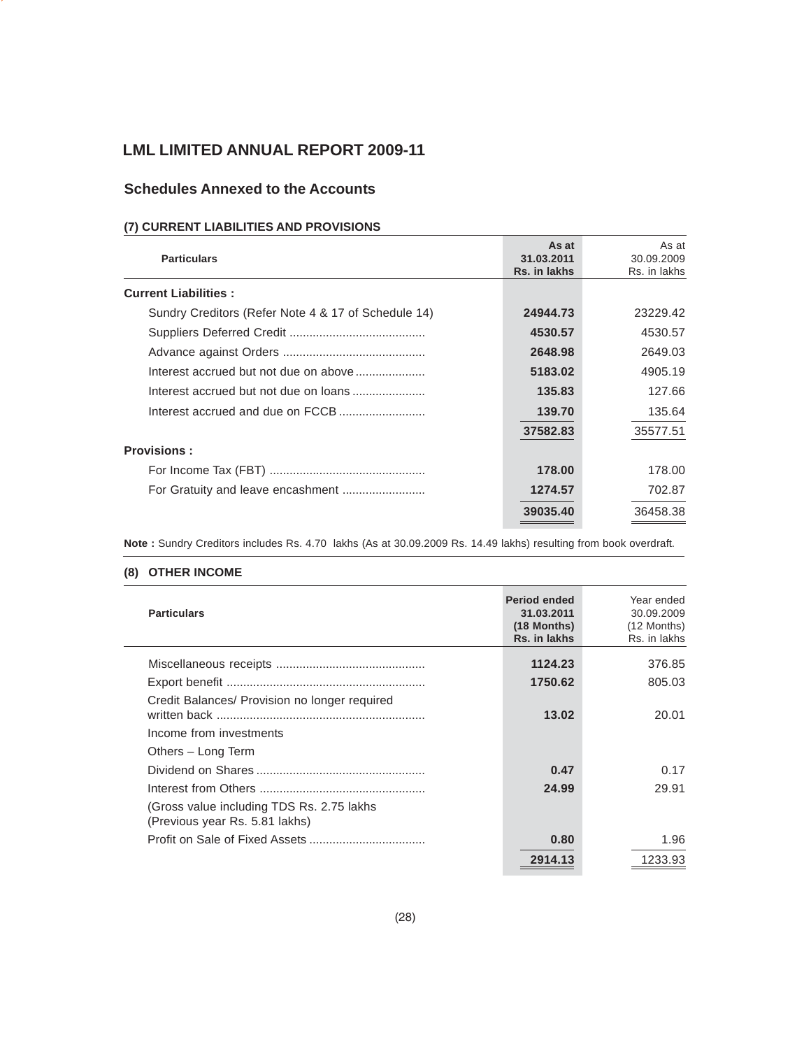# LML LIMITED ANNUAL REPORT 2009-11

## Schedules Annexed to the Accounts

### (7) CURRENT LIABILITIES AND PROVISIONS

| Particulars | As at 31.03.2011 Rs. in lakhs | As at 30.09.2009 Rs. in lakhs |
|---|---|---|
| **Current Liabilities :** | | |
| Sundry Creditors (Refer Note 4 & 17 of Schedule 14) | **24944.73** | 23229.42 |
| Suppliers Deferred Credit | **4530.57** | 4530.57 |
| Advance against Orders | **2648.98** | 2649.03 |
| Interest accrued but not due on above | **5183.02** | 4905.19 |
| Interest accrued but not due on loans | **135.83** | 127.66 |
| Interest accrued and due on FCCB | **139.70** | 135.64 |
| | **37582.83** | 35577.51 |
| **Provisions :** | | |
| For Income Tax (FBT) | **178.00** | 178.00 |
| For Gratuity and leave encashment | **1274.57** | 702.87 |
| | **39035.40** | 36458.38 |

**Note :** Sundry Creditors includes Rs. 4.70 lakhs (As at 30.09.2009 Rs. 14.49 lakhs) resulting from book overdraft.

### (8) OTHER INCOME

| Particulars | Period ended 31.03.2011 (18 Months) Rs. in lakhs | Year ended 30.09.2009 (12 Months) Rs. in lakhs |
|---|---|---|
| Miscellaneous receipts | **1124.23** | 376.85 |
| Export benefit | **1750.62** | 805.03 |
| Credit Balances/ Provision no longer required written back | **13.02** | 20.01 |
| Income from investments | | |
| Others – Long Term | | |
| Dividend on Shares | **0.47** | 0.17 |
| Interest from Others | **24.99** | 29.91 |
| (Gross value including TDS Rs. 2.75 lakhs (Previous year Rs. 5.81 lakhs) | | |
| Profit on Sale of Fixed Assets | **0.80** | 1.96 |
| | **2914.13** | 1233.93 |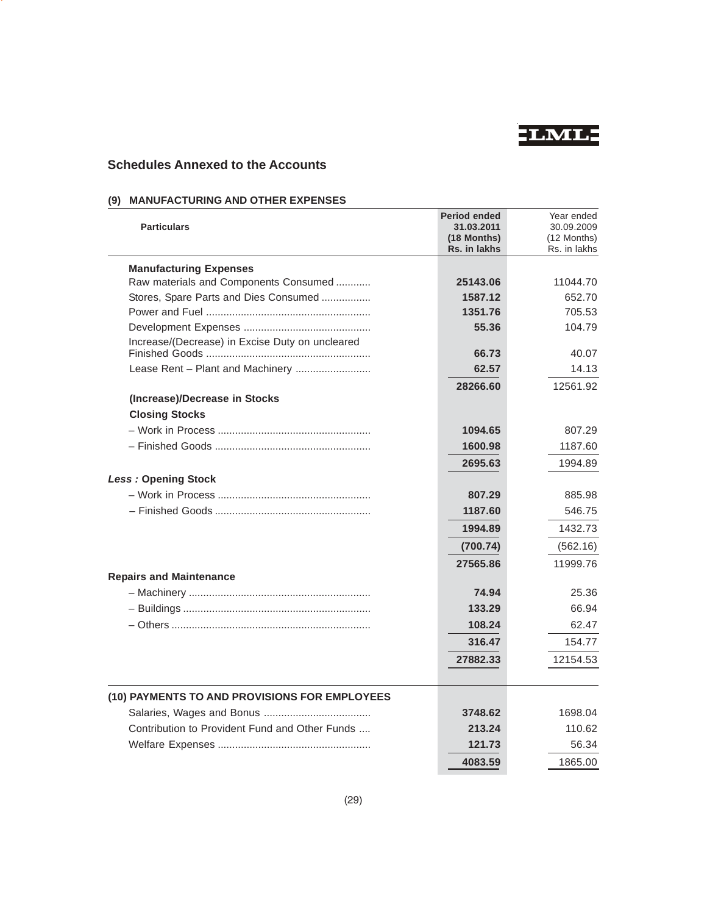## Schedules Annexed to the Accounts

### (9) MANUFACTURING AND OTHER EXPENSES

| Particulars | Period ended 31.03.2011 (18 Months) Rs. in lakhs | Year ended 30.09.2009 (12 Months) Rs. in lakhs |
|---|---|---|
| **Manufacturing Expenses** | | |
| Raw materials and Components Consumed | 25143.06 | 11044.70 |
| Stores, Spare Parts and Dies Consumed | 1587.12 | 652.70 |
| Power and Fuel | 1351.76 | 705.53 |
| Development Expenses | 55.36 | 104.79 |
| Increase/(Decrease) in Excise Duty on uncleared Finished Goods | 66.73 | 40.07 |
| Lease Rent – Plant and Machinery | 62.57 | 14.13 |
| | 28266.60 | 12561.92 |
| **(Increase)/Decrease in Stocks** | | |
| **Closing Stocks** | | |
| – Work in Process | 1094.65 | 807.29 |
| – Finished Goods | 1600.98 | 1187.60 |
| | 2695.63 | 1994.89 |
| ***Less :* Opening Stock** | | |
| – Work in Process | 807.29 | 885.98 |
| – Finished Goods | 1187.60 | 546.75 |
| | 1994.89 | 1432.73 |
| | (700.74) | (562.16) |
| | 27565.86 | 11999.76 |
| **Repairs and Maintenance** | | |
| – Machinery | 74.94 | 25.36 |
| – Buildings | 133.29 | 66.94 |
| – Others | 108.24 | 62.47 |
| | 316.47 | 154.77 |
| | 27882.33 | 12154.53 |

### (10) PAYMENTS TO AND PROVISIONS FOR EMPLOYEES

| Particulars | Period ended 31.03.2011 (18 Months) Rs. in lakhs | Year ended 30.09.2009 (12 Months) Rs. in lakhs |
|---|---|---|
| Salaries, Wages and Bonus | 3748.62 | 1698.04 |
| Contribution to Provident Fund and Other Funds | 213.24 | 110.62 |
| Welfare Expenses | 121.73 | 56.34 |
| | 4083.59 | 1865.00 |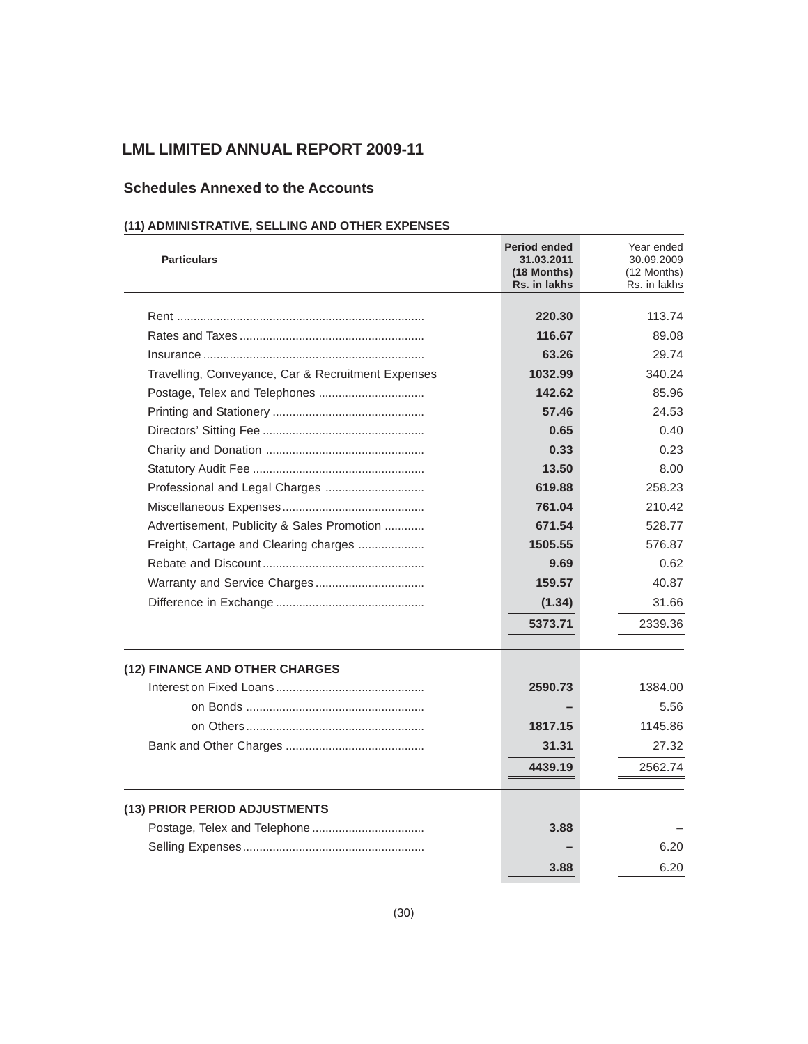# LML LIMITED ANNUAL REPORT 2009-11

## Schedules Annexed to the Accounts

### (11) ADMINISTRATIVE, SELLING AND OTHER EXPENSES

| Particulars | Period ended 31.03.2011 (18 Months) Rs. in lakhs | Year ended 30.09.2009 (12 Months) Rs. in lakhs |
|---|---|---|
| Rent | **220.30** | 113.74 |
| Rates and Taxes | **116.67** | 89.08 |
| Insurance | **63.26** | 29.74 |
| Travelling, Conveyance, Car & Recruitment Expenses | **1032.99** | 340.24 |
| Postage, Telex and Telephones | **142.62** | 85.96 |
| Printing and Stationery | **57.46** | 24.53 |
| Directors' Sitting Fee | **0.65** | 0.40 |
| Charity and Donation | **0.33** | 0.23 |
| Statutory Audit Fee | **13.50** | 8.00 |
| Professional and Legal Charges | **619.88** | 258.23 |
| Miscellaneous Expenses | **761.04** | 210.42 |
| Advertisement, Publicity & Sales Promotion | **671.54** | 528.77 |
| Freight, Cartage and Clearing charges | **1505.55** | 576.87 |
| Rebate and Discount | **9.69** | 0.62 |
| Warranty and Service Charges | **159.57** | 40.87 |
| Difference in Exchange | **(1.34)** | 31.66 |
| | **5373.71** | 2339.36 |

### (12) FINANCE AND OTHER CHARGES

| Particulars | Period ended 31.03.2011 (18 Months) Rs. in lakhs | Year ended 30.09.2009 (12 Months) Rs. in lakhs |
|---|---|---|
| Interest on Fixed Loans | **2590.73** | 1384.00 |
| on Bonds | **–** | 5.56 |
| on Others | **1817.15** | 1145.86 |
| Bank and Other Charges | **31.31** | 27.32 |
| | **4439.19** | 2562.74 |

### (13) PRIOR PERIOD ADJUSTMENTS

| Particulars | Period ended 31.03.2011 (18 Months) Rs. in lakhs | Year ended 30.09.2009 (12 Months) Rs. in lakhs |
|---|---|---|
| Postage, Telex and Telephone | **3.88** | – |
| Selling Expenses | **–** | 6.20 |
| | **3.88** | 6.20 |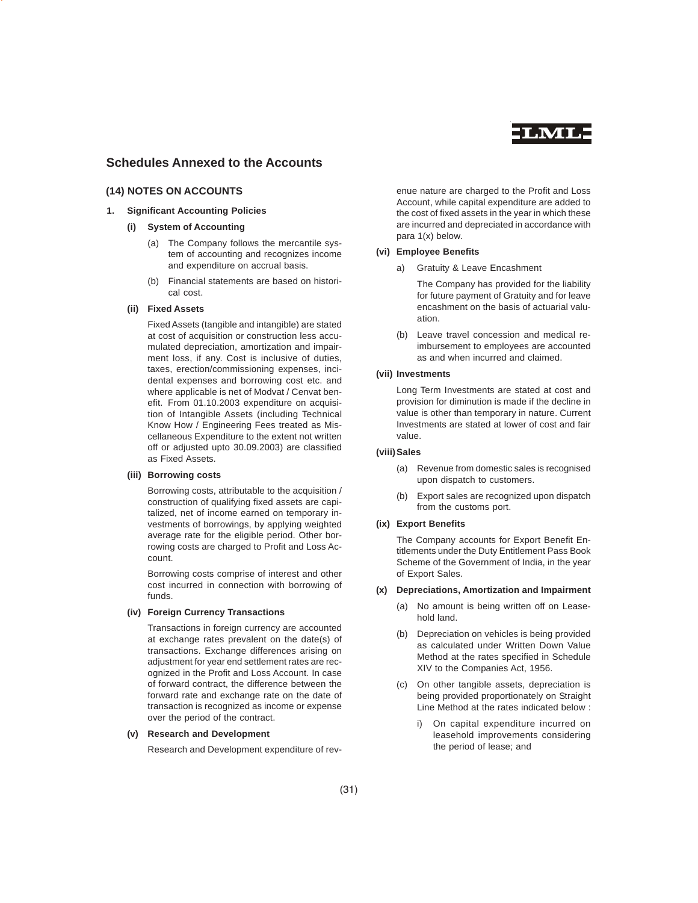## Schedules Annexed to the Accounts

### (14) NOTES ON ACCOUNTS

**1. Significant Accounting Policies**

**(i) System of Accounting**

(a) The Company follows the mercantile system of accounting and recognizes income and expenditure on accrual basis.

(b) Financial statements are based on historical cost.

**(ii) Fixed Assets**

Fixed Assets (tangible and intangible) are stated at cost of acquisition or construction less accumulated depreciation, amortization and impairment loss, if any. Cost is inclusive of duties, taxes, erection/commissioning expenses, incidental expenses and borrowing cost etc. and where applicable is net of Modvat / Cenvat benefit. From 01.10.2003 expenditure on acquisition of Intangible Assets (including Technical Know How / Engineering Fees treated as Miscellaneous Expenditure to the extent not written off or adjusted upto 30.09.2003) are classified as Fixed Assets.

**(iii) Borrowing costs**

Borrowing costs, attributable to the acquisition / construction of qualifying fixed assets are capitalized, net of income earned on temporary investments of borrowings, by applying weighted average rate for the eligible period. Other borrowing costs are charged to Profit and Loss Account.

Borrowing costs comprise of interest and other cost incurred in connection with borrowing of funds.

**(iv) Foreign Currency Transactions**

Transactions in foreign currency are accounted at exchange rates prevalent on the date(s) of transactions. Exchange differences arising on adjustment for year end settlement rates are recognized in the Profit and Loss Account. In case of forward contract, the difference between the forward rate and exchange rate on the date of transaction is recognized as income or expense over the period of the contract.

**(v) Research and Development**

Research and Development expenditure of revenue nature are charged to the Profit and Loss Account, while capital expenditure are added to the cost of fixed assets in the year in which these are incurred and depreciated in accordance with para 1(x) below.

**(vi) Employee Benefits**

a) Gratuity & Leave Encashment

The Company has provided for the liability for future payment of Gratuity and for leave encashment on the basis of actuarial valuation.

(b) Leave travel concession and medical reimbursement to employees are accounted as and when incurred and claimed.

**(vii) Investments**

Long Term Investments are stated at cost and provision for diminution is made if the decline in value is other than temporary in nature. Current Investments are stated at lower of cost and fair value.

**(viii) Sales**

(a) Revenue from domestic sales is recognised upon dispatch to customers.

(b) Export sales are recognized upon dispatch from the customs port.

**(ix) Export Benefits**

The Company accounts for Export Benefit Entitlements under the Duty Entitlement Pass Book Scheme of the Government of India, in the year of Export Sales.

**(x) Depreciations, Amortization and Impairment**

(a) No amount is being written off on Leasehold land.

(b) Depreciation on vehicles is being provided as calculated under Written Down Value Method at the rates specified in Schedule XIV to the Companies Act, 1956.

(c) On other tangible assets, depreciation is being provided proportionately on Straight Line Method at the rates indicated below :

i) On capital expenditure incurred on leasehold improvements considering the period of lease; and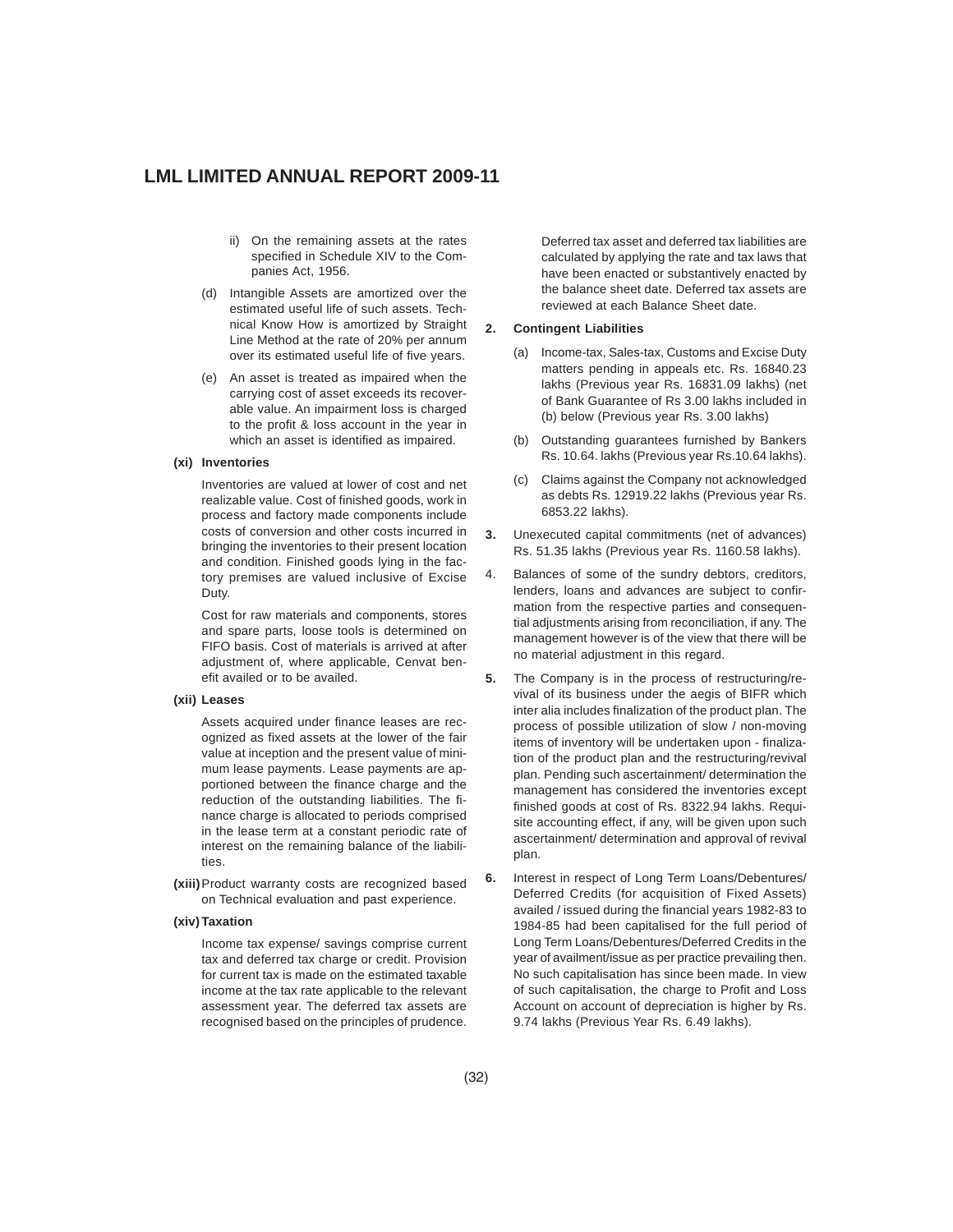ii) On the remaining assets at the rates specified in Schedule XIV to the Companies Act, 1956.

(d) Intangible Assets are amortized over the estimated useful life of such assets. Technical Know How is amortized by Straight Line Method at the rate of 20% per annum over its estimated useful life of five years.

(e) An asset is treated as impaired when the carrying cost of asset exceeds its recoverable value. An impairment loss is charged to the profit & loss account in the year in which an asset is identified as impaired.

**(xi) Inventories**

Inventories are valued at lower of cost and net realizable value. Cost of finished goods, work in process and factory made components include costs of conversion and other costs incurred in bringing the inventories to their present location and condition. Finished goods lying in the factory premises are valued inclusive of Excise Duty.

Cost for raw materials and components, stores and spare parts, loose tools is determined on FIFO basis. Cost of materials is arrived at after adjustment of, where applicable, Cenvat benefit availed or to be availed.

**(xii) Leases**

Assets acquired under finance leases are recognized as fixed assets at the lower of the fair value at inception and the present value of minimum lease payments. Lease payments are apportioned between the finance charge and the reduction of the outstanding liabilities. The finance charge is allocated to periods comprised in the lease term at a constant periodic rate of interest on the remaining balance of the liabilities.

**(xiii)** Product warranty costs are recognized based on Technical evaluation and past experience.

**(xiv) Taxation**

Income tax expense/ savings comprise current tax and deferred tax charge or credit. Provision for current tax is made on the estimated taxable income at the tax rate applicable to the relevant assessment year. The deferred tax assets are recognised based on the principles of prudence.

Deferred tax asset and deferred tax liabilities are calculated by applying the rate and tax laws that have been enacted or substantively enacted by the balance sheet date. Deferred tax assets are reviewed at each Balance Sheet date.

**2. Contingent Liabilities**

(a) Income-tax, Sales-tax, Customs and Excise Duty matters pending in appeals etc. Rs. 16840.23 lakhs (Previous year Rs. 16831.09 lakhs) (net of Bank Guarantee of Rs 3.00 lakhs included in (b) below (Previous year Rs. 3.00 lakhs)

(b) Outstanding guarantees furnished by Bankers Rs. 10.64. lakhs (Previous year Rs.10.64 lakhs).

(c) Claims against the Company not acknowledged as debts Rs. 12919.22 lakhs (Previous year Rs. 6853.22 lakhs).

**3.** Unexecuted capital commitments (net of advances) Rs. 51.35 lakhs (Previous year Rs. 1160.58 lakhs).

4. Balances of some of the sundry debtors, creditors, lenders, loans and advances are subject to confirmation from the respective parties and consequential adjustments arising from reconciliation, if any. The management however is of the view that there will be no material adjustment in this regard.

**5.** The Company is in the process of restructuring/revival of its business under the aegis of BIFR which inter alia includes finalization of the product plan. The process of possible utilization of slow / non-moving items of inventory will be undertaken upon - finalization of the product plan and the restructuring/revival plan. Pending such ascertainment/ determination the management has considered the inventories except finished goods at cost of Rs. 8322.94 lakhs. Requisite accounting effect, if any, will be given upon such ascertainment/ determination and approval of revival plan.

**6.** Interest in respect of Long Term Loans/Debentures/ Deferred Credits (for acquisition of Fixed Assets) availed / issued during the financial years 1982-83 to 1984-85 had been capitalised for the full period of Long Term Loans/Debentures/Deferred Credits in the year of availment/issue as per practice prevailing then. No such capitalisation has since been made. In view of such capitalisation, the charge to Profit and Loss Account on account of depreciation is higher by Rs. 9.74 lakhs (Previous Year Rs. 6.49 lakhs).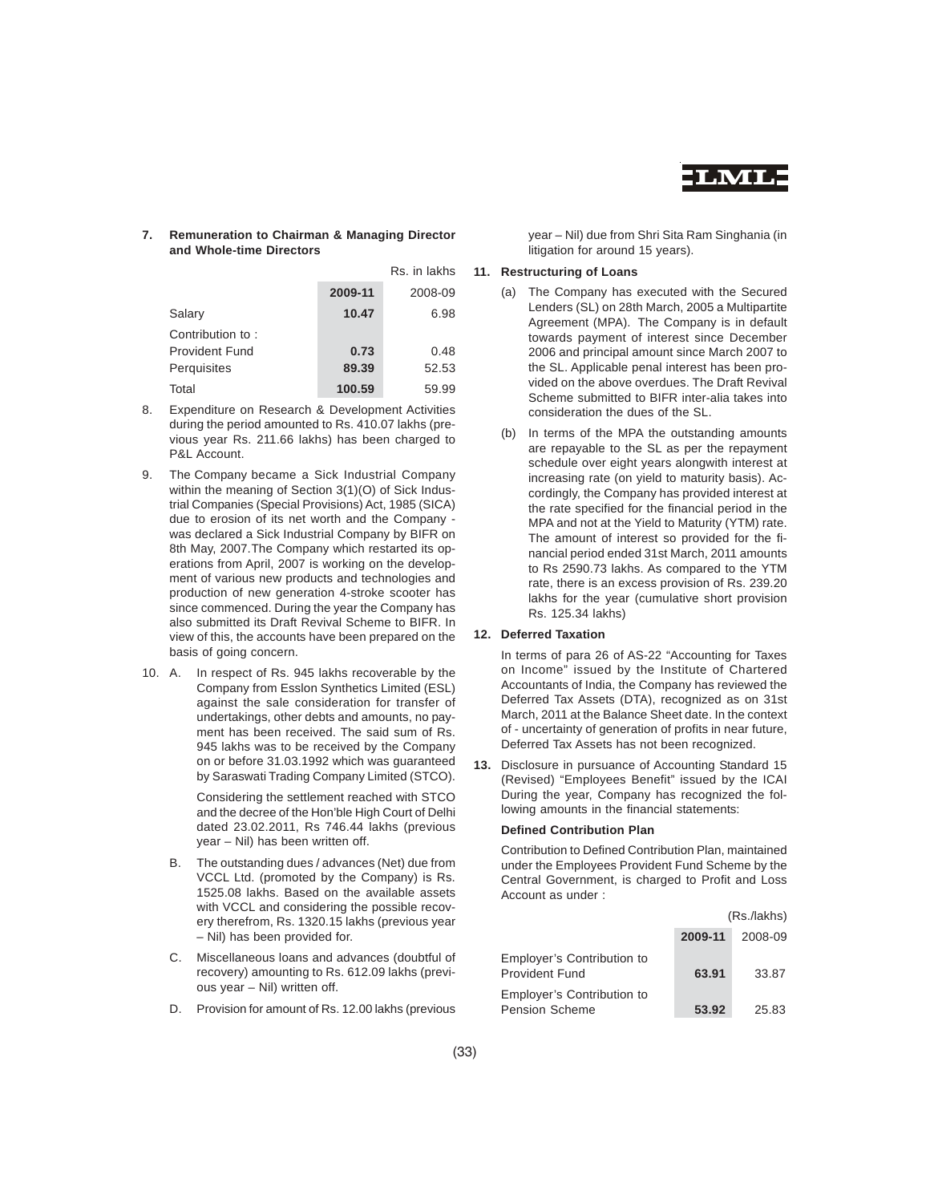**7. Remuneration to Chairman & Managing Director and Whole-time Directors**

Rs. in lakhs

| | 2009-11 | 2008-09 |
|---|---|---|
| Salary | **10.47** | 6.98 |
| Contribution to : | | |
| Provident Fund | **0.73** | 0.48 |
| Perquisites | **89.39** | 52.53 |
| Total | **100.59** | 59.99 |

8. Expenditure on Research & Development Activities during the period amounted to Rs. 410.07 lakhs (previous year Rs. 211.66 lakhs) has been charged to P&L Account.

9. The Company became a Sick Industrial Company within the meaning of Section 3(1)(O) of Sick Industrial Companies (Special Provisions) Act, 1985 (SICA) due to erosion of its net worth and the Company - was declared a Sick Industrial Company by BIFR on 8th May, 2007.The Company which restarted its operations from April, 2007 is working on the development of various new products and technologies and production of new generation 4-stroke scooter has since commenced. During the year the Company has also submitted its Draft Revival Scheme to BIFR. In view of this, the accounts have been prepared on the basis of going concern.

10. A. In respect of Rs. 945 lakhs recoverable by the Company from Esslon Synthetics Limited (ESL) against the sale consideration for transfer of undertakings, other debts and amounts, no payment has been received. The said sum of Rs. 945 lakhs was to be received by the Company on or before 31.03.1992 which was guaranteed by Saraswati Trading Company Limited (STCO).

    Considering the settlement reached with STCO and the decree of the Hon'ble High Court of Delhi dated 23.02.2011, Rs 746.44 lakhs (previous year – Nil) has been written off.

    B. The outstanding dues / advances (Net) due from VCCL Ltd. (promoted by the Company) is Rs. 1525.08 lakhs. Based on the available assets with VCCL and considering the possible recovery therefrom, Rs. 1320.15 lakhs (previous year – Nil) has been provided for.

    C. Miscellaneous loans and advances (doubtful of recovery) amounting to Rs. 612.09 lakhs (previous year – Nil) written off.

    D. Provision for amount of Rs. 12.00 lakhs (previous year – Nil) due from Shri Sita Ram Singhania (in litigation for around 15 years).

**11. Restructuring of Loans**

(a) The Company has executed with the Secured Lenders (SL) on 28th March, 2005 a Multipartite Agreement (MPA). The Company is in default towards payment of interest since December 2006 and principal amount since March 2007 to the SL. Applicable penal interest has been provided on the above overdues. The Draft Revival Scheme submitted to BIFR inter-alia takes into consideration the dues of the SL.

(b) In terms of the MPA the outstanding amounts are repayable to the SL as per the repayment schedule over eight years alongwith interest at increasing rate (on yield to maturity basis). Accordingly, the Company has provided interest at the rate specified for the financial period in the MPA and not at the Yield to Maturity (YTM) rate. The amount of interest so provided for the financial period ended 31st March, 2011 amounts to Rs 2590.73 lakhs. As compared to the YTM rate, there is an excess provision of Rs. 239.20 lakhs for the year (cumulative short provision Rs. 125.34 lakhs)

**12. Deferred Taxation**

In terms of para 26 of AS-22 "Accounting for Taxes on Income" issued by the Institute of Chartered Accountants of India, the Company has reviewed the Deferred Tax Assets (DTA), recognized as on 31st March, 2011 at the Balance Sheet date. In the context of - uncertainty of generation of profits in near future, Deferred Tax Assets has not been recognized.

**13.** Disclosure in pursuance of Accounting Standard 15 (Revised) "Employees Benefit" issued by the ICAI During the year, Company has recognized the following amounts in the financial statements:

**Defined Contribution Plan**

Contribution to Defined Contribution Plan, maintained under the Employees Provident Fund Scheme by the Central Government, is charged to Profit and Loss Account as under :

(Rs./lakhs)

| | 2009-11 | 2008-09 |
|---|---|---|
| Employer's Contribution to Provident Fund | **63.91** | 33.87 |
| Employer's Contribution to Pension Scheme | **53.92** | 25.83 |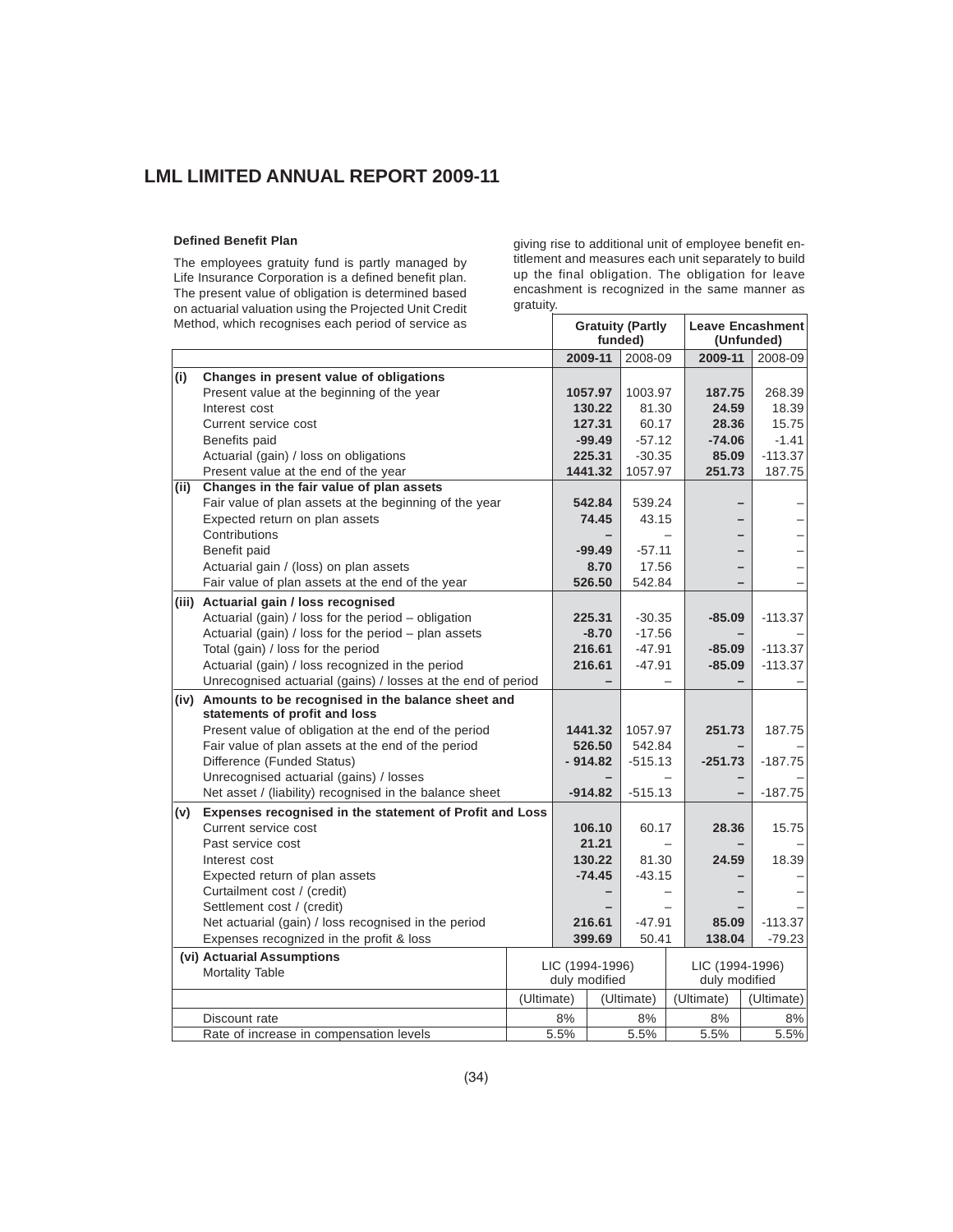**Defined Benefit Plan**

The employees gratuity fund is partly managed by Life Insurance Corporation is a defined benefit plan. The present value of obligation is determined based on actuarial valuation using the Projected Unit Credit Method, which recognises each period of service as giving rise to additional unit of employee benefit entitlement and measures each unit separately to build up the final obligation. The obligation for leave encashment is recognized in the same manner as gratuity.

| | | Gratuity (Partly funded) | | Leave Encashment (Unfunded) | |
|---|---|---|---|---|---|
| | | **2009-11** | 2008-09 | **2009-11** | 2008-09 |
| **(i)** | **Changes in present value of obligations** | | | | |
| | Present value at the beginning of the year | **1057.97** | 1003.97 | **187.75** | 268.39 |
| | Interest cost | **130.22** | 81.30 | **24.59** | 18.39 |
| | Current service cost | **127.31** | 60.17 | **28.36** | 15.75 |
| | Benefits paid | **-99.49** | -57.12 | **-74.06** | -1.41 |
| | Actuarial (gain) / loss on obligations | **225.31** | -30.35 | **85.09** | -113.37 |
| | Present value at the end of the year | **1441.32** | 1057.97 | **251.73** | 187.75 |
| **(ii)** | **Changes in the fair value of plan assets** | | | | |
| | Fair value of plan assets at the beginning of the year | **542.84** | 539.24 | **–** | – |
| | Expected return on plan assets | **74.45** | 43.15 | **–** | – |
| | Contributions | **–** | – | **–** | – |
| | Benefit paid | **-99.49** | -57.11 | **–** | – |
| | Actuarial gain / (loss) on plan assets | **8.70** | 17.56 | **–** | – |
| | Fair value of plan assets at the end of the year | **526.50** | 542.84 | **–** | – |
| **(iii)** | **Actuarial gain / loss recognised** | | | | |
| | Actuarial (gain) / loss for the period – obligation | **225.31** | -30.35 | **-85.09** | -113.37 |
| | Actuarial (gain) / loss for the period – plan assets | **-8.70** | -17.56 | **–** | – |
| | Total (gain) / loss for the period | **216.61** | -47.91 | **-85.09** | -113.37 |
| | Actuarial (gain) / loss recognized in the period | **216.61** | -47.91 | **-85.09** | -113.37 |
| | Unrecognised actuarial (gains) / losses at the end of period | **–** | – | **–** | – |
| **(iv)** | **Amounts to be recognised in the balance sheet and statements of profit and loss** | | | | |
| | Present value of obligation at the end of the period | **1441.32** | 1057.97 | **251.73** | 187.75 |
| | Fair value of plan assets at the end of the period | **526.50** | 542.84 | **–** | – |
| | Difference (Funded Status) | **- 914.82** | -515.13 | **-251.73** | -187.75 |
| | Unrecognised actuarial (gains) / losses | **–** | – | **–** | – |
| | Net asset / (liability) recognised in the balance sheet | **-914.82** | -515.13 | **–** | -187.75 |
| **(v)** | **Expenses recognised in the statement of Profit and Loss** | | | | |
| | Current service cost | **106.10** | 60.17 | **28.36** | 15.75 |
| | Past service cost | **21.21** | – | **–** | – |
| | Interest cost | **130.22** | 81.30 | **24.59** | 18.39 |
| | Expected return of plan assets | **-74.45** | -43.15 | **–** | – |
| | Curtailment cost / (credit) | **–** | – | **–** | – |
| | Settlement cost / (credit) | **–** | – | **–** | – |
| | Net actuarial (gain) / loss recognised in the period | **216.61** | -47.91 | **85.09** | -113.37 |
| | Expenses recognized in the profit & loss | **399.69** | 50.41 | **138.04** | -79.23 |
| **(vi)** | **Actuarial Assumptions** | | | | |
| | Mortality Table | LIC (1994-1996) duly modified | | LIC (1994-1996) duly modified | |
| | | (Ultimate) | (Ultimate) | (Ultimate) | (Ultimate) |
| | Discount rate | 8% | 8% | 8% | 8% |
| | Rate of increase in compensation levels | 5.5% | 5.5% | 5.5% | 5.5% |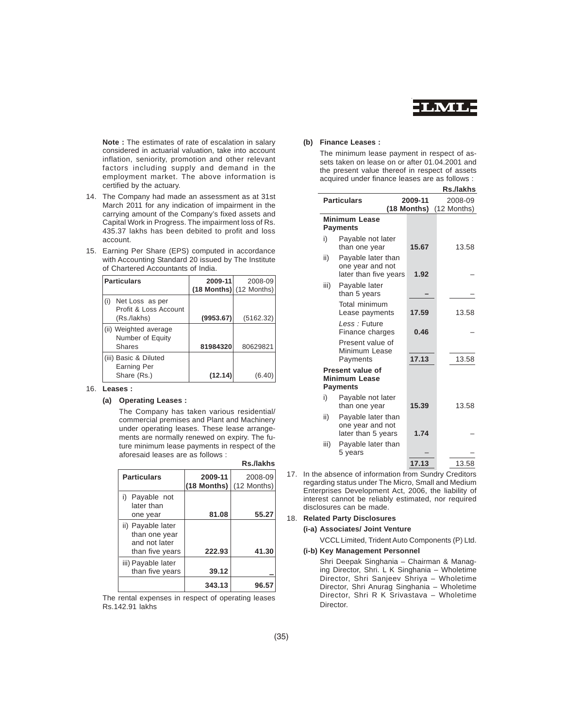**Note :** The estimates of rate of escalation in salary considered in actuarial valuation, take into account inflation, seniority, promotion and other relevant factors including supply and demand in the employment market. The above information is certified by the actuary.

14. The Company had made an assessment as at 31st March 2011 for any indication of impairment in the carrying amount of the Company's fixed assets and Capital Work in Progress. The impairment loss of Rs. 435.37 lakhs has been debited to profit and loss account.

15. Earning Per Share (EPS) computed in accordance with Accounting Standard 20 issued by The Institute of Chartered Accountants of India.

| Particulars | 2009-11 (18 Months) | 2008-09 (12 Months) |
|---|---|---|
| (i) Net Loss as per Profit & Loss Account (Rs./lakhs) | **(9953.67)** | (5162.32) |
| (ii) Weighted average Number of Equity Shares | **81984320** | 80629821 |
| (iii) Basic & Diluted Earning Per Share (Rs.) | **(12.14)** | (6.40) |

16. **Leases :**

**(a) Operating Leases :**

The Company has taken various residential/ commercial premises and Plant and Machinery under operating leases. These lease arrangements are normally renewed on expiry. The future minimum lease payments in respect of the aforesaid leases are as follows :

**Rs./lakhs**

| Particulars | 2009-11 (18 Months) | 2008-09 (12 Months) |
|---|---|---|
| i) Payable not later than one year | **81.08** | **55.27** |
| ii) Payable later than one year and not later than five years | **222.93** | **41.30** |
| iii) Payable later than five years | **39.12** | **–** |
| | **343.13** | **96.57** |

The rental expenses in respect of operating leases Rs.142.91 lakhs

**(b) Finance Leases :**

The minimum lease payment in respect of assets taken on lease on or after 01.04.2001 and the present value thereof in respect of assets acquired under finance leases are as follows :

**Rs./lakhs**

| Particulars | 2009-11 (18 Months) | 2008-09 (12 Months) |
|---|---|---|
| **Minimum Lease Payments** | | |
| i) Payable not later than one year | **15.67** | 13.58 |
| ii) Payable later than one year and not later than five years | **1.92** | – |
| iii) Payable later than 5 years | **–** | – |
| Total minimum Lease payments | **17.59** | 13.58 |
| *Less :* Future Finance charges | **0.46** | – |
| Present value of Minimum Lease Payments | **17.13** | 13.58 |
| **Present value of Minimum Lease Payments** | | |
| i) Payable not later than one year | **15.39** | 13.58 |
| ii) Payable later than one year and not later than 5 years | **1.74** | – |
| iii) Payable later than 5 years | – | – |
| | **17.13** | 13.58 |

17. In the absence of information from Sundry Creditors regarding status under The Micro, Small and Medium Enterprises Development Act, 2006, the liability of interest cannot be reliably estimated, nor required disclosures can be made.

18. **Related Party Disclosures**

**(i-a) Associates/ Joint Venture**

VCCL Limited, Trident Auto Components (P) Ltd.

**(i-b) Key Management Personnel**

Shri Deepak Singhania – Chairman & Managing Director, Shri. L K Singhania – Wholetime Director, Shri Sanjeev Shriya – Wholetime Director, Shri Anurag Singhania – Wholetime Director, Shri R K Srivastava – Wholetime Director.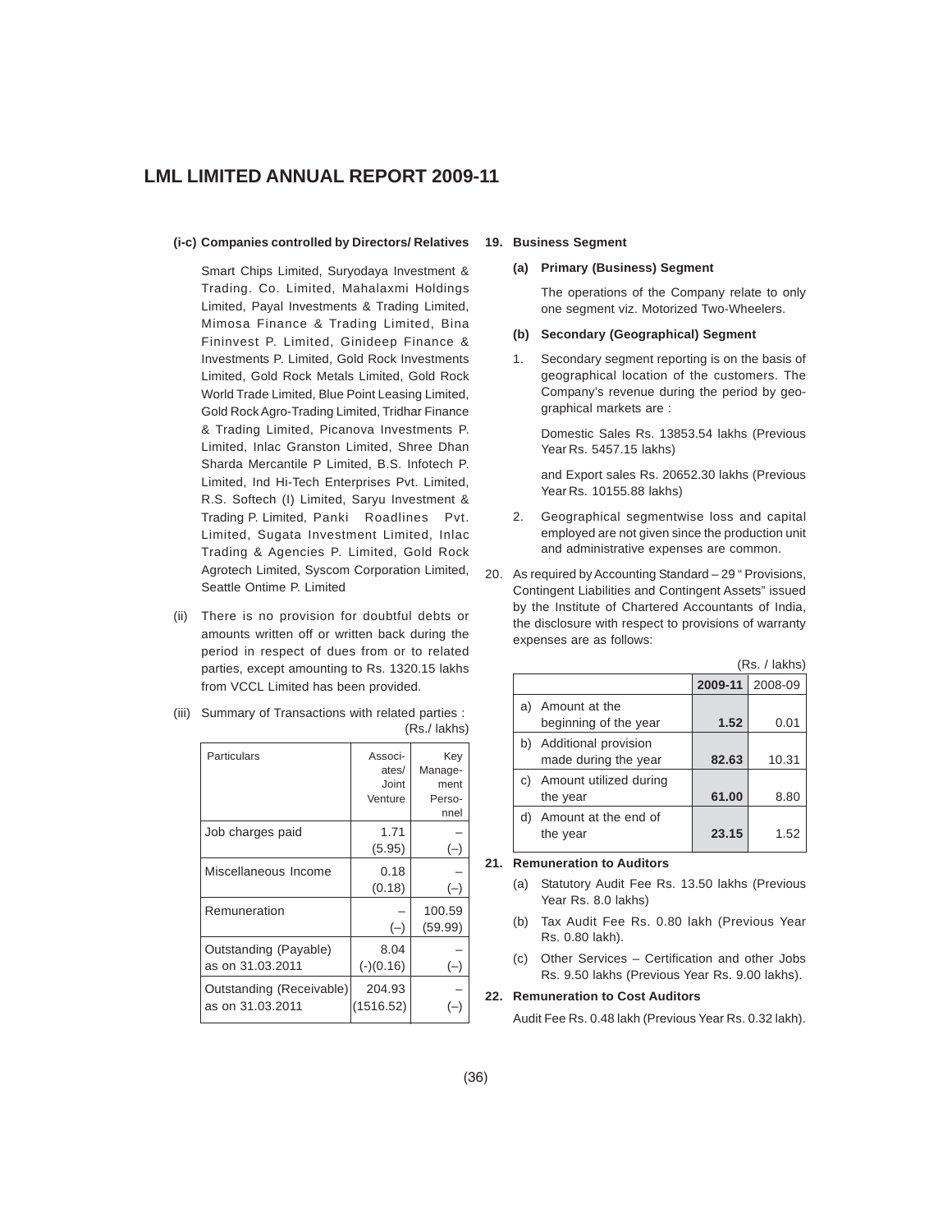**(i-c) Companies controlled by Directors/ Relatives**

Smart Chips Limited, Suryodaya Investment & Trading. Co. Limited, Mahalaxmi Holdings Limited, Payal Investments & Trading Limited, Mimosa Finance & Trading Limited, Bina Fininvest P. Limited, Ginideep Finance & Investments P. Limited, Gold Rock Investments Limited, Gold Rock Metals Limited, Gold Rock World Trade Limited, Blue Point Leasing Limited, Gold Rock Agro-Trading Limited, Tridhar Finance & Trading Limited, Picanova Investments P. Limited, Inlac Granston Limited, Shree Dhan Sharda Mercantile P Limited, B.S. Infotech P. Limited, Ind Hi-Tech Enterprises Pvt. Limited, R.S. Softech (I) Limited, Saryu Investment & Trading P. Limited, Panki Roadlines Pvt. Limited, Sugata Investment Limited, Inlac Trading & Agencies P. Limited, Gold Rock Agrotech Limited, Syscom Corporation Limited, Seattle Ontime P. Limited

(ii) There is no provision for doubtful debts or amounts written off or written back during the period in respect of dues from or to related parties, except amounting to Rs. 1320.15 lakhs from VCCL Limited has been provided.

(iii) Summary of Transactions with related parties :

(Rs./ lakhs)

| Particulars | Associates/ Joint Venture | Key Management Personnel |
|---|---|---|
| Job charges paid | 1.71<br>(5.95) | –<br>(–) |
| Miscellaneous Income | 0.18<br>(0.18) | –<br>(–) |
| Remuneration | –<br>(–) | 100.59<br>(59.99) |
| Outstanding (Payable) as on 31.03.2011 | 8.04<br>(-)(0.16) | –<br>(–) |
| Outstanding (Receivable) as on 31.03.2011 | 204.93<br>(1516.52) | –<br>(–) |

**19. Business Segment**

**(a) Primary (Business) Segment**

The operations of the Company relate to only one segment viz. Motorized Two-Wheelers.

**(b) Secondary (Geographical) Segment**

1. Secondary segment reporting is on the basis of geographical location of the customers. The Company's revenue during the period by geographical markets are :

   Domestic Sales Rs. 13853.54 lakhs (Previous Year Rs. 5457.15 lakhs)

   and Export sales Rs. 20652.30 lakhs (Previous Year Rs. 10155.88 lakhs)

2. Geographical segmentwise loss and capital employed are not given since the production unit and administrative expenses are common.

20. As required by Accounting Standard – 29 " Provisions, Contingent Liabilities and Contingent Assets" issued by the Institute of Chartered Accountants of India, the disclosure with respect to provisions of warranty expenses are as follows:

(Rs. / lakhs)

| | 2009-11 | 2008-09 |
|---|---|---|
| a) Amount at the beginning of the year | **1.52** | 0.01 |
| b) Additional provision made during the year | **82.63** | 10.31 |
| c) Amount utilized during the year | **61.00** | 8.80 |
| d) Amount at the end of the year | **23.15** | 1.52 |

**21. Remuneration to Auditors**

(a) Statutory Audit Fee Rs. 13.50 lakhs (Previous Year Rs. 8.0 lakhs)

(b) Tax Audit Fee Rs. 0.80 lakh (Previous Year Rs. 0.80 lakh).

(c) Other Services – Certification and other Jobs Rs. 9.50 lakhs (Previous Year Rs. 9.00 lakhs).

**22. Remuneration to Cost Auditors**

Audit Fee Rs. 0.48 lakh (Previous Year Rs. 0.32 lakh).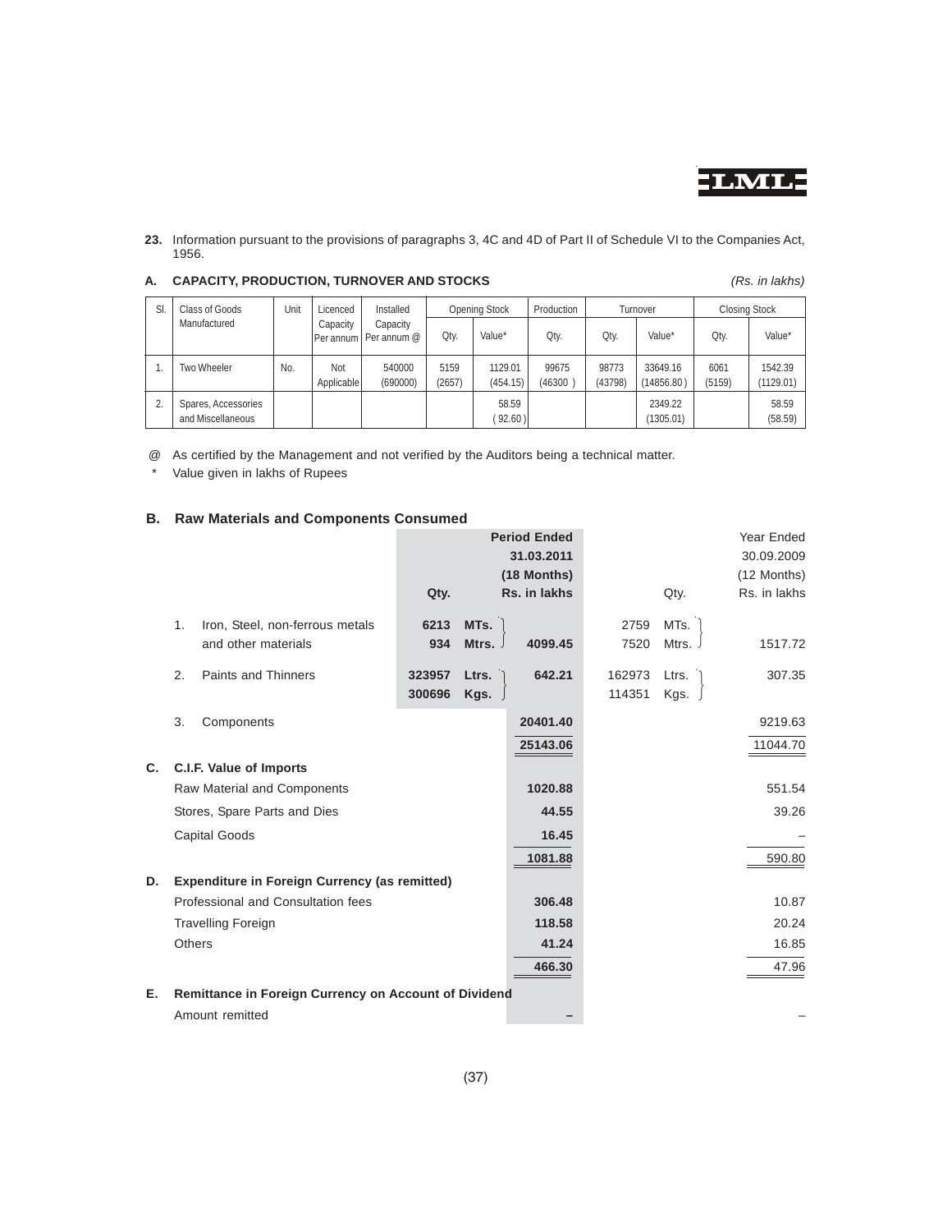**23.** Information pursuant to the provisions of paragraphs 3, 4C and 4D of Part II of Schedule VI to the Companies Act, 1956.

**A. CAPACITY, PRODUCTION, TURNOVER AND STOCKS** *(Rs. in lakhs)*

| Sl. | Class of Goods Manufactured | Unit | Licenced Capacity Per annum | Installed Capacity Per annum @ | Opening Stock | | Production | Turnover | | Closing Stock | |
|---|---|---|---|---|---|---|---|---|---|---|---|
| | | | | | Qty. | Value* | Qty. | Qty. | Value* | Qty. | Value* |
| 1. | Two Wheeler | No. | Not Applicable | 540000 (690000) | 5159 (2657) | 1129.01 (454.15) | 99675 (46300 ) | 98773 (43798) | 33649.16 (14856.80 ) | 6061 (5159) | 1542.39 (1129.01) |
| 2. | Spares, Accessories and Miscellaneous | | | | | 58.59 ( 92.60 ) | | | 2349.22 (1305.01) | | 58.59 (58.59) |

@ As certified by the Management and not verified by the Auditors being a technical matter.

\* Value given in lakhs of Rupees

**B. Raw Materials and Components Consumed**

| | | Qty. | | Period Ended 31.03.2011 (18 Months) Rs. in lakhs | Qty. | | Year Ended 30.09.2009 (12 Months) Rs. in lakhs |
|---|---|---|---|---|---|---|---|
| 1. | Iron, Steel, non-ferrous metals and other materials | 6213 / 934 | MTs. / Mtrs. | 4099.45 | 2759 / 7520 | MTs. / Mtrs. | 1517.72 |
| 2. | Paints and Thinners | 323957 / 300696 | Ltrs. / Kgs. | 642.21 | 162973 / 114351 | Ltrs. / Kgs. | 307.35 |
| 3. | Components | | | 20401.40 | | | 9219.63 |
| | | | | 25143.06 | | | 11044.70 |

**C. C.I.F. Value of Imports**

| | Period Ended 31.03.2011 | Year Ended 30.09.2009 |
|---|---|---|
| Raw Material and Components | 1020.88 | 551.54 |
| Stores, Spare Parts and Dies | 44.55 | 39.26 |
| Capital Goods | 16.45 | – |
| | 1081.88 | 590.80 |

**D. Expenditure in Foreign Currency (as remitted)**

| | Period Ended 31.03.2011 | Year Ended 30.09.2009 |
|---|---|---|
| Professional and Consultation fees | 306.48 | 10.87 |
| Travelling Foreign | 118.58 | 20.24 |
| Others | 41.24 | 16.85 |
| | 466.30 | 47.96 |

**E. Remittance in Foreign Currency on Account of Dividend**

| | Period Ended 31.03.2011 | Year Ended 30.09.2009 |
|---|---|---|
| Amount remitted | – | – |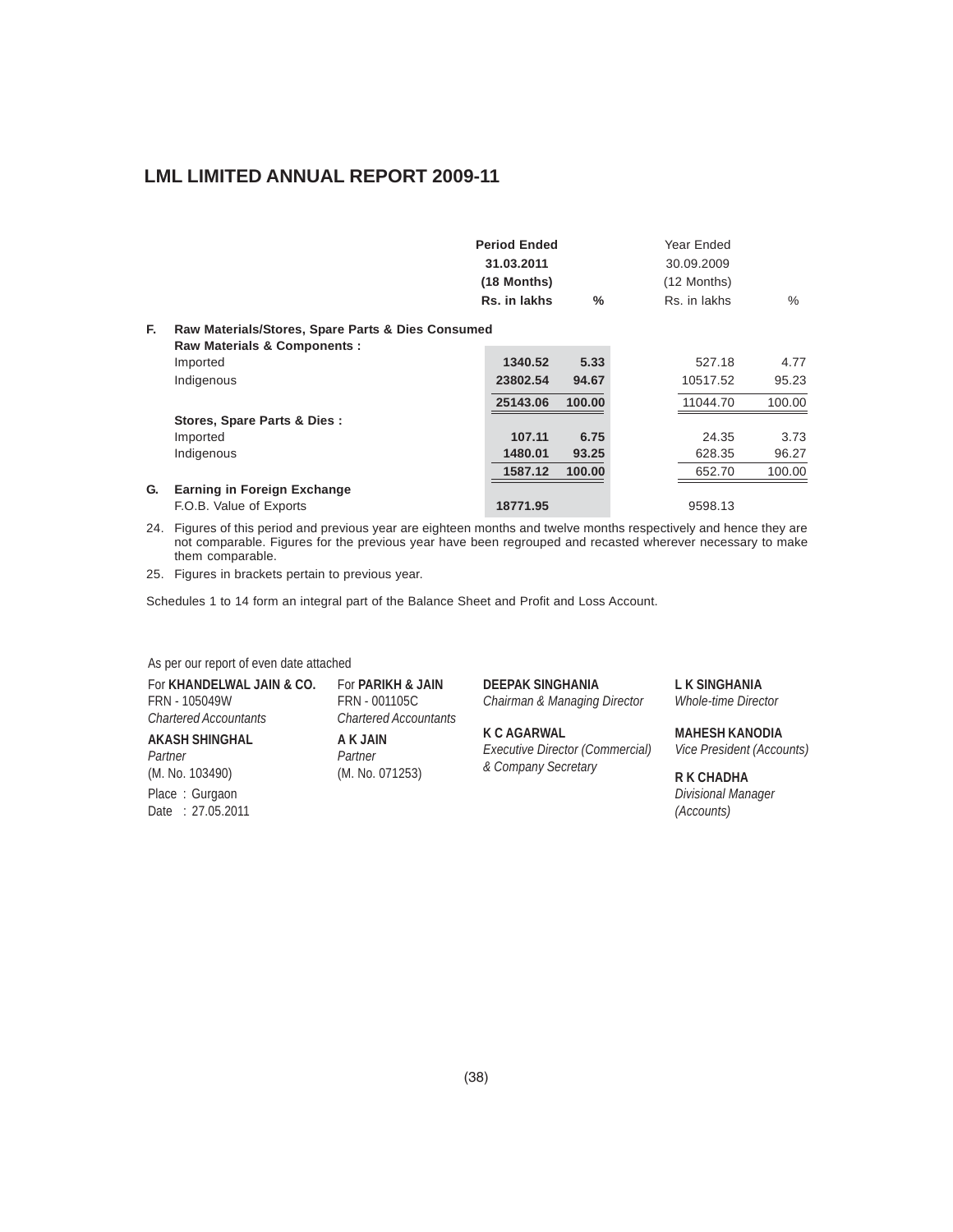| | | Period Ended 31.03.2011 (18 Months) Rs. in lakhs | % | Year Ended 30.09.2009 (12 Months) Rs. in lakhs | % |
|---|---|---|---|---|---|
| **F.** | **Raw Materials/Stores, Spare Parts & Dies Consumed** | | | | |
| | **Raw Materials & Components :** | | | | |
| | Imported | **1340.52** | **5.33** | 527.18 | 4.77 |
| | Indigenous | **23802.54** | **94.67** | 10517.52 | 95.23 |
| | | **25143.06** | **100.00** | 11044.70 | 100.00 |
| | **Stores, Spare Parts & Dies :** | | | | |
| | Imported | **107.11** | **6.75** | 24.35 | 3.73 |
| | Indigenous | **1480.01** | **93.25** | 628.35 | 96.27 |
| | | **1587.12** | **100.00** | 652.70 | 100.00 |
| **G.** | **Earning in Foreign Exchange** | | | | |
| | F.O.B. Value of Exports | **18771.95** | | 9598.13 | |

24. Figures of this period and previous year are eighteen months and twelve months respectively and hence they are not comparable. Figures for the previous year have been regrouped and recasted wherever necessary to make them comparable.

25. Figures in brackets pertain to previous year.

Schedules 1 to 14 form an integral part of the Balance Sheet and Profit and Loss Account.

As per our report of even date attached

For **KHANDELWAL JAIN & CO.**
FRN - 105049W
*Chartered Accountants*

**AKASH SHINGHAL**
*Partner*
(M. No. 103490)

For **PARIKH & JAIN**
FRN - 001105C
*Chartered Accountants*

**A K JAIN**
*Partner*
(M. No. 071253)

Place : Gurgaon
Date : 27.05.2011

**DEEPAK SINGHANIA**
*Chairman & Managing Director*

**K C AGARWAL**
*Executive Director (Commercial) & Company Secretary*

**L K SINGHANIA**
*Whole-time Director*

**MAHESH KANODIA**
*Vice President (Accounts)*

**R K CHADHA**
*Divisional Manager (Accounts)*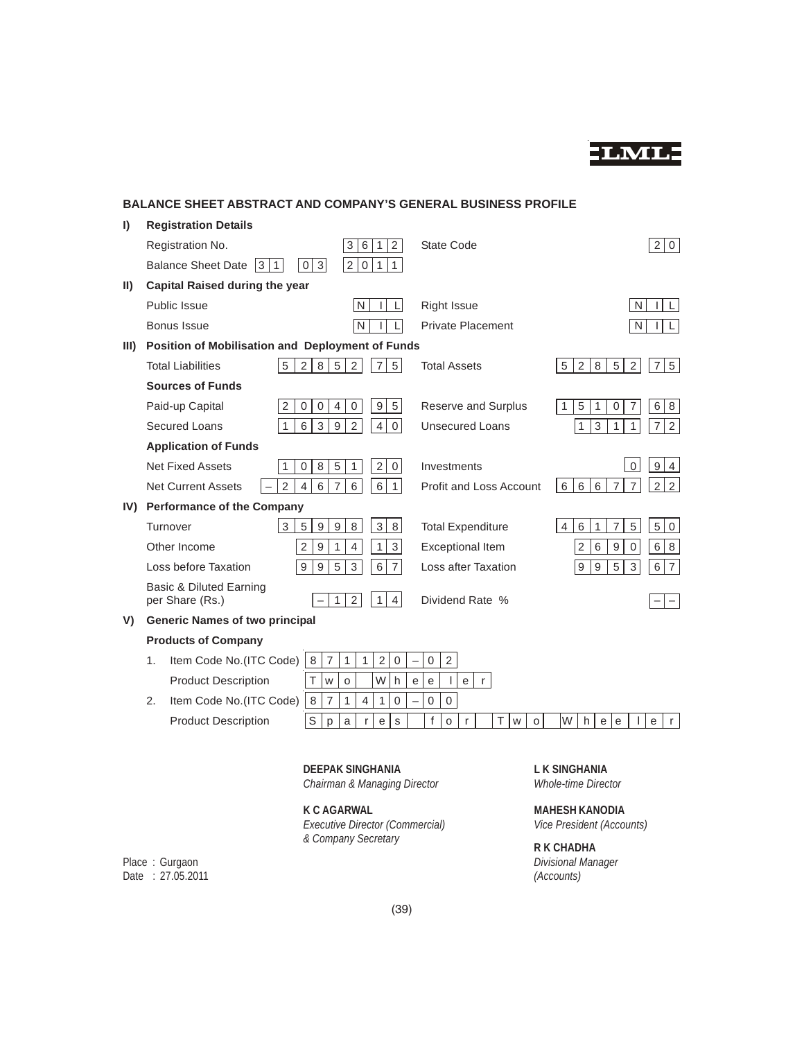## BALANCE SHEET ABSTRACT AND COMPANY'S GENERAL BUSINESS PROFILE

**I) Registration Details**

| | | | |
|---|---|---|---|
| Registration No. | 3612 | State Code | 20 |
| Balance Sheet Date | 31 03 2011 | | |

**II) Capital Raised during the year**

| | | | |
|---|---|---|---|
| Public Issue | NIL | Right Issue | NIL |
| Bonus Issue | NIL | Private Placement | NIL |

**III) Position of Mobilisation and Deployment of Funds**

| | | | |
|---|---|---|---|
| Total Liabilities | 52852 75 | Total Assets | 52852 75 |
| **Sources of Funds** | | | |
| Paid-up Capital | 20040 95 | Reserve and Surplus | 151007 68 |
| Secured Loans | 16392 40 | Unsecured Loans | 1311 72 |
| **Application of Funds** | | | |
| Net Fixed Assets | 10851 20 | Investments | 0 94 |
| Net Current Assets | –24676 61 | Profit and Loss Account | 66677 22 |

**IV) Performance of the Company**

| | | | |
|---|---|---|---|
| Turnover | 35998 38 | Total Expenditure | 46175 50 |
| Other Income | 2914 13 | Exceptional Item | 2690 68 |
| Loss before Taxation | 9953 67 | Loss after Taxation | 9953 67 |
| Basic & Diluted Earning per Share (Rs.) | –12 14 | Dividend Rate % | – – |

**V) Generic Names of two principal Products of Company**

1. Item Code No.(ITC Code) 871120 – 02
   Product Description: Two Wheeler
2. Item Code No.(ITC Code) 871410 – 00
   Product Description: Spares for Two Wheeler

**DEEPAK SINGHANIA**
*Chairman & Managing Director*

**L K SINGHANIA**
*Whole-time Director*

**K C AGARWAL**
*Executive Director (Commercial) & Company Secretary*

**MAHESH KANODIA**
*Vice President (Accounts)*

**R K CHADHA**
*Divisional Manager (Accounts)*

Place : Gurgaon
Date : 27.05.2011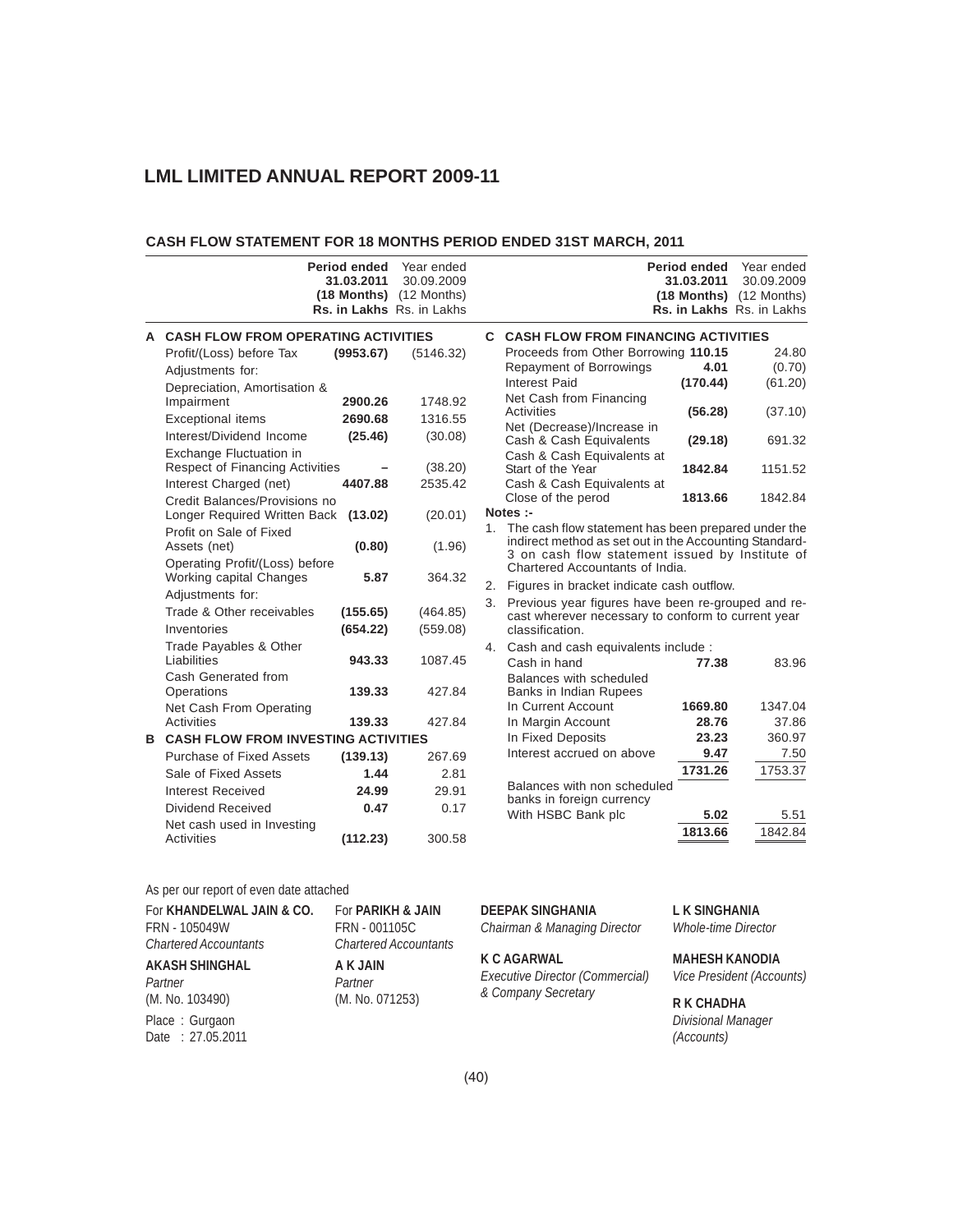## CASH FLOW STATEMENT FOR 18 MONTHS PERIOD ENDED 31ST MARCH, 2011

| | | Period ended 31.03.2011 (18 Months) Rs. in Lakhs | Year ended 30.09.2009 (12 Months) Rs. in Lakhs |
|---|---|---|---|
| **A** | **CASH FLOW FROM OPERATING ACTIVITIES** | | |
| | Profit/(Loss) before Tax | **(9953.67)** | (5146.32) |
| | Adjustments for: | | |
| | Depreciation, Amortisation & Impairment | **2900.26** | 1748.92 |
| | Exceptional items | **2690.68** | 1316.55 |
| | Interest/Dividend Income | **(25.46)** | (30.08) |
| | Exchange Fluctuation in Respect of Financing Activities | **–** | (38.20) |
| | Interest Charged (net) | **4407.88** | 2535.42 |
| | Credit Balances/Provisions no Longer Required Written Back | **(13.02)** | (20.01) |
| | Profit on Sale of Fixed Assets (net) | **(0.80)** | (1.96) |
| | Operating Profit/(Loss) before Working capital Changes | **5.87** | 364.32 |
| | Adjustments for: | | |
| | Trade & Other receivables | **(155.65)** | (464.85) |
| | Inventories | **(654.22)** | (559.08) |
| | Trade Payables & Other Liabilities | **943.33** | 1087.45 |
| | Cash Generated from Operations | **139.33** | 427.84 |
| | Net Cash From Operating Activities | **139.33** | 427.84 |
| **B** | **CASH FLOW FROM INVESTING ACTIVITIES** | | |
| | Purchase of Fixed Assets | **(139.13)** | 267.69 |
| | Sale of Fixed Assets | **1.44** | 2.81 |
| | Interest Received | **24.99** | 29.91 |
| | Dividend Received | **0.47** | 0.17 |
| | Net cash used in Investing Activities | **(112.23)** | 300.58 |
| **C** | **CASH FLOW FROM FINANCING ACTIVITIES** | | |
| | Proceeds from Other Borrowing | **110.15** | 24.80 |
| | Repayment of Borrowings | **4.01** | (0.70) |
| | Interest Paid | **(170.44)** | (61.20) |
| | Net Cash from Financing Activities | **(56.28)** | (37.10) |
| | Net (Decrease)/Increase in Cash & Cash Equivalents | **(29.18)** | 691.32 |
| | Cash & Cash Equivalents at Start of the Year | **1842.84** | 1151.52 |
| | Cash & Cash Equivalents at Close of the perod | **1813.66** | 1842.84 |

**Notes :-**

1. The cash flow statement has been prepared under the indirect method as set out in the Accounting Standard-3 on cash flow statement issued by Institute of Chartered Accountants of India.
2. Figures in bracket indicate cash outflow.
3. Previous year figures have been re-grouped and re-cast wherever necessary to conform to current year classification.
4. Cash and cash equivalents include :

| | Period ended 31.03.2011 | Year ended 30.09.2009 |
|---|---|---|
| Cash in hand | **77.38** | 83.96 |
| Balances with scheduled Banks in Indian Rupees | | |
| In Current Account | **1669.80** | 1347.04 |
| In Margin Account | **28.76** | 37.86 |
| In Fixed Deposits | **23.23** | 360.97 |
| Interest accrued on above | **9.47** | 7.50 |
| | **1731.26** | 1753.37 |
| Balances with non scheduled banks in foreign currency | | |
| With HSBC Bank plc | **5.02** | 5.51 |
| | **1813.66** | 1842.84 |

As per our report of even date attached

For **KHANDELWAL JAIN & CO.**
FRN - 105049W
*Chartered Accountants*

**AKASH SHINGHAL**
*Partner*
(M. No. 103490)

For **PARIKH & JAIN**
FRN - 001105C
*Chartered Accountants*

**A K JAIN**
*Partner*
(M. No. 071253)

Place : Gurgaon
Date : 27.05.2011

**DEEPAK SINGHANIA**
*Chairman & Managing Director*

**K C AGARWAL**
*Executive Director (Commercial) & Company Secretary*

**L K SINGHANIA**
*Whole-time Director*

**MAHESH KANODIA**
*Vice President (Accounts)*

**R K CHADHA**
*Divisional Manager (Accounts)*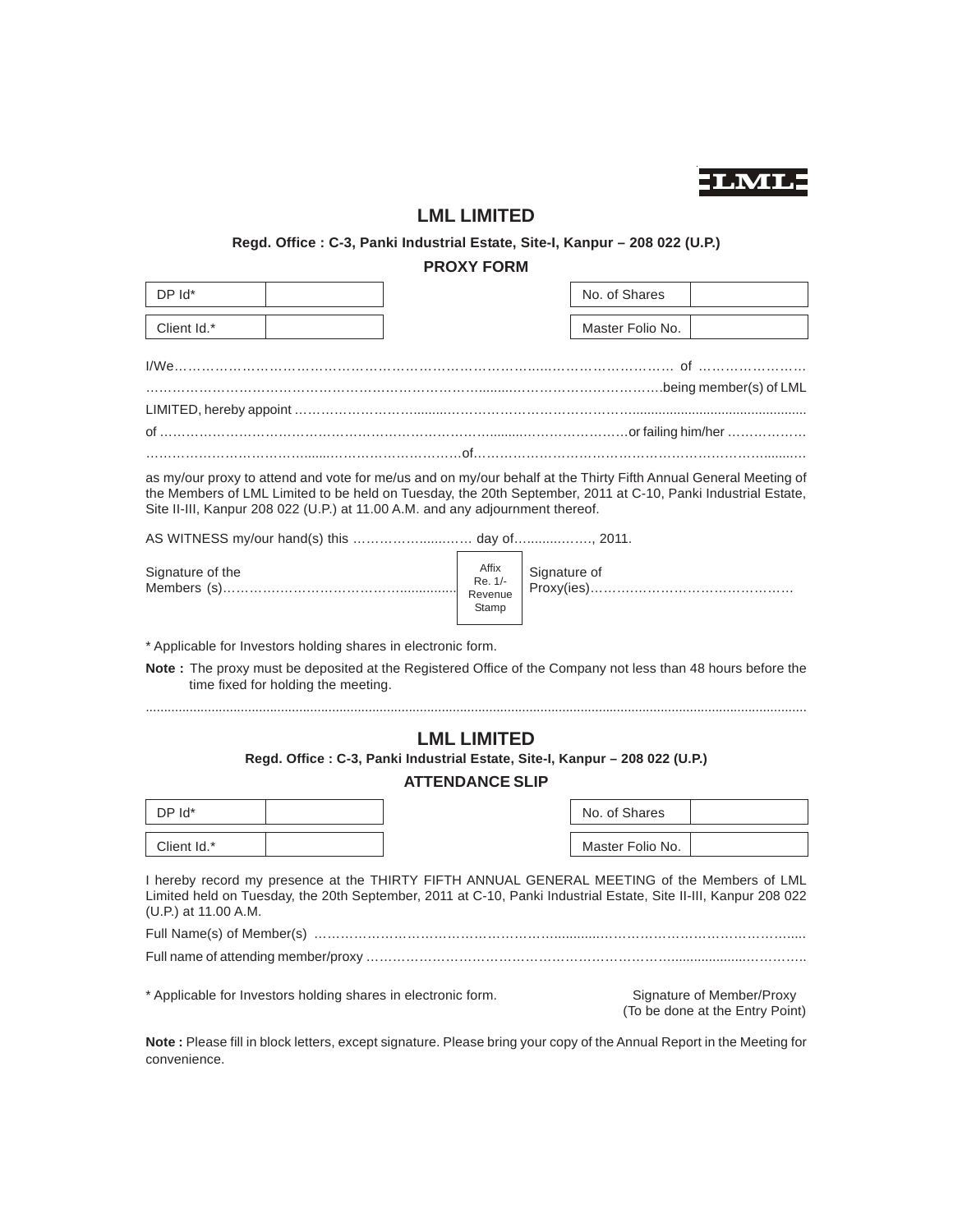LML

# LML LIMITED

**Regd. Office : C-3, Panki Industrial Estate, Site-I, Kanpur – 208 022 (U.P.)**

## PROXY FORM

| DP Id* | | | No. of Shares | |
|---|---|---|---|---|
| Client Id.* | | | Master Folio No. | |

I/We………………………………………………………………………………………………… of ……………………
…………………………………………………………………………………………………….being member(s) of LML LIMITED, hereby appoint ……………………………………………………………………………………………
of ……………………………………………………………………………………………or failing him/her ………………
………………………………………………………………of……………………………………………………………………

as my/our proxy to attend and vote for me/us and on my/our behalf at the Thirty Fifth Annual General Meeting of the Members of LML Limited to be held on Tuesday, the 20th September, 2011 at C-10, Panki Industrial Estate, Site II-III, Kanpur 208 022 (U.P.) at 11.00 A.M. and any adjournment thereof.

AS WITNESS my/our hand(s) this ……………………… day of……………, 2011.

Signature of the Members (s)……………………………………………

Affix Re. 1/- Revenue Stamp

Signature of Proxy(ies)………………………………………

\* Applicable for Investors holding shares in electronic form.

**Note :** The proxy must be deposited at the Registered Office of the Company not less than 48 hours before the time fixed for holding the meeting.

---

# LML LIMITED

**Regd. Office : C-3, Panki Industrial Estate, Site-I, Kanpur – 208 022 (U.P.)**

## ATTENDANCE SLIP

| DP Id* | | | No. of Shares | |
|---|---|---|---|---|
| Client Id.* | | | Master Folio No. | |

I hereby record my presence at the THIRTY FIFTH ANNUAL GENERAL MEETING of the Members of LML Limited held on Tuesday, the 20th September, 2011 at C-10, Panki Industrial Estate, Site II-III, Kanpur 208 022 (U.P.) at 11.00 A.M.

Full Name(s) of Member(s) ……………………………………………………………………………………………

Full name of attending member/proxy ……………………………………………………………………………………

\* Applicable for Investors holding shares in electronic form.

Signature of Member/Proxy
(To be done at the Entry Point)

**Note :** Please fill in block letters, except signature. Please bring your copy of the Annual Report in the Meeting for convenience.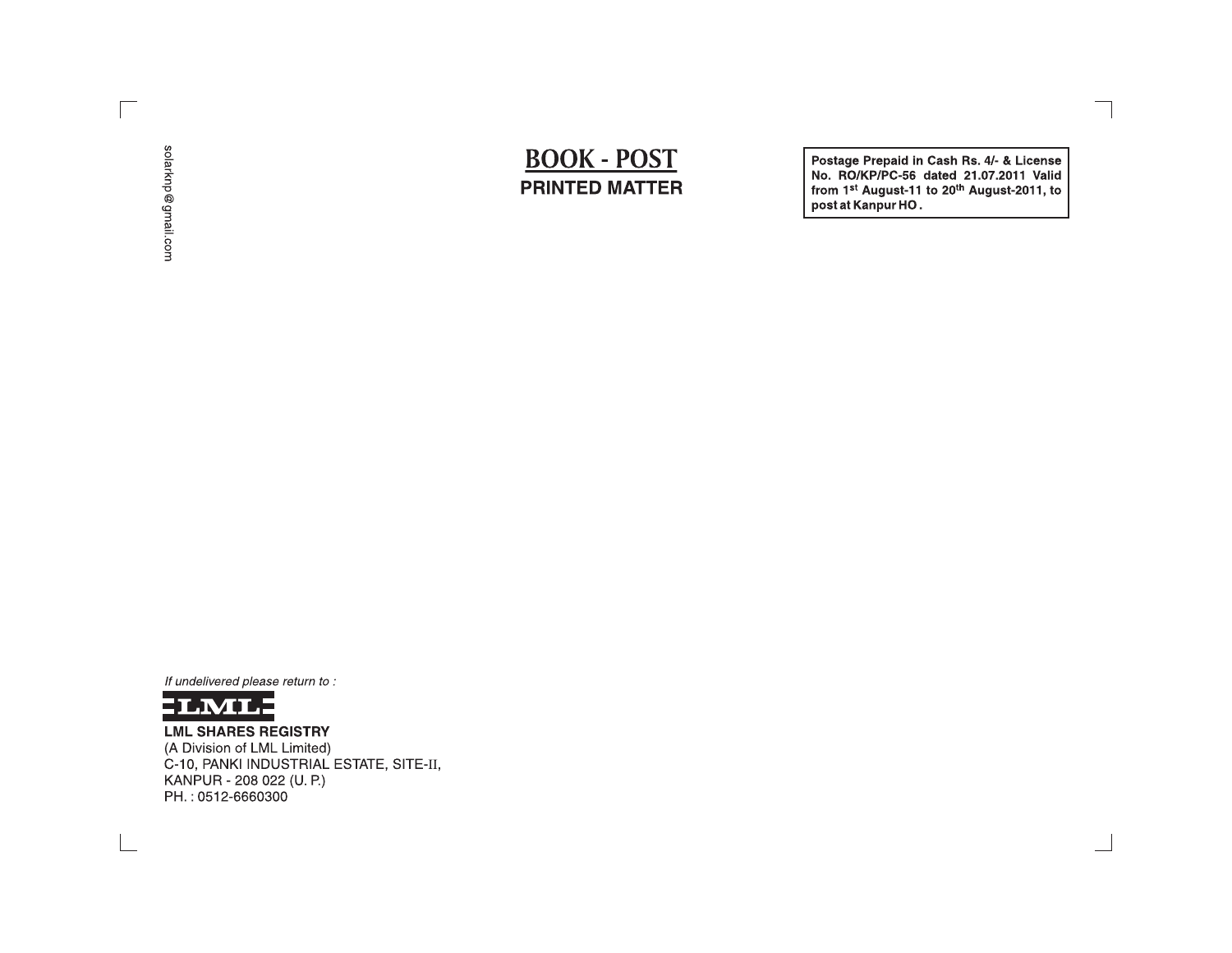solarknp@gmail.com

# BOOK - POST

**PRINTED MATTER**

**Postage Prepaid in Cash Rs. 4/- & License No. RO/KP/PC-56 dated 21.07.2011 Valid from 1st August-11 to 20th August-2011, to post at Kanpur HO .**

*If undelivered please return to :*

LML

**LML SHARES REGISTRY**

(A Division of LML Limited)

C-10, PANKI INDUSTRIAL ESTATE, SITE-II,

KANPUR - 208 022 (U. P.)

PH. : 0512-6660300